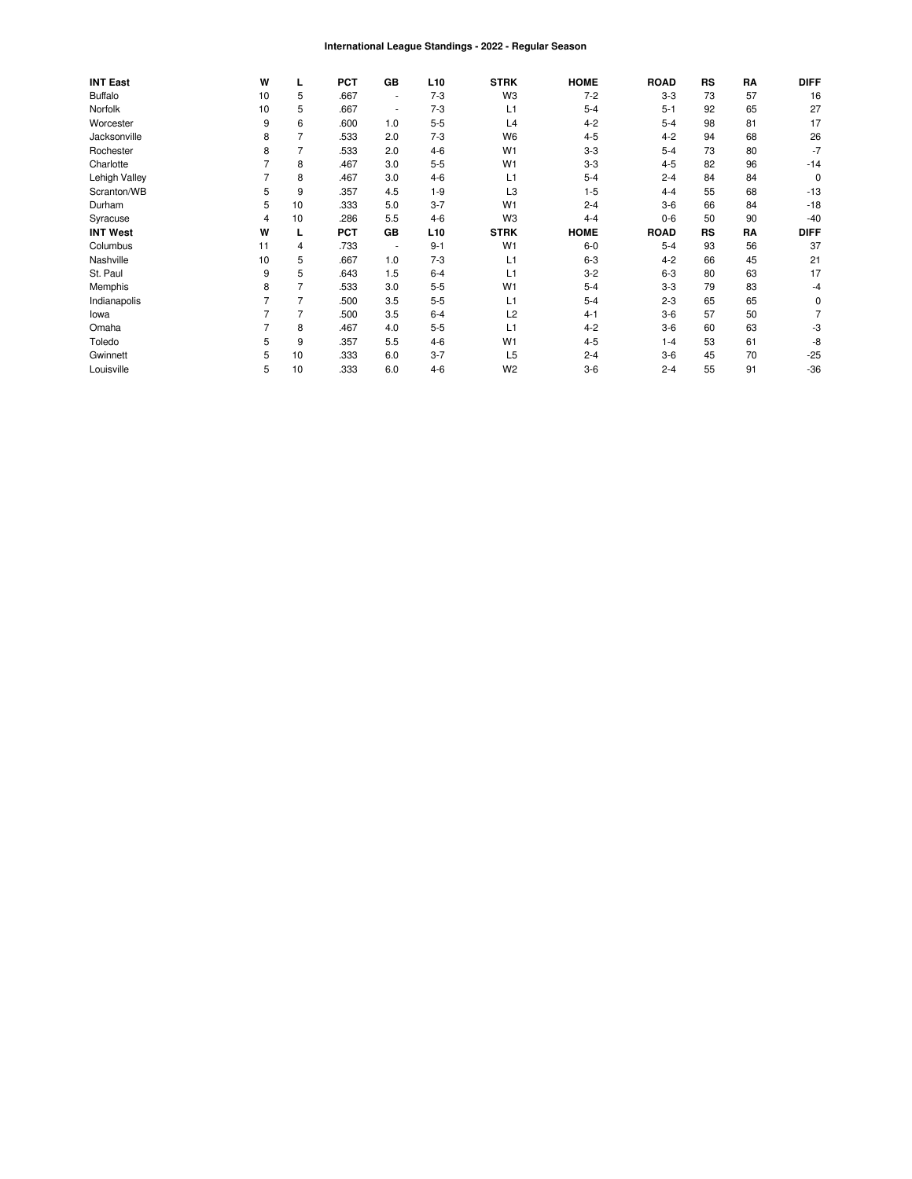# International League Standings - 2022 - Regular Season

| INT East | W | L | PCT | GB | L10 | STRK | HOME | ROAD | RS | RA | DIFF |
|---|---|---|---|---|---|---|---|---|---|---|---|
| Buffalo | 10 | 5 | .667 | - | 7-3 | W3 | 7-2 | 3-3 | 73 | 57 | 16 |
| Norfolk | 10 | 5 | .667 | - | 7-3 | L1 | 5-4 | 5-1 | 92 | 65 | 27 |
| Worcester | 9 | 6 | .600 | 1.0 | 5-5 | L4 | 4-2 | 5-4 | 98 | 81 | 17 |
| Jacksonville | 8 | 7 | .533 | 2.0 | 7-3 | W6 | 4-5 | 4-2 | 94 | 68 | 26 |
| Rochester | 8 | 7 | .533 | 2.0 | 4-6 | W1 | 3-3 | 5-4 | 73 | 80 | -7 |
| Charlotte | 7 | 8 | .467 | 3.0 | 5-5 | W1 | 3-3 | 4-5 | 82 | 96 | -14 |
| Lehigh Valley | 7 | 8 | .467 | 3.0 | 4-6 | L1 | 5-4 | 2-4 | 84 | 84 | 0 |
| Scranton/WB | 5 | 9 | .357 | 4.5 | 1-9 | L3 | 1-5 | 4-4 | 55 | 68 | -13 |
| Durham | 5 | 10 | .333 | 5.0 | 3-7 | W1 | 2-4 | 3-6 | 66 | 84 | -18 |
| Syracuse | 4 | 10 | .286 | 5.5 | 4-6 | W3 | 4-4 | 0-6 | 50 | 90 | -40 |
| **INT West** | **W** | **L** | **PCT** | **GB** | **L10** | **STRK** | **HOME** | **ROAD** | **RS** | **RA** | **DIFF** |
| Columbus | 11 | 4 | .733 | - | 9-1 | W1 | 6-0 | 5-4 | 93 | 56 | 37 |
| Nashville | 10 | 5 | .667 | 1.0 | 7-3 | L1 | 6-3 | 4-2 | 66 | 45 | 21 |
| St. Paul | 9 | 5 | .643 | 1.5 | 6-4 | L1 | 3-2 | 6-3 | 80 | 63 | 17 |
| Memphis | 8 | 7 | .533 | 3.0 | 5-5 | W1 | 5-4 | 3-3 | 79 | 83 | -4 |
| Indianapolis | 7 | 7 | .500 | 3.5 | 5-5 | L1 | 5-4 | 2-3 | 65 | 65 | 0 |
| Iowa | 7 | 7 | .500 | 3.5 | 6-4 | L2 | 4-1 | 3-6 | 57 | 50 | 7 |
| Omaha | 7 | 8 | .467 | 4.0 | 5-5 | L1 | 4-2 | 3-6 | 60 | 63 | -3 |
| Toledo | 5 | 9 | .357 | 5.5 | 4-6 | W1 | 4-5 | 1-4 | 53 | 61 | -8 |
| Gwinnett | 5 | 10 | .333 | 6.0 | 3-7 | L5 | 2-4 | 3-6 | 45 | 70 | -25 |
| Louisville | 5 | 10 | .333 | 6.0 | 4-6 | W2 | 3-6 | 2-4 | 55 | 91 | -36 |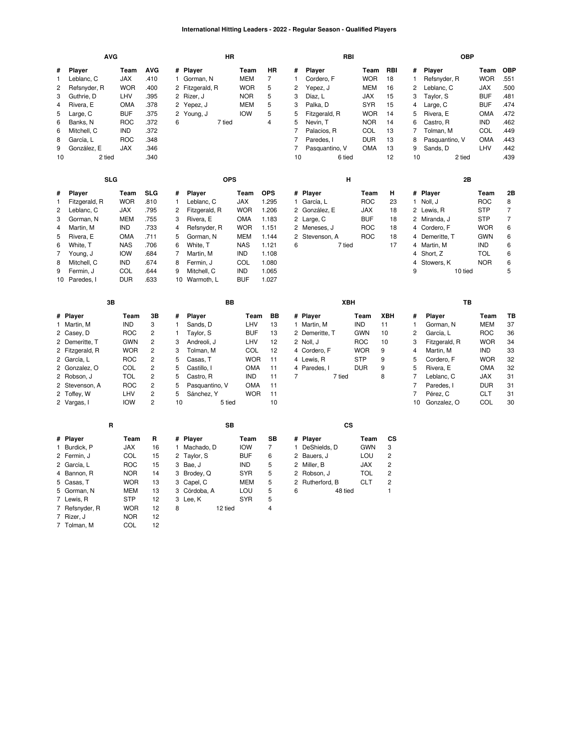# International Hitting Leaders - 2022 - Regular Season - Qualified Players

### AVG

| # | Player | Team | AVG |
|---|---|---|---|
| 1 | Leblanc, C | JAX | .410 |
| 2 | Refsnyder, R | WOR | .400 |
| 3 | Guthrie, D | LHV | .395 |
| 4 | Rivera, E | OMA | .378 |
| 5 | Large, C | BUF | .375 |
| 6 | Banks, N | ROC | .372 |
| 6 | Mitchell, C | IND | .372 |
| 8 | García, L | ROC | .348 |
| 9 | González, E | JAX | .346 |
| 10 | 2 tied | | .340 |

### HR

| # | Player | Team | HR |
|---|---|---|---|
| 1 | Gorman, N | MEM | 7 |
| 2 | Fitzgerald, R | WOR | 5 |
| 2 | Rizer, J | NOR | 5 |
| 2 | Yepez, J | MEM | 5 |
| 2 | Young, J | IOW | 5 |
| 6 | 7 tied | | 4 |

### RBI

| # | Player | Team | RBI |
|---|---|---|---|
| 1 | Cordero, F | WOR | 18 |
| 2 | Yepez, J | MEM | 16 |
| 3 | Díaz, L | JAX | 15 |
| 3 | Palka, D | SYR | 15 |
| 5 | Fitzgerald, R | WOR | 14 |
| 5 | Nevin, T | NOR | 14 |
| 7 | Palacios, R | COL | 13 |
| 7 | Paredes, I | DUR | 13 |
| 7 | Pasquantino, V | OMA | 13 |
| 10 | 6 tied | | 12 |

### OBP

| # | Player | Team | OBP |
|---|---|---|---|
| 1 | Refsnyder, R | WOR | .551 |
| 2 | Leblanc, C | JAX | .500 |
| 3 | Taylor, S | BUF | .481 |
| 4 | Large, C | BUF | .474 |
| 5 | Rivera, E | OMA | .472 |
| 6 | Castro, R | IND | .462 |
| 7 | Tolman, M | COL | .449 |
| 8 | Pasquantino, V | OMA | .443 |
| 9 | Sands, D | LHV | .442 |
| 10 | 2 tied | | .439 |

### SLG

| # | Player | Team | SLG |
|---|---|---|---|
| 1 | Fitzgerald, R | WOR | .810 |
| 2 | Leblanc, C | JAX | .795 |
| 3 | Gorman, N | MEM | .755 |
| 4 | Martin, M | IND | .733 |
| 5 | Rivera, E | OMA | .711 |
| 6 | White, T | NAS | .706 |
| 7 | Young, J | IOW | .684 |
| 8 | Mitchell, C | IND | .674 |
| 9 | Fermin, J | COL | .644 |
| 10 | Paredes, I | DUR | .633 |

### OPS

| # | Player | Team | OPS |
|---|---|---|---|
| 1 | Leblanc, C | JAX | 1.295 |
| 2 | Fitzgerald, R | WOR | 1.206 |
| 3 | Rivera, E | OMA | 1.183 |
| 4 | Refsnyder, R | WOR | 1.151 |
| 5 | Gorman, N | MEM | 1.144 |
| 6 | White, T | NAS | 1.121 |
| 7 | Martin, M | IND | 1.108 |
| 8 | Fermin, J | COL | 1.080 |
| 9 | Mitchell, C | IND | 1.065 |
| 10 | Warmoth, L | BUF | 1.027 |

### H

| # | Player | Team | H |
|---|---|---|---|
| 1 | García, L | ROC | 23 |
| 2 | González, E | JAX | 18 |
| 2 | Large, C | BUF | 18 |
| 2 | Meneses, J | ROC | 18 |
| 2 | Stevenson, A | ROC | 18 |
| 6 | 7 tied | | 17 |

### 2B

| # | Player | Team | 2B |
|---|---|---|---|
| 1 | Noll, J | ROC | 8 |
| 2 | Lewis, R | STP | 7 |
| 2 | Miranda, J | STP | 7 |
| 4 | Cordero, F | WOR | 6 |
| 4 | Demeritte, T | GWN | 6 |
| 4 | Martin, M | IND | 6 |
| 4 | Short, Z | TOL | 6 |
| 4 | Stowers, K | NOR | 6 |
| 9 | 10 tied | | 5 |

### 3B

| # | Player | Team | 3B |
|---|---|---|---|
| 1 | Martin, M | IND | 3 |
| 2 | Casey, D | ROC | 2 |
| 2 | Demeritte, T | GWN | 2 |
| 2 | Fitzgerald, R | WOR | 2 |
| 2 | García, L | ROC | 2 |
| 2 | Gonzalez, O | COL | 2 |
| 2 | Robson, J | TOL | 2 |
| 2 | Stevenson, A | ROC | 2 |
| 2 | Toffey, W | LHV | 2 |
| 2 | Vargas, I | IOW | 2 |

### BB

| # | Player | Team | BB |
|---|---|---|---|
| 1 | Sands, D | LHV | 13 |
| 1 | Taylor, S | BUF | 13 |
| 3 | Andreoli, J | LHV | 12 |
| 3 | Tolman, M | COL | 12 |
| 5 | Casas, T | WOR | 11 |
| 5 | Castillo, I | OMA | 11 |
| 5 | Castro, R | IND | 11 |
| 5 | Pasquantino, V | OMA | 11 |
| 5 | Sánchez, Y | WOR | 11 |
| 10 | 5 tied | | 10 |

### XBH

| # | Player | Team | XBH |
|---|---|---|---|
| 1 | Martin, M | IND | 11 |
| 2 | Demeritte, T | GWN | 10 |
| 2 | Noll, J | ROC | 10 |
| 4 | Cordero, F | WOR | 9 |
| 4 | Lewis, R | STP | 9 |
| 4 | Paredes, I | DUR | 9 |
| 7 | 7 tied | | 8 |

### TB

| # | Player | Team | TB |
|---|---|---|---|
| 1 | Gorman, N | MEM | 37 |
| 2 | García, L | ROC | 36 |
| 3 | Fitzgerald, R | WOR | 34 |
| 4 | Martin, M | IND | 33 |
| 5 | Cordero, F | WOR | 32 |
| 5 | Rivera, E | OMA | 32 |
| 7 | Leblanc, C | JAX | 31 |
| 7 | Paredes, I | DUR | 31 |
| 7 | Pérez, C | CLT | 31 |
| 10 | Gonzalez, O | COL | 30 |

### R

| # | Player | Team | R |
|---|---|---|---|
| 1 | Burdick, P | JAX | 16 |
| 2 | Fermin, J | COL | 15 |
| 2 | García, L | ROC | 15 |
| 4 | Bannon, R | NOR | 14 |
| 5 | Casas, T | WOR | 13 |
| 5 | Gorman, N | MEM | 13 |
| 7 | Lewis, R | STP | 12 |
| 7 | Refsnyder, R | WOR | 12 |
| 7 | Rizer, J | NOR | 12 |
| 7 | Tolman, M | COL | 12 |

### SB

| # | Player | Team | SB |
|---|---|---|---|
| 1 | Machado, D | IOW | 7 |
| 2 | Taylor, S | BUF | 6 |
| 3 | Bae, J | IND | 5 |
| 3 | Brodey, Q | SYR | 5 |
| 3 | Capel, C | MEM | 5 |
| 3 | Córdoba, A | LOU | 5 |
| 3 | Lee, K | SYR | 5 |
| 8 | 12 tied | | 4 |

### CS

| # | Player | Team | CS |
|---|---|---|---|
| 1 | DeShields, D | GWN | 3 |
| 2 | Bauers, J | LOU | 2 |
| 2 | Miller, B | JAX | 2 |
| 2 | Robson, J | TOL | 2 |
| 2 | Rutherford, B | CLT | 2 |
| 6 | 48 tied | | 1 |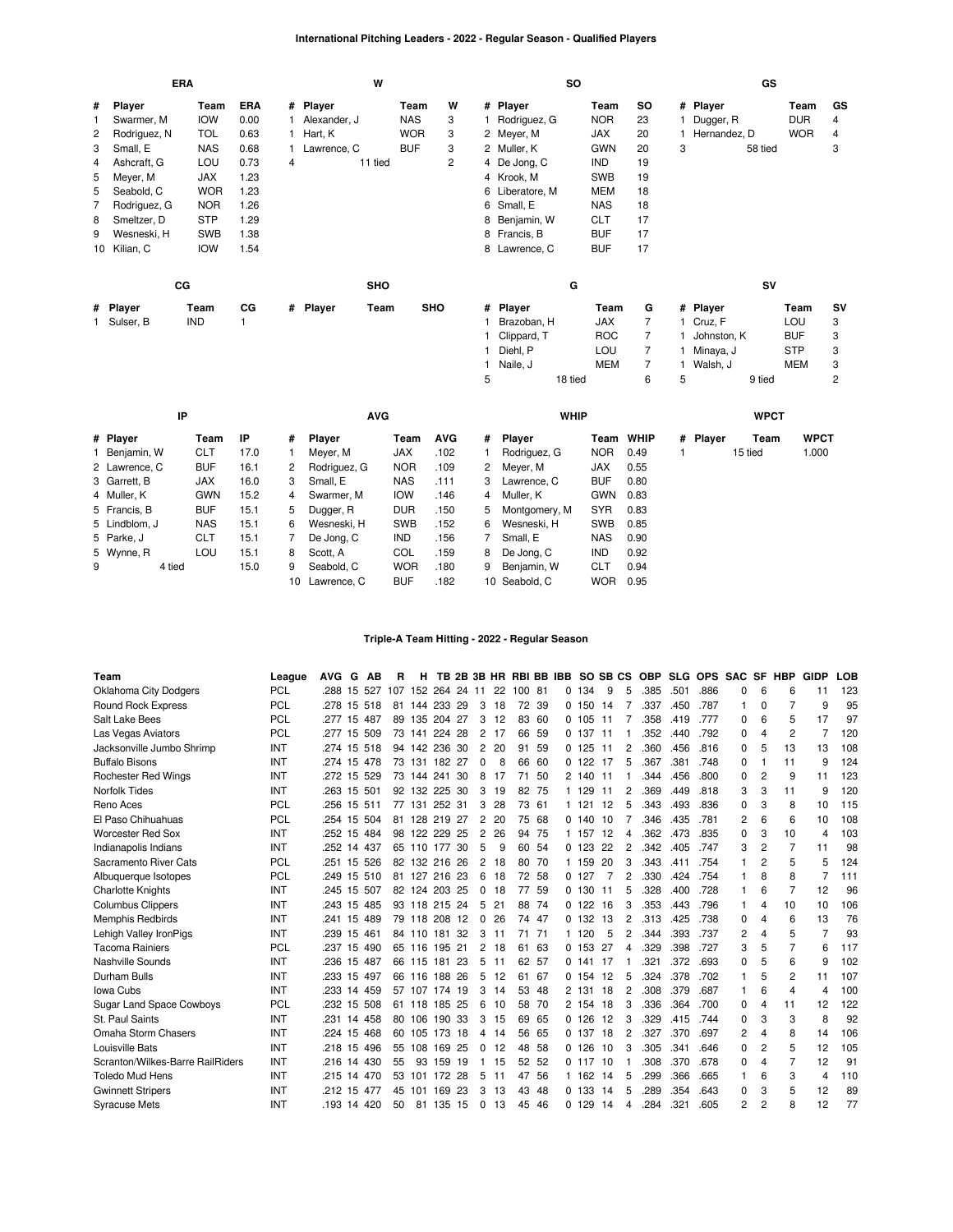## International Pitching Leaders - 2022 - Regular Season - Qualified Players

### ERA

| # | Player | Team | ERA |
|---|---|---|---|
| 1 | Swarmer, M | IOW | 0.00 |
| 2 | Rodriguez, N | TOL | 0.63 |
| 3 | Small, E | NAS | 0.68 |
| 4 | Ashcraft, G | LOU | 0.73 |
| 5 | Meyer, M | JAX | 1.23 |
| 5 | Seabold, C | WOR | 1.23 |
| 7 | Rodriguez, G | NOR | 1.26 |
| 8 | Smeltzer, D | STP | 1.29 |
| 9 | Wesneski, H | SWB | 1.38 |
| 10 | Kilian, C | IOW | 1.54 |

### W

| # | Player | Team | W |
|---|---|---|---|
| 1 | Alexander, J | NAS | 3 |
| 1 | Hart, K | WOR | 3 |
| 1 | Lawrence, C | BUF | 3 |
| 4 | 11 tied | | 2 |

### SO

| # | Player | Team | SO |
|---|---|---|---|
| 1 | Rodriguez, G | NOR | 23 |
| 2 | Meyer, M | JAX | 20 |
| 2 | Muller, K | GWN | 20 |
| 4 | De Jong, C | IND | 19 |
| 4 | Krook, M | SWB | 19 |
| 6 | Liberatore, M | MEM | 18 |
| 6 | Small, E | NAS | 18 |
| 8 | Benjamin, W | CLT | 17 |
| 8 | Francis, B | BUF | 17 |
| 8 | Lawrence, C | BUF | 17 |

### GS

| # | Player | Team | GS |
|---|---|---|---|
| 1 | Dugger, R | DUR | 4 |
| 1 | Hernandez, D | WOR | 4 |
| 3 | 58 tied | | 3 |

### CG

| # | Player | Team | CG |
|---|---|---|---|
| 1 | Sulser, B | IND | 1 |

### SHO

| # | Player | Team | SHO |
|---|---|---|---|

### G

| # | Player | Team | G |
|---|---|---|---|
| 1 | Brazoban, H | JAX | 7 |
| 1 | Clippard, T | ROC | 7 |
| 1 | Diehl, P | LOU | 7 |
| 1 | Naile, J | MEM | 7 |
| 5 | 18 tied | | 6 |

### SV

| # | Player | Team | SV |
|---|---|---|---|
| 1 | Cruz, F | LOU | 3 |
| 1 | Johnston, K | BUF | 3 |
| 1 | Minaya, J | STP | 3 |
| 1 | Walsh, J | MEM | 3 |
| 5 | 9 tied | | 2 |

### IP

| # | Player | Team | IP |
|---|---|---|---|
| 1 | Benjamin, W | CLT | 17.0 |
| 2 | Lawrence, C | BUF | 16.1 |
| 3 | Garrett, B | JAX | 16.0 |
| 4 | Muller, K | GWN | 15.2 |
| 5 | Francis, B | BUF | 15.1 |
| 5 | Lindblom, J | NAS | 15.1 |
| 5 | Parke, J | CLT | 15.1 |
| 5 | Wynne, R | LOU | 15.1 |
| 9 | 4 tied | | 15.0 |

### AVG

| # | Player | Team | AVG |
|---|---|---|---|
| 1 | Meyer, M | JAX | .102 |
| 2 | Rodriguez, G | NOR | .109 |
| 3 | Small, E | NAS | .111 |
| 4 | Swarmer, M | IOW | .146 |
| 5 | Dugger, R | DUR | .150 |
| 6 | Wesneski, H | SWB | .152 |
| 7 | De Jong, C | IND | .156 |
| 8 | Scott, A | COL | .159 |
| 9 | Seabold, C | WOR | .180 |
| 10 | Lawrence, C | BUF | .182 |

### WHIP

| # | Player | Team | WHIP |
|---|---|---|---|
| 1 | Rodriguez, G | NOR | 0.49 |
| 2 | Meyer, M | JAX | 0.55 |
| 3 | Lawrence, C | BUF | 0.80 |
| 4 | Muller, K | GWN | 0.83 |
| 5 | Montgomery, M | SYR | 0.83 |
| 6 | Wesneski, H | SWB | 0.85 |
| 7 | Small, E | NAS | 0.90 |
| 8 | De Jong, C | IND | 0.92 |
| 9 | Benjamin, W | CLT | 0.94 |
| 10 | Seabold, C | WOR | 0.95 |

### WPCT

| # | Player | Team | WPCT |
|---|---|---|---|
| 1 | 15 tied | | 1.000 |

## Triple-A Team Hitting - 2022 - Regular Season

| Team | League | AVG | G | AB | R | H | TB | 2B | 3B | HR | RBI | BB | IBB | SO | SB | CS | OBP | SLG | OPS | SAC | SF | HBP | GIDP | LOB |
|---|---|---|---|---|---|---|---|---|---|---|---|---|---|---|---|---|---|---|---|---|---|---|---|---|
| Oklahoma City Dodgers | PCL | .288 | 15 | 527 | 107 | 152 | 264 | 24 | 11 | 22 | 100 | 81 | 0 | 134 | 9 | 5 | .385 | .501 | .886 | 0 | 6 | 6 | 11 | 123 |
| Round Rock Express | PCL | .278 | 15 | 518 | 81 | 144 | 233 | 29 | 3 | 18 | 72 | 39 | 0 | 150 | 14 | 7 | .337 | .450 | .787 | 1 | 0 | 7 | 9 | 95 |
| Salt Lake Bees | PCL | .277 | 15 | 487 | 89 | 135 | 204 | 27 | 3 | 12 | 83 | 60 | 0 | 105 | 11 | 7 | .358 | .419 | .777 | 0 | 6 | 5 | 17 | 97 |
| Las Vegas Aviators | PCL | .277 | 15 | 509 | 73 | 141 | 224 | 28 | 2 | 17 | 66 | 59 | 0 | 137 | 11 | 1 | .352 | .440 | .792 | 0 | 4 | 2 | 7 | 120 |
| Jacksonville Jumbo Shrimp | INT | .274 | 15 | 518 | 94 | 142 | 236 | 30 | 2 | 20 | 91 | 59 | 0 | 125 | 11 | 2 | .360 | .456 | .816 | 0 | 5 | 13 | 13 | 108 |
| Buffalo Bisons | INT | .274 | 15 | 478 | 73 | 131 | 182 | 27 | 0 | 8 | 66 | 60 | 0 | 122 | 17 | 5 | .367 | .381 | .748 | 0 | 1 | 11 | 9 | 124 |
| Rochester Red Wings | INT | .272 | 15 | 529 | 73 | 144 | 241 | 30 | 8 | 17 | 71 | 50 | 2 | 140 | 11 | 1 | .344 | .456 | .800 | 0 | 2 | 9 | 11 | 123 |
| Norfolk Tides | INT | .263 | 15 | 501 | 92 | 132 | 225 | 30 | 3 | 19 | 82 | 75 | 1 | 129 | 11 | 2 | .369 | .449 | .818 | 3 | 3 | 11 | 9 | 120 |
| Reno Aces | PCL | .256 | 15 | 511 | 77 | 131 | 252 | 31 | 3 | 28 | 73 | 61 | 1 | 121 | 12 | 5 | .343 | .493 | .836 | 0 | 3 | 8 | 10 | 115 |
| El Paso Chihuahuas | PCL | .254 | 15 | 504 | 81 | 128 | 219 | 27 | 2 | 20 | 75 | 68 | 0 | 140 | 10 | 7 | .346 | .435 | .781 | 2 | 6 | 6 | 10 | 108 |
| Worcester Red Sox | INT | .252 | 15 | 484 | 98 | 122 | 229 | 25 | 2 | 26 | 94 | 75 | 1 | 157 | 12 | 4 | .362 | .473 | .835 | 0 | 3 | 10 | 4 | 103 |
| Indianapolis Indians | INT | .252 | 14 | 437 | 65 | 110 | 177 | 30 | 5 | 9 | 60 | 54 | 0 | 123 | 22 | 2 | .342 | .405 | .747 | 3 | 2 | 7 | 11 | 98 |
| Sacramento River Cats | PCL | .251 | 15 | 526 | 82 | 132 | 216 | 26 | 2 | 18 | 80 | 70 | 1 | 159 | 20 | 3 | .343 | .411 | .754 | 1 | 2 | 5 | 5 | 124 |
| Albuquerque Isotopes | PCL | .249 | 15 | 510 | 81 | 127 | 216 | 23 | 6 | 18 | 72 | 58 | 0 | 127 | 7 | 2 | .330 | .424 | .754 | 1 | 8 | 8 | 7 | 111 |
| Charlotte Knights | INT | .245 | 15 | 507 | 82 | 124 | 203 | 25 | 0 | 18 | 77 | 59 | 0 | 130 | 11 | 5 | .328 | .400 | .728 | 1 | 6 | 7 | 12 | 96 |
| Columbus Clippers | INT | .243 | 15 | 485 | 93 | 118 | 215 | 24 | 5 | 21 | 88 | 74 | 0 | 122 | 16 | 3 | .353 | .443 | .796 | 1 | 4 | 10 | 10 | 106 |
| Memphis Redbirds | INT | .241 | 15 | 489 | 79 | 118 | 208 | 12 | 0 | 26 | 74 | 47 | 0 | 132 | 13 | 2 | .313 | .425 | .738 | 0 | 4 | 6 | 13 | 76 |
| Lehigh Valley IronPigs | INT | .239 | 15 | 461 | 84 | 110 | 181 | 32 | 3 | 11 | 71 | 71 | 1 | 120 | 5 | 2 | .344 | .393 | .737 | 2 | 4 | 5 | 7 | 93 |
| Tacoma Rainiers | PCL | .237 | 15 | 490 | 65 | 116 | 195 | 21 | 2 | 18 | 61 | 63 | 0 | 153 | 27 | 4 | .329 | .398 | .727 | 3 | 5 | 7 | 6 | 117 |
| Nashville Sounds | INT | .236 | 15 | 487 | 66 | 115 | 181 | 23 | 5 | 11 | 62 | 57 | 0 | 141 | 17 | 1 | .321 | .372 | .693 | 0 | 5 | 6 | 9 | 102 |
| Durham Bulls | INT | .233 | 15 | 497 | 66 | 116 | 188 | 26 | 5 | 12 | 61 | 67 | 0 | 154 | 12 | 5 | .324 | .378 | .702 | 1 | 5 | 2 | 11 | 107 |
| Iowa Cubs | INT | .233 | 14 | 459 | 57 | 107 | 174 | 19 | 3 | 14 | 53 | 48 | 2 | 131 | 18 | 2 | .308 | .379 | .687 | 1 | 6 | 4 | 4 | 100 |
| Sugar Land Space Cowboys | PCL | .232 | 15 | 508 | 61 | 118 | 185 | 25 | 6 | 10 | 58 | 70 | 2 | 154 | 18 | 3 | .336 | .364 | .700 | 0 | 4 | 11 | 12 | 122 |
| St. Paul Saints | INT | .231 | 14 | 458 | 80 | 106 | 190 | 33 | 3 | 15 | 69 | 65 | 0 | 126 | 12 | 3 | .329 | .415 | .744 | 0 | 3 | 3 | 8 | 92 |
| Omaha Storm Chasers | INT | .224 | 15 | 468 | 60 | 105 | 173 | 18 | 4 | 14 | 56 | 65 | 0 | 137 | 18 | 2 | .327 | .370 | .697 | 2 | 4 | 8 | 14 | 106 |
| Louisville Bats | INT | .218 | 15 | 496 | 55 | 108 | 169 | 25 | 0 | 12 | 48 | 58 | 0 | 126 | 10 | 3 | .305 | .341 | .646 | 0 | 2 | 5 | 12 | 105 |
| Scranton/Wilkes-Barre RailRiders | INT | .216 | 14 | 430 | 55 | 93 | 159 | 19 | 1 | 15 | 52 | 52 | 0 | 117 | 10 | 1 | .308 | .370 | .678 | 0 | 4 | 7 | 12 | 91 |
| Toledo Mud Hens | INT | .215 | 14 | 470 | 53 | 101 | 172 | 28 | 5 | 11 | 47 | 56 | 1 | 162 | 14 | 5 | .299 | .366 | .665 | 1 | 6 | 3 | 4 | 110 |
| Gwinnett Stripers | INT | .212 | 15 | 477 | 45 | 101 | 169 | 23 | 3 | 13 | 43 | 48 | 0 | 133 | 14 | 5 | .289 | .354 | .643 | 0 | 3 | 5 | 12 | 89 |
| Syracuse Mets | INT | .193 | 14 | 420 | 50 | 81 | 135 | 15 | 0 | 13 | 45 | 46 | 0 | 129 | 14 | 4 | .284 | .321 | .605 | 2 | 2 | 8 | 12 | 77 |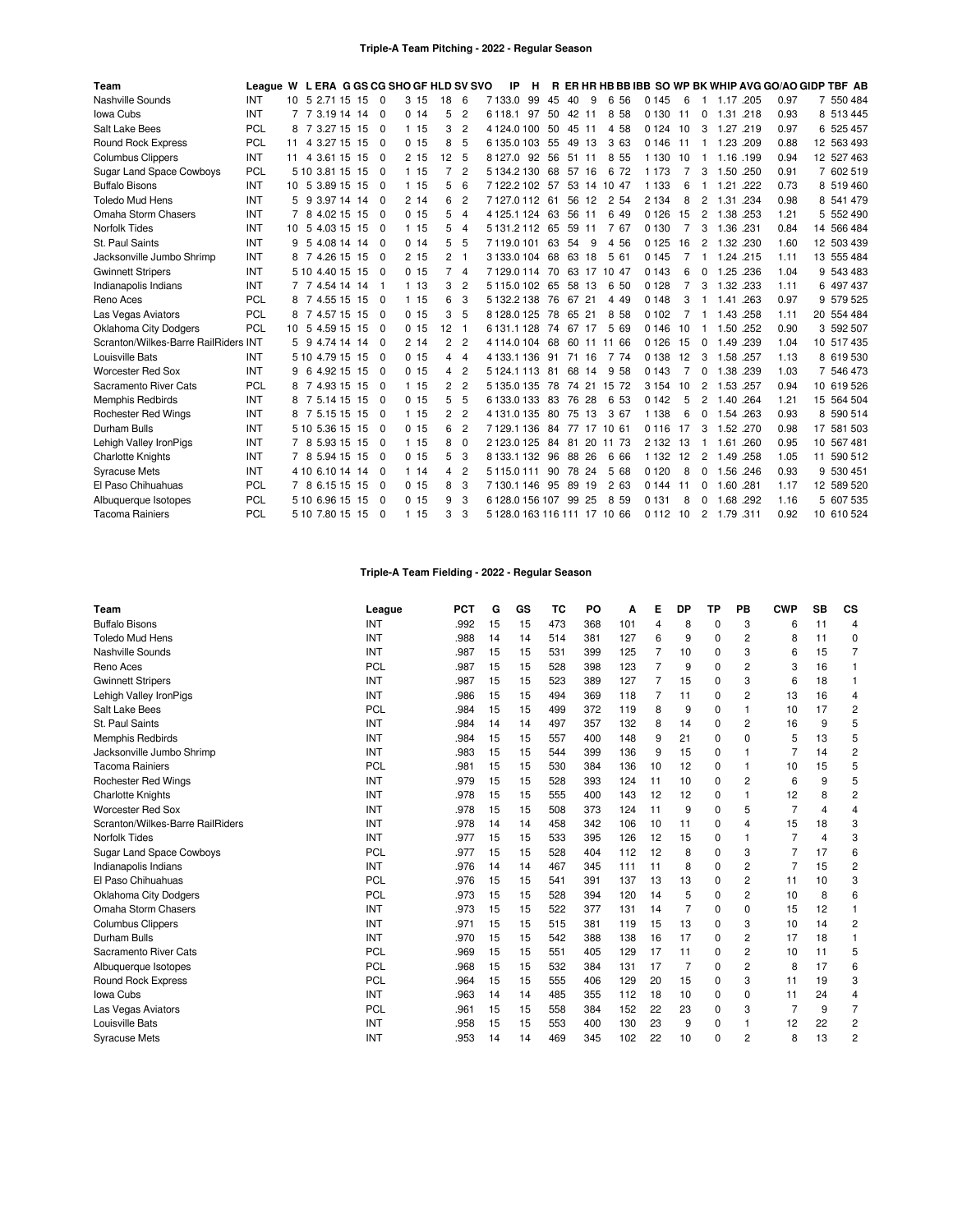## Triple-A Team Pitching - 2022 - Regular Season

| Team | League | W | L | ERA | G | GS | CG | SHO | GF | HLD | SV | SVO | IP | H | R | ER | HR | HB | BB | IBB | SO | WP | BK | WHIP | AVG | GO/AO | GIDP | TBF | AB |
|---|---|---|---|---|---|---|---|---|---|---|---|---|---|---|---|---|---|---|---|---|---|---|---|---|---|---|---|---|---|
| Nashville Sounds | INT | 10 | 5 | 2.71 | 15 | 15 | 0 | 3 | 15 | 18 | 6 | 7 | 133.0 | 99 | 45 | 40 | 9 | 6 | 56 | 0 | 145 | 6 | 1 | 1.17 | .205 | 0.97 | 7 | 550 | 484 |
| Iowa Cubs | INT | 7 | 7 | 3.19 | 14 | 14 | 0 | 0 | 14 | 5 | 2 | 6 | 118.1 | 97 | 50 | 42 | 11 | 8 | 58 | 0 | 130 | 11 | 0 | 1.31 | .218 | 0.93 | 8 | 513 | 445 |
| Salt Lake Bees | PCL | 8 | 7 | 3.27 | 15 | 15 | 0 | 1 | 15 | 3 | 2 | 4 | 124.0 | 100 | 50 | 45 | 11 | 4 | 58 | 0 | 124 | 10 | 3 | 1.27 | .219 | 0.97 | 6 | 525 | 457 |
| Round Rock Express | PCL | 11 | 4 | 3.27 | 15 | 15 | 0 | 0 | 15 | 8 | 5 | 6 | 135.0 | 103 | 55 | 49 | 13 | 3 | 63 | 0 | 146 | 11 | 1 | 1.23 | .209 | 0.88 | 12 | 563 | 493 |
| Columbus Clippers | INT | 11 | 4 | 3.61 | 15 | 15 | 0 | 2 | 15 | 12 | 5 | 8 | 127.0 | 92 | 56 | 51 | 11 | 8 | 55 | 1 | 130 | 10 | 1 | 1.16 | .199 | 0.94 | 12 | 527 | 463 |
| Sugar Land Space Cowboys | PCL | 5 | 10 | 3.81 | 15 | 15 | 0 | 1 | 15 | 7 | 2 | 5 | 134.2 | 130 | 68 | 57 | 16 | 6 | 72 | 1 | 173 | 7 | 3 | 1.50 | .250 | 0.91 | 7 | 602 | 519 |
| Buffalo Bisons | INT | 10 | 5 | 3.89 | 15 | 15 | 0 | 1 | 15 | 5 | 6 | 7 | 122.2 | 102 | 57 | 53 | 14 | 10 | 47 | 1 | 133 | 6 | 1 | 1.21 | .222 | 0.73 | 8 | 519 | 460 |
| Toledo Mud Hens | INT | 5 | 9 | 3.97 | 14 | 14 | 0 | 2 | 14 | 6 | 2 | 7 | 127.0 | 112 | 61 | 56 | 12 | 2 | 54 | 2 | 134 | 8 | 2 | 1.31 | .234 | 0.98 | 8 | 541 | 479 |
| Omaha Storm Chasers | INT | 7 | 8 | 4.02 | 15 | 15 | 0 | 0 | 15 | 5 | 4 | 4 | 125.1 | 124 | 63 | 56 | 11 | 6 | 49 | 0 | 126 | 15 | 2 | 1.38 | .253 | 1.21 | 5 | 552 | 490 |
| Norfolk Tides | INT | 10 | 5 | 4.03 | 15 | 15 | 0 | 1 | 15 | 5 | 4 | 5 | 131.2 | 112 | 65 | 59 | 11 | 7 | 67 | 0 | 130 | 7 | 3 | 1.36 | .231 | 0.84 | 14 | 566 | 484 |
| St. Paul Saints | INT | 9 | 5 | 4.08 | 14 | 14 | 0 | 0 | 14 | 5 | 5 | 7 | 119.0 | 101 | 63 | 54 | 9 | 4 | 56 | 0 | 125 | 16 | 2 | 1.32 | .230 | 1.60 | 12 | 503 | 439 |
| Jacksonville Jumbo Shrimp | INT | 8 | 7 | 4.26 | 15 | 15 | 0 | 2 | 15 | 2 | 1 | 3 | 133.0 | 104 | 68 | 63 | 18 | 5 | 61 | 0 | 145 | 7 | 1 | 1.24 | .215 | 1.11 | 13 | 555 | 484 |
| Gwinnett Stripers | INT | 5 | 10 | 4.40 | 15 | 15 | 0 | 0 | 15 | 7 | 4 | 7 | 129.0 | 114 | 70 | 63 | 17 | 10 | 47 | 0 | 143 | 6 | 0 | 1.25 | .236 | 1.04 | 9 | 543 | 483 |
| Indianapolis Indians | INT | 7 | 7 | 4.54 | 14 | 14 | 1 | 1 | 13 | 3 | 2 | 5 | 115.0 | 102 | 65 | 58 | 13 | 6 | 50 | 0 | 128 | 7 | 3 | 1.32 | .233 | 1.11 | 6 | 497 | 437 |
| Reno Aces | PCL | 8 | 7 | 4.55 | 15 | 15 | 0 | 1 | 15 | 6 | 3 | 5 | 132.2 | 138 | 76 | 67 | 21 | 4 | 49 | 0 | 148 | 3 | 1 | 1.41 | .263 | 0.97 | 9 | 579 | 525 |
| Las Vegas Aviators | PCL | 8 | 7 | 4.57 | 15 | 15 | 0 | 0 | 15 | 3 | 5 | 8 | 128.0 | 125 | 78 | 65 | 21 | 8 | 58 | 0 | 102 | 7 | 1 | 1.43 | .258 | 1.11 | 20 | 554 | 484 |
| Oklahoma City Dodgers | PCL | 10 | 5 | 4.59 | 15 | 15 | 0 | 0 | 15 | 12 | 1 | 6 | 131.1 | 128 | 74 | 67 | 17 | 5 | 69 | 0 | 146 | 10 | 1 | 1.50 | .252 | 0.90 | 3 | 592 | 507 |
| Scranton/Wilkes-Barre RailRiders | INT | 5 | 9 | 4.74 | 14 | 14 | 0 | 2 | 14 | 2 | 2 | 4 | 114.0 | 104 | 68 | 60 | 11 | 11 | 66 | 0 | 126 | 15 | 0 | 1.49 | .239 | 1.04 | 10 | 517 | 435 |
| Louisville Bats | INT | 5 | 10 | 4.79 | 15 | 15 | 0 | 0 | 15 | 4 | 4 | 4 | 133.1 | 136 | 91 | 71 | 16 | 7 | 74 | 0 | 138 | 12 | 3 | 1.58 | .257 | 1.13 | 8 | 619 | 530 |
| Worcester Red Sox | INT | 9 | 6 | 4.92 | 15 | 15 | 0 | 0 | 15 | 4 | 2 | 5 | 124.1 | 113 | 81 | 68 | 14 | 9 | 58 | 0 | 143 | 7 | 0 | 1.38 | .239 | 1.03 | 7 | 546 | 473 |
| Sacramento River Cats | PCL | 8 | 7 | 4.93 | 15 | 15 | 0 | 1 | 15 | 2 | 2 | 5 | 135.0 | 135 | 78 | 74 | 21 | 15 | 72 | 3 | 154 | 10 | 2 | 1.53 | .257 | 0.94 | 10 | 619 | 526 |
| Memphis Redbirds | INT | 8 | 7 | 5.14 | 15 | 15 | 0 | 0 | 15 | 5 | 5 | 6 | 133.0 | 133 | 83 | 76 | 28 | 6 | 53 | 0 | 142 | 5 | 2 | 1.40 | .264 | 1.21 | 15 | 564 | 504 |
| Rochester Red Wings | INT | 8 | 7 | 5.15 | 15 | 15 | 0 | 1 | 15 | 2 | 2 | 4 | 131.0 | 135 | 80 | 75 | 13 | 3 | 67 | 1 | 138 | 6 | 0 | 1.54 | .263 | 0.93 | 8 | 590 | 514 |
| Durham Bulls | INT | 5 | 10 | 5.36 | 15 | 15 | 0 | 0 | 15 | 6 | 2 | 7 | 129.1 | 136 | 84 | 77 | 17 | 10 | 61 | 0 | 116 | 17 | 3 | 1.52 | .270 | 0.98 | 17 | 581 | 503 |
| Lehigh Valley IronPigs | INT | 7 | 8 | 5.93 | 15 | 15 | 0 | 1 | 15 | 8 | 0 | 2 | 123.0 | 125 | 84 | 81 | 20 | 11 | 73 | 2 | 132 | 13 | 1 | 1.61 | .260 | 0.95 | 10 | 567 | 481 |
| Charlotte Knights | INT | 7 | 8 | 5.94 | 15 | 15 | 0 | 0 | 15 | 5 | 3 | 8 | 133.1 | 132 | 96 | 88 | 26 | 6 | 66 | 1 | 132 | 12 | 2 | 1.49 | .258 | 1.05 | 11 | 590 | 512 |
| Syracuse Mets | INT | 4 | 10 | 6.10 | 14 | 14 | 0 | 1 | 14 | 4 | 2 | 5 | 115.0 | 111 | 90 | 78 | 24 | 5 | 68 | 0 | 120 | 8 | 0 | 1.56 | .246 | 0.93 | 9 | 530 | 451 |
| El Paso Chihuahuas | PCL | 7 | 8 | 6.15 | 15 | 15 | 0 | 0 | 15 | 8 | 3 | 7 | 130.1 | 146 | 95 | 89 | 19 | 2 | 63 | 0 | 144 | 11 | 0 | 1.60 | .281 | 1.17 | 12 | 589 | 520 |
| Albuquerque Isotopes | PCL | 5 | 10 | 6.96 | 15 | 15 | 0 | 0 | 15 | 9 | 3 | 6 | 128.0 | 156 | 107 | 99 | 25 | 8 | 59 | 0 | 131 | 8 | 0 | 1.68 | .292 | 1.16 | 5 | 607 | 535 |
| Tacoma Rainiers | PCL | 5 | 10 | 7.80 | 15 | 15 | 0 | 1 | 15 | 3 | 3 | 5 | 128.0 | 163 | 116 | 111 | 17 | 10 | 66 | 0 | 112 | 10 | 2 | 1.79 | .311 | 0.92 | 10 | 610 | 524 |

## Triple-A Team Fielding - 2022 - Regular Season

| Team | League | PCT | G | GS | TC | PO | A | E | DP | TP | PB | CWP | SB | CS |
|---|---|---|---|---|---|---|---|---|---|---|---|---|---|---|
| Buffalo Bisons | INT | .992 | 15 | 15 | 473 | 368 | 101 | 4 | 8 | 0 | 3 | 6 | 11 | 4 |
| Toledo Mud Hens | INT | .988 | 14 | 14 | 514 | 381 | 127 | 6 | 9 | 0 | 2 | 8 | 11 | 0 |
| Nashville Sounds | INT | .987 | 15 | 15 | 531 | 399 | 125 | 7 | 10 | 0 | 3 | 6 | 15 | 7 |
| Reno Aces | PCL | .987 | 15 | 15 | 528 | 398 | 123 | 7 | 9 | 0 | 2 | 3 | 16 | 1 |
| Gwinnett Stripers | INT | .987 | 15 | 15 | 523 | 389 | 127 | 7 | 15 | 0 | 3 | 6 | 18 | 1 |
| Lehigh Valley IronPigs | INT | .986 | 15 | 15 | 494 | 369 | 118 | 7 | 11 | 0 | 2 | 13 | 16 | 4 |
| Salt Lake Bees | PCL | .984 | 15 | 15 | 499 | 372 | 119 | 8 | 9 | 0 | 1 | 10 | 17 | 2 |
| St. Paul Saints | INT | .984 | 14 | 14 | 497 | 357 | 132 | 8 | 14 | 0 | 2 | 16 | 9 | 5 |
| Memphis Redbirds | INT | .984 | 15 | 15 | 557 | 400 | 148 | 9 | 21 | 0 | 0 | 5 | 13 | 5 |
| Jacksonville Jumbo Shrimp | INT | .983 | 15 | 15 | 544 | 399 | 136 | 9 | 15 | 0 | 1 | 7 | 14 | 2 |
| Tacoma Rainiers | PCL | .981 | 15 | 15 | 530 | 384 | 136 | 10 | 12 | 0 | 1 | 10 | 15 | 5 |
| Rochester Red Wings | INT | .979 | 15 | 15 | 528 | 393 | 124 | 11 | 10 | 0 | 2 | 6 | 9 | 5 |
| Charlotte Knights | INT | .978 | 15 | 15 | 555 | 400 | 143 | 12 | 12 | 0 | 1 | 12 | 8 | 2 |
| Worcester Red Sox | INT | .978 | 15 | 15 | 508 | 373 | 124 | 11 | 9 | 0 | 5 | 7 | 4 | 4 |
| Scranton/Wilkes-Barre RailRiders | INT | .978 | 14 | 14 | 458 | 342 | 106 | 10 | 11 | 0 | 4 | 15 | 18 | 3 |
| Norfolk Tides | INT | .977 | 15 | 15 | 533 | 395 | 126 | 12 | 15 | 0 | 1 | 7 | 4 | 3 |
| Sugar Land Space Cowboys | PCL | .977 | 15 | 15 | 528 | 404 | 112 | 12 | 8 | 0 | 3 | 7 | 17 | 6 |
| Indianapolis Indians | INT | .976 | 14 | 14 | 467 | 345 | 111 | 11 | 8 | 0 | 2 | 7 | 15 | 2 |
| El Paso Chihuahuas | PCL | .976 | 15 | 15 | 541 | 391 | 137 | 13 | 13 | 0 | 2 | 11 | 10 | 3 |
| Oklahoma City Dodgers | PCL | .973 | 15 | 15 | 528 | 394 | 120 | 14 | 5 | 0 | 2 | 10 | 8 | 6 |
| Omaha Storm Chasers | INT | .973 | 15 | 15 | 522 | 377 | 131 | 14 | 7 | 0 | 0 | 15 | 12 | 1 |
| Columbus Clippers | INT | .971 | 15 | 15 | 515 | 381 | 119 | 15 | 13 | 0 | 3 | 10 | 14 | 2 |
| Durham Bulls | INT | .970 | 15 | 15 | 542 | 388 | 138 | 16 | 17 | 0 | 2 | 17 | 18 | 1 |
| Sacramento River Cats | PCL | .969 | 15 | 15 | 551 | 405 | 129 | 17 | 11 | 0 | 2 | 10 | 11 | 5 |
| Albuquerque Isotopes | PCL | .968 | 15 | 15 | 532 | 384 | 131 | 17 | 7 | 0 | 2 | 8 | 17 | 6 |
| Round Rock Express | PCL | .964 | 15 | 15 | 555 | 406 | 129 | 20 | 15 | 0 | 3 | 11 | 19 | 3 |
| Iowa Cubs | INT | .963 | 14 | 14 | 485 | 355 | 112 | 18 | 10 | 0 | 0 | 11 | 24 | 4 |
| Las Vegas Aviators | PCL | .961 | 15 | 15 | 558 | 384 | 152 | 22 | 23 | 0 | 3 | 7 | 9 | 7 |
| Louisville Bats | INT | .958 | 15 | 15 | 553 | 400 | 130 | 23 | 9 | 0 | 1 | 12 | 22 | 2 |
| Syracuse Mets | INT | .953 | 14 | 14 | 469 | 345 | 102 | 22 | 10 | 0 | 2 | 8 | 13 | 2 |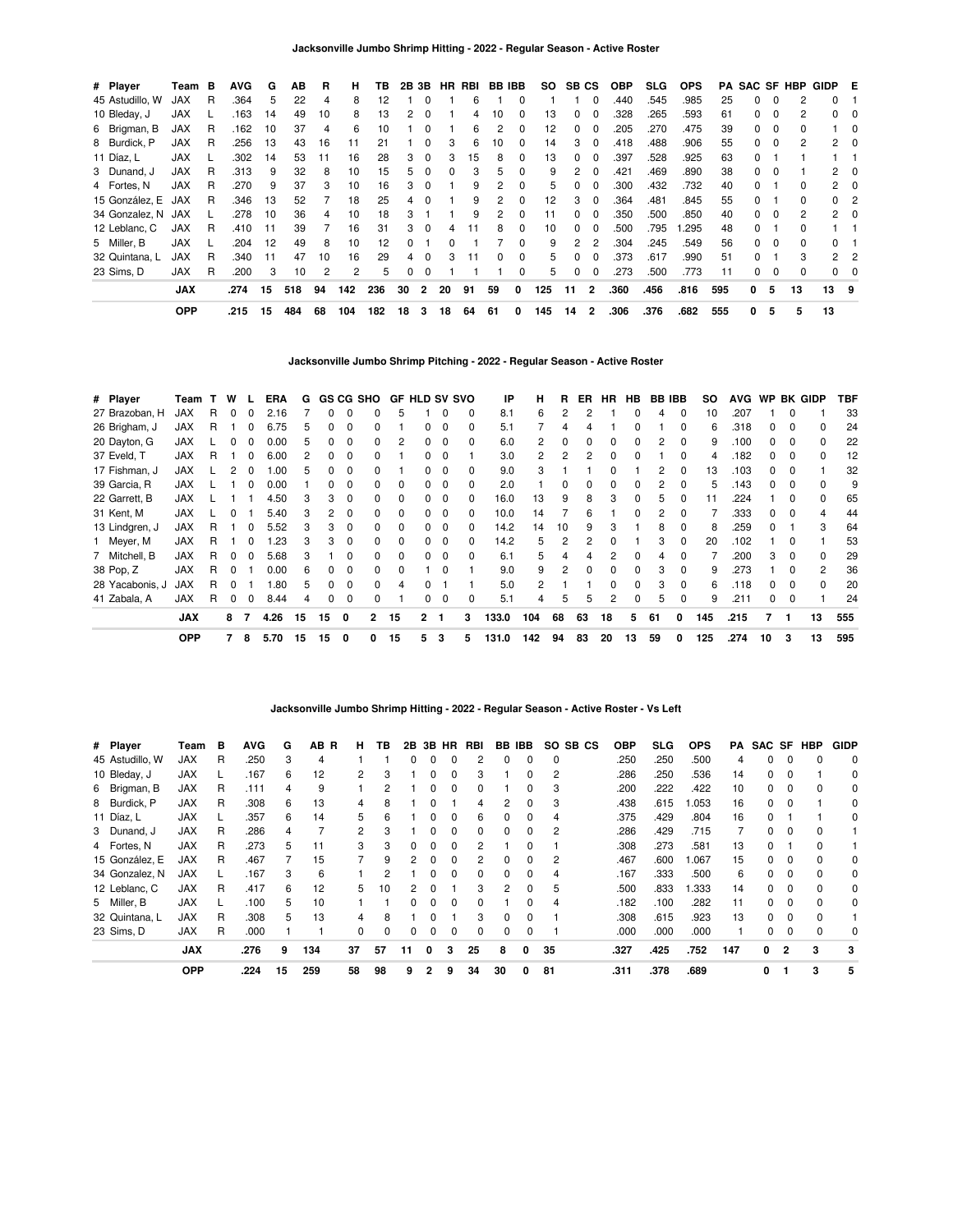### Jacksonville Jumbo Shrimp Hitting - 2022 - Regular Season - Active Roster

| # | Player | Team | B | AVG | G | AB | R | H | TB | 2B | 3B | HR | RBI | BB | IBB | SO | SB | CS | OBP | SLG | OPS | PA | SAC | SF | HBP | GIDP | E |
|---|---|---|---|---|---|---|---|---|---|---|---|---|---|---|---|---|---|---|---|---|---|---|---|---|---|---|---|
| 45 | Astudillo, W | JAX | R | .364 | 5 | 22 | 4 | 8 | 12 | 1 | 0 | 1 | 6 | 1 | 0 | 1 | 1 | 0 | .440 | .545 | .985 | 25 | 0 | 0 | 2 | 0 | 1 |
| 10 | Bleday, J | JAX | L | .163 | 14 | 49 | 10 | 8 | 13 | 2 | 0 | 1 | 4 | 10 | 0 | 13 | 0 | 0 | .328 | .265 | .593 | 61 | 0 | 0 | 2 | 0 | 0 |
| 6 | Brigman, B | JAX | R | .162 | 10 | 37 | 4 | 6 | 10 | 1 | 0 | 1 | 6 | 2 | 0 | 12 | 0 | 0 | .205 | .270 | .475 | 39 | 0 | 0 | 0 | 1 | 0 |
| 8 | Burdick, P | JAX | R | .256 | 13 | 43 | 16 | 11 | 21 | 1 | 0 | 3 | 6 | 10 | 0 | 14 | 3 | 0 | .418 | .488 | .906 | 55 | 0 | 0 | 2 | 2 | 0 |
| 11 | Díaz, L | JAX | L | .302 | 14 | 53 | 11 | 16 | 28 | 3 | 0 | 3 | 15 | 8 | 0 | 13 | 0 | 0 | .397 | .528 | .925 | 63 | 0 | 1 | 1 | 1 | 1 |
| 3 | Dunand, J | JAX | R | .313 | 9 | 32 | 8 | 10 | 15 | 5 | 0 | 0 | 3 | 5 | 0 | 9 | 2 | 0 | .421 | .469 | .890 | 38 | 0 | 0 | 1 | 2 | 0 |
| 4 | Fortes, N | JAX | R | .270 | 9 | 37 | 3 | 10 | 16 | 3 | 0 | 1 | 9 | 2 | 0 | 5 | 0 | 0 | .300 | .432 | .732 | 40 | 0 | 1 | 0 | 2 | 0 |
| 15 | González, E | JAX | R | .346 | 13 | 52 | 7 | 18 | 25 | 4 | 0 | 1 | 9 | 2 | 0 | 12 | 3 | 0 | .364 | .481 | .845 | 55 | 0 | 1 | 0 | 0 | 2 |
| 34 | Gonzalez, N | JAX | L | .278 | 10 | 36 | 4 | 10 | 18 | 3 | 1 | 1 | 9 | 2 | 0 | 11 | 0 | 0 | .350 | .500 | .850 | 40 | 0 | 0 | 2 | 2 | 0 |
| 12 | Leblanc, C | JAX | R | .410 | 11 | 39 | 7 | 16 | 31 | 3 | 0 | 4 | 11 | 8 | 0 | 10 | 0 | 0 | .500 | .795 | 1.295 | 48 | 0 | 1 | 0 | 1 | 1 |
| 5 | Miller, B | JAX | L | .204 | 12 | 49 | 8 | 10 | 12 | 0 | 1 | 0 | 1 | 7 | 0 | 9 | 2 | 2 | .304 | .245 | .549 | 56 | 0 | 0 | 0 | 0 | 1 |
| 32 | Quintana, L | JAX | R | .340 | 11 | 47 | 10 | 16 | 29 | 4 | 0 | 3 | 11 | 0 | 0 | 5 | 0 | 0 | .373 | .617 | .990 | 51 | 0 | 1 | 3 | 2 | 2 |
| 23 | Sims, D | JAX | R | .200 | 3 | 10 | 2 | 2 | 5 | 0 | 0 | 1 | 1 | 1 | 0 | 5 | 0 | 0 | .273 | .500 | .773 | 11 | 0 | 0 | 0 | 0 | 0 |
| | | **JAX** | | **.274** | **15** | **518** | **94** | **142** | **236** | **30** | **2** | **20** | **91** | **59** | **0** | **125** | **11** | **2** | **.360** | **.456** | **.816** | **595** | **0** | **5** | **13** | **13** | **9** |
| | | **OPP** | | **.215** | **15** | **484** | **68** | **104** | **182** | **18** | **3** | **18** | **64** | **61** | **0** | **145** | **14** | **2** | **.306** | **.376** | **.682** | **555** | **0** | **5** | **5** | **13** | |

### Jacksonville Jumbo Shrimp Pitching - 2022 - Regular Season - Active Roster

| # | Player | Team | T | W | L | ERA | G | GS | CG | SHO | GF | HLD | SV | SVO | IP | H | R | ER | HR | HB | BB | IBB | SO | AVG | WP | BK | GIDP | TBF |
|---|---|---|---|---|---|---|---|---|---|---|---|---|---|---|---|---|---|---|---|---|---|---|---|---|---|---|---|---|
| 27 | Brazoban, H | JAX | R | 0 | 0 | 2.16 | 7 | 0 | 0 | 0 | 5 | 1 | 0 | 0 | 8.1 | 6 | 2 | 2 | 1 | 0 | 4 | 0 | 10 | .207 | 1 | 0 | 1 | 33 |
| 26 | Brigham, J | JAX | R | 1 | 0 | 6.75 | 5 | 0 | 0 | 0 | 1 | 0 | 0 | 0 | 5.1 | 7 | 4 | 4 | 1 | 0 | 1 | 0 | 6 | .318 | 0 | 0 | 0 | 24 |
| 20 | Dayton, G | JAX | L | 0 | 0 | 0.00 | 5 | 0 | 0 | 0 | 2 | 0 | 0 | 0 | 6.0 | 2 | 0 | 0 | 0 | 0 | 2 | 0 | 9 | .100 | 0 | 0 | 0 | 22 |
| 37 | Eveld, T | JAX | R | 1 | 0 | 6.00 | 2 | 0 | 0 | 0 | 1 | 0 | 0 | 1 | 3.0 | 2 | 2 | 2 | 0 | 0 | 1 | 0 | 4 | .182 | 0 | 0 | 0 | 12 |
| 17 | Fishman, J | JAX | L | 2 | 0 | 1.00 | 5 | 0 | 0 | 0 | 1 | 0 | 0 | 0 | 9.0 | 3 | 1 | 1 | 0 | 1 | 2 | 0 | 13 | .103 | 0 | 0 | 1 | 32 |
| 39 | Garcia, R | JAX | L | 1 | 0 | 0.00 | 1 | 0 | 0 | 0 | 0 | 0 | 0 | 0 | 2.0 | 1 | 0 | 0 | 0 | 0 | 2 | 0 | 5 | .143 | 0 | 0 | 0 | 9 |
| 22 | Garrett, B | JAX | L | 1 | 1 | 4.50 | 3 | 3 | 0 | 0 | 0 | 0 | 0 | 0 | 16.0 | 13 | 9 | 8 | 3 | 0 | 5 | 0 | 11 | .224 | 1 | 0 | 0 | 65 |
| 31 | Kent, M | JAX | L | 0 | 1 | 5.40 | 3 | 2 | 0 | 0 | 0 | 0 | 0 | 0 | 10.0 | 14 | 7 | 6 | 1 | 0 | 2 | 0 | 7 | .333 | 0 | 0 | 4 | 44 |
| 13 | Lindgren, J | JAX | R | 1 | 0 | 5.52 | 3 | 3 | 0 | 0 | 0 | 0 | 0 | 0 | 14.2 | 14 | 10 | 9 | 3 | 1 | 8 | 0 | 8 | .259 | 0 | 1 | 3 | 64 |
| 1 | Meyer, M | JAX | R | 1 | 0 | 1.23 | 3 | 3 | 0 | 0 | 0 | 0 | 0 | 0 | 14.2 | 5 | 2 | 2 | 0 | 1 | 3 | 0 | 20 | .102 | 1 | 0 | 1 | 53 |
| 7 | Mitchell, B | JAX | R | 0 | 0 | 5.68 | 3 | 1 | 0 | 0 | 0 | 0 | 0 | 0 | 6.1 | 5 | 4 | 4 | 2 | 0 | 4 | 0 | 7 | .200 | 3 | 0 | 0 | 29 |
| 38 | Pop, Z | JAX | R | 0 | 1 | 0.00 | 6 | 0 | 0 | 0 | 0 | 1 | 0 | 1 | 9.0 | 9 | 2 | 0 | 0 | 0 | 3 | 0 | 9 | .273 | 1 | 0 | 2 | 36 |
| 28 | Yacabonis, J | JAX | R | 0 | 1 | 1.80 | 5 | 0 | 0 | 0 | 4 | 0 | 1 | 1 | 5.0 | 2 | 1 | 1 | 0 | 0 | 3 | 0 | 6 | .118 | 0 | 0 | 0 | 20 |
| 41 | Zabala, A | JAX | R | 0 | 0 | 8.44 | 4 | 0 | 0 | 0 | 1 | 0 | 0 | 0 | 5.1 | 4 | 5 | 5 | 2 | 0 | 5 | 0 | 9 | .211 | 0 | 0 | 1 | 24 |
| | | **JAX** | | **8** | **7** | **4.26** | **15** | **15** | **0** | **2** | **15** | **2** | **1** | **3** | **133.0** | **104** | **68** | **63** | **18** | **5** | **61** | **0** | **145** | **.215** | **7** | **1** | **13** | **555** |
| | | **OPP** | | **7** | **8** | **5.70** | **15** | **15** | **0** | **0** | **15** | **5** | **3** | **5** | **131.0** | **142** | **94** | **83** | **20** | **13** | **59** | **0** | **125** | **.274** | **10** | **3** | **13** | **595** |

### Jacksonville Jumbo Shrimp Hitting - 2022 - Regular Season - Active Roster - Vs Left

| # | Player | Team | B | AVG | G | AB | R | H | TB | 2B | 3B | HR | RBI | BB | IBB | SO | SB | CS | OBP | SLG | OPS | PA | SAC | SF | HBP | GIDP |
|---|---|---|---|---|---|---|---|---|---|---|---|---|---|---|---|---|---|---|---|---|---|---|---|---|---|---|
| 45 | Astudillo, W | JAX | R | .250 | 3 | 4 | | 1 | 1 | 0 | 0 | 0 | 2 | 0 | 0 | 0 | | | .250 | .250 | .500 | 4 | 0 | 0 | 0 | 0 |
| 10 | Bleday, J | JAX | L | .167 | 6 | 12 | | 2 | 3 | 1 | 0 | 0 | 3 | 1 | 0 | 2 | | | .286 | .250 | .536 | 14 | 0 | 0 | 1 | 0 |
| 6 | Brigman, B | JAX | R | .111 | 4 | 9 | | 1 | 2 | 1 | 0 | 0 | 0 | 1 | 0 | 3 | | | .200 | .222 | .422 | 10 | 0 | 0 | 0 | 0 |
| 8 | Burdick, P | JAX | R | .308 | 6 | 13 | | 4 | 8 | 1 | 0 | 1 | 4 | 2 | 0 | 3 | | | .438 | .615 | 1.053 | 16 | 0 | 0 | 1 | 0 |
| 11 | Díaz, L | JAX | L | .357 | 6 | 14 | | 5 | 6 | 1 | 0 | 0 | 6 | 0 | 0 | 4 | | | .375 | .429 | .804 | 16 | 0 | 1 | 1 | 0 |
| 3 | Dunand, J | JAX | R | .286 | 4 | 7 | | 2 | 3 | 1 | 0 | 0 | 0 | 0 | 0 | 2 | | | .286 | .429 | .715 | 7 | 0 | 0 | 0 | 1 |
| 4 | Fortes, N | JAX | R | .273 | 5 | 11 | | 3 | 3 | 0 | 0 | 0 | 2 | 1 | 0 | 1 | | | .308 | .273 | .581 | 13 | 0 | 1 | 0 | 1 |
| 15 | González, E | JAX | R | .467 | 7 | 15 | | 7 | 9 | 2 | 0 | 0 | 2 | 0 | 0 | 2 | | | .467 | .600 | 1.067 | 15 | 0 | 0 | 0 | 0 |
| 34 | Gonzalez, N | JAX | L | .167 | 3 | 6 | | 1 | 2 | 1 | 0 | 0 | 0 | 0 | 0 | 4 | | | .167 | .333 | .500 | 6 | 0 | 0 | 0 | 0 |
| 12 | Leblanc, C | JAX | R | .417 | 6 | 12 | | 5 | 10 | 2 | 0 | 1 | 3 | 2 | 0 | 5 | | | .500 | .833 | 1.333 | 14 | 0 | 0 | 0 | 0 |
| 5 | Miller, B | JAX | L | .100 | 5 | 10 | | 1 | 1 | 0 | 0 | 0 | 0 | 1 | 0 | 4 | | | .182 | .100 | .282 | 11 | 0 | 0 | 0 | 0 |
| 32 | Quintana, L | JAX | R | .308 | 5 | 13 | | 4 | 8 | 1 | 0 | 1 | 3 | 0 | 0 | 1 | | | .308 | .615 | .923 | 13 | 0 | 0 | 0 | 1 |
| 23 | Sims, D | JAX | R | .000 | 1 | 1 | | 0 | 0 | 0 | 0 | 0 | 0 | 0 | 0 | 1 | | | .000 | .000 | .000 | 1 | 0 | 0 | 0 | 0 |
| | | **JAX** | | **.276** | **9** | **134** | | **37** | **57** | **11** | **0** | **3** | **25** | **8** | **0** | **35** | | | **.327** | **.425** | **.752** | **147** | **0** | **2** | **3** | **3** |
| | | **OPP** | | **.224** | **15** | **259** | | **58** | **98** | **9** | **2** | **9** | **34** | **30** | **0** | **81** | | | **.311** | **.378** | **.689** | | **0** | **1** | **3** | **5** |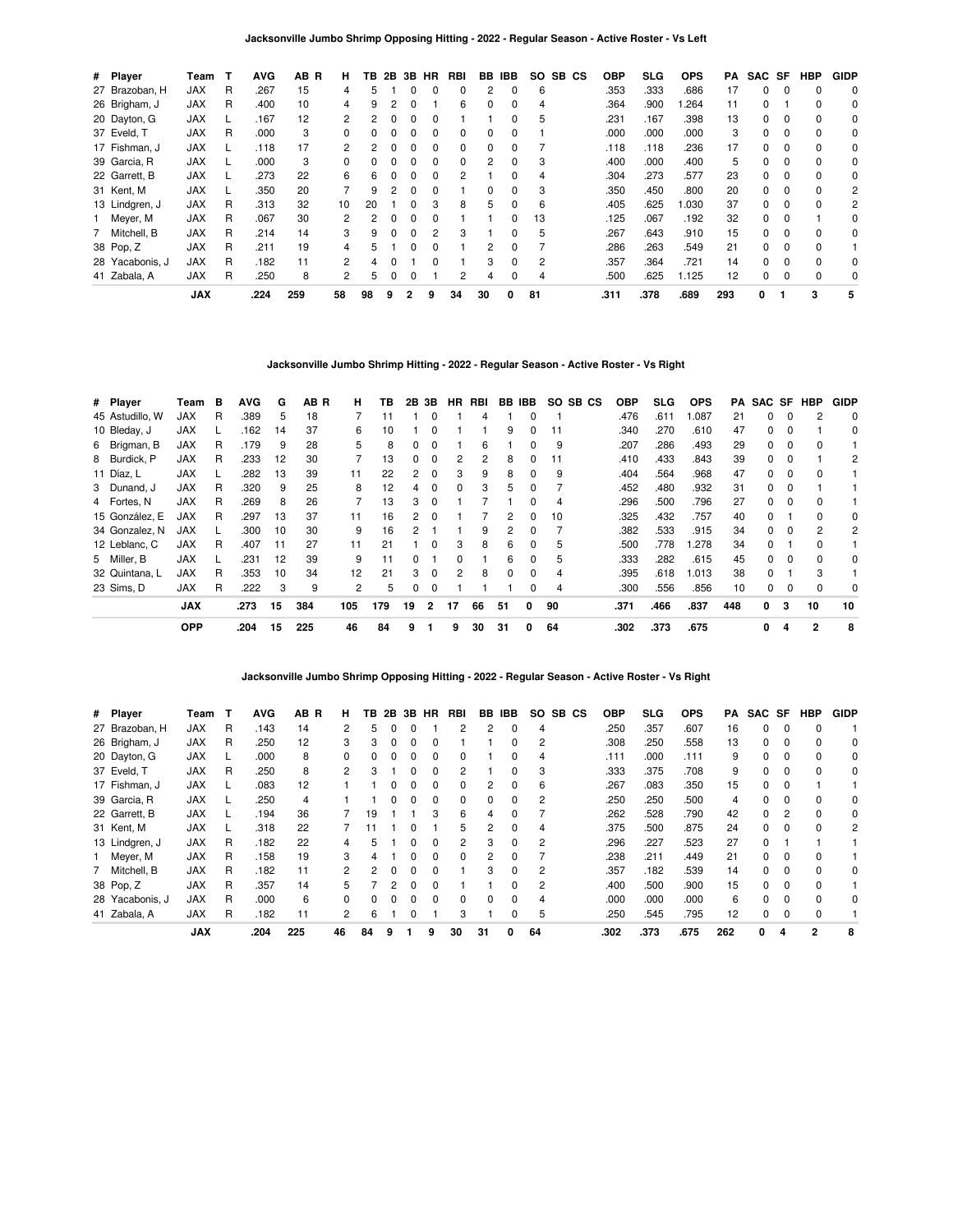### Jacksonville Jumbo Shrimp Opposing Hitting - 2022 - Regular Season - Active Roster - Vs Left

| # | Player | Team | T | AVG | AB | R | H | TB | 2B | 3B | HR | RBI | BB | IBB | SO | SB | CS | OBP | SLG | OPS | PA | SAC | SF | HBP | GIDP |
|---|---|---|---|---|---|---|---|---|---|---|---|---|---|---|---|---|---|---|---|---|---|---|---|---|---|
| 27 | Brazoban, H | JAX | R | .267 | 15 | | 4 | 5 | 1 | 0 | 0 | 0 | 2 | 0 | 6 | | | .353 | .333 | .686 | 17 | 0 | 0 | 0 | 0 |
| 26 | Brigham, J | JAX | R | .400 | 10 | | 4 | 9 | 2 | 0 | 1 | 6 | 0 | 0 | 4 | | | .364 | .900 | 1.264 | 11 | 0 | 1 | 0 | 0 |
| 20 | Dayton, G | JAX | L | .167 | 12 | | 2 | 2 | 0 | 0 | 0 | 1 | 1 | 0 | 5 | | | .231 | .167 | .398 | 13 | 0 | 0 | 0 | 0 |
| 37 | Eveld, T | JAX | R | .000 | 3 | | 0 | 0 | 0 | 0 | 0 | 0 | 0 | 0 | 1 | | | .000 | .000 | .000 | 3 | 0 | 0 | 0 | 0 |
| 17 | Fishman, J | JAX | L | .118 | 17 | | 2 | 2 | 0 | 0 | 0 | 0 | 0 | 0 | 7 | | | .118 | .118 | .236 | 17 | 0 | 0 | 0 | 0 |
| 39 | Garcia, R | JAX | L | .000 | 3 | | 0 | 0 | 0 | 0 | 0 | 0 | 2 | 0 | 3 | | | .400 | .000 | .400 | 5 | 0 | 0 | 0 | 0 |
| 22 | Garrett, B | JAX | L | .273 | 22 | | 6 | 6 | 0 | 0 | 0 | 2 | 1 | 0 | 4 | | | .304 | .273 | .577 | 23 | 0 | 0 | 0 | 0 |
| 31 | Kent, M | JAX | L | .350 | 20 | | 7 | 9 | 2 | 0 | 0 | 1 | 0 | 0 | 3 | | | .350 | .450 | .800 | 20 | 0 | 0 | 0 | 2 |
| 13 | Lindgren, J | JAX | R | .313 | 32 | | 10 | 20 | 1 | 0 | 3 | 8 | 5 | 0 | 6 | | | .405 | .625 | 1.030 | 37 | 0 | 0 | 0 | 2 |
| 1 | Meyer, M | JAX | R | .067 | 30 | | 2 | 2 | 0 | 0 | 0 | 1 | 1 | 0 | 13 | | | .125 | .067 | .192 | 32 | 0 | 0 | 1 | 0 |
| 7 | Mitchell, B | JAX | R | .214 | 14 | | 3 | 9 | 0 | 0 | 2 | 3 | 1 | 0 | 5 | | | .267 | .643 | .910 | 15 | 0 | 0 | 0 | 0 |
| 38 | Pop, Z | JAX | R | .211 | 19 | | 4 | 5 | 1 | 0 | 0 | 1 | 2 | 0 | 7 | | | .286 | .263 | .549 | 21 | 0 | 0 | 0 | 1 |
| 28 | Yacabonis, J | JAX | R | .182 | 11 | | 2 | 4 | 0 | 1 | 0 | 1 | 3 | 0 | 2 | | | .357 | .364 | .721 | 14 | 0 | 0 | 0 | 0 |
| 41 | Zabala, A | JAX | R | .250 | 8 | | 2 | 5 | 0 | 0 | 1 | 2 | 4 | 0 | 4 | | | .500 | .625 | 1.125 | 12 | 0 | 0 | 0 | 0 |
| | **JAX** | | | **.224** | **259** | | **58** | **98** | **9** | **2** | **9** | **34** | **30** | **0** | **81** | | | **.311** | **.378** | **.689** | **293** | **0** | **1** | **3** | **5** |

### Jacksonville Jumbo Shrimp Hitting - 2022 - Regular Season - Active Roster - Vs Right

| # | Player | Team | B | AVG | G | AB | R | H | TB | 2B | 3B | HR | RBI | BB | IBB | SO | SB | CS | OBP | SLG | OPS | PA | SAC | SF | HBP | GIDP |
|---|---|---|---|---|---|---|---|---|---|---|---|---|---|---|---|---|---|---|---|---|---|---|---|---|---|---|
| 45 | Astudillo, W | JAX | R | .389 | 5 | 18 | | 7 | 11 | 1 | 0 | 1 | 4 | 1 | 0 | 1 | | | .476 | .611 | 1.087 | 21 | 0 | 0 | 2 | 0 |
| 10 | Bleday, J | JAX | L | .162 | 14 | 37 | | 6 | 10 | 1 | 0 | 1 | 1 | 9 | 0 | 11 | | | .340 | .270 | .610 | 47 | 0 | 0 | 1 | 0 |
| 6 | Brigman, B | JAX | R | .179 | 9 | 28 | | 5 | 8 | 0 | 0 | 1 | 6 | 1 | 0 | 9 | | | .207 | .286 | .493 | 29 | 0 | 0 | 0 | 1 |
| 8 | Burdick, P | JAX | R | .233 | 12 | 30 | | 7 | 13 | 0 | 0 | 2 | 2 | 8 | 0 | 11 | | | .410 | .433 | .843 | 39 | 0 | 0 | 1 | 2 |
| 11 | Díaz, L | JAX | L | .282 | 13 | 39 | | 11 | 22 | 2 | 0 | 3 | 9 | 8 | 0 | 9 | | | .404 | .564 | .968 | 47 | 0 | 0 | 0 | 1 |
| 3 | Dunand, J | JAX | R | .320 | 9 | 25 | | 8 | 12 | 4 | 0 | 0 | 3 | 5 | 0 | 7 | | | .452 | .480 | .932 | 31 | 0 | 0 | 1 | 1 |
| 4 | Fortes, N | JAX | R | .269 | 8 | 26 | | 7 | 13 | 3 | 0 | 1 | 7 | 1 | 0 | 4 | | | .296 | .500 | .796 | 27 | 0 | 0 | 0 | 1 |
| 15 | González, E | JAX | R | .297 | 13 | 37 | | 11 | 16 | 2 | 0 | 1 | 7 | 2 | 0 | 10 | | | .325 | .432 | .757 | 40 | 0 | 1 | 0 | 0 |
| 34 | Gonzalez, N | JAX | L | .300 | 10 | 30 | | 9 | 16 | 2 | 1 | 1 | 9 | 2 | 0 | 7 | | | .382 | .533 | .915 | 34 | 0 | 0 | 2 | 2 |
| 12 | Leblanc, C | JAX | R | .407 | 11 | 27 | | 11 | 21 | 1 | 0 | 3 | 8 | 6 | 0 | 5 | | | .500 | .778 | 1.278 | 34 | 0 | 1 | 0 | 1 |
| 5 | Miller, B | JAX | L | .231 | 12 | 39 | | 9 | 11 | 0 | 1 | 0 | 1 | 6 | 0 | 5 | | | .333 | .282 | .615 | 45 | 0 | 0 | 0 | 0 |
| 32 | Quintana, L | JAX | R | .353 | 10 | 34 | | 12 | 21 | 3 | 0 | 2 | 8 | 0 | 0 | 4 | | | .395 | .618 | 1.013 | 38 | 0 | 1 | 3 | 1 |
| 23 | Sims, D | JAX | R | .222 | 3 | 9 | | 2 | 5 | 0 | 0 | 1 | 1 | 1 | 0 | 4 | | | .300 | .556 | .856 | 10 | 0 | 0 | 0 | 0 |
| | **JAX** | | | **.273** | **15** | **384** | | **105** | **179** | **19** | **2** | **17** | **66** | **51** | **0** | **90** | | | **.371** | **.466** | **.837** | **448** | **0** | **3** | **10** | **10** |
| | **OPP** | | | **.204** | **15** | **225** | | **46** | **84** | **9** | **1** | **9** | **30** | **31** | **0** | **64** | | | **.302** | **.373** | **.675** | | **0** | **4** | **2** | **8** |

### Jacksonville Jumbo Shrimp Opposing Hitting - 2022 - Regular Season - Active Roster - Vs Right

| # | Player | Team | T | AVG | AB | R | H | TB | 2B | 3B | HR | RBI | BB | IBB | SO | SB | CS | OBP | SLG | OPS | PA | SAC | SF | HBP | GIDP |
|---|---|---|---|---|---|---|---|---|---|---|---|---|---|---|---|---|---|---|---|---|---|---|---|---|---|
| 27 | Brazoban, H | JAX | R | .143 | 14 | | 2 | 5 | 0 | 0 | 1 | 2 | 2 | 0 | 4 | | | .250 | .357 | .607 | 16 | 0 | 0 | 0 | 1 |
| 26 | Brigham, J | JAX | R | .250 | 12 | | 3 | 3 | 0 | 0 | 0 | 1 | 1 | 0 | 2 | | | .308 | .250 | .558 | 13 | 0 | 0 | 0 | 0 |
| 20 | Dayton, G | JAX | L | .000 | 8 | | 0 | 0 | 0 | 0 | 0 | 0 | 1 | 0 | 4 | | | .111 | .000 | .111 | 9 | 0 | 0 | 0 | 0 |
| 37 | Eveld, T | JAX | R | .250 | 8 | | 2 | 3 | 1 | 0 | 0 | 2 | 1 | 0 | 3 | | | .333 | .375 | .708 | 9 | 0 | 0 | 0 | 0 |
| 17 | Fishman, J | JAX | L | .083 | 12 | | 1 | 1 | 0 | 0 | 0 | 0 | 2 | 0 | 6 | | | .267 | .083 | .350 | 15 | 0 | 0 | 1 | 1 |
| 39 | Garcia, R | JAX | L | .250 | 4 | | 1 | 1 | 0 | 0 | 0 | 0 | 0 | 0 | 2 | | | .250 | .250 | .500 | 4 | 0 | 0 | 0 | 0 |
| 22 | Garrett, B | JAX | L | .194 | 36 | | 7 | 19 | 1 | 1 | 3 | 6 | 4 | 0 | 7 | | | .262 | .528 | .790 | 42 | 0 | 2 | 0 | 0 |
| 31 | Kent, M | JAX | L | .318 | 22 | | 7 | 11 | 1 | 0 | 1 | 5 | 2 | 0 | 4 | | | .375 | .500 | .875 | 24 | 0 | 0 | 0 | 2 |
| 13 | Lindgren, J | JAX | R | .182 | 22 | | 4 | 5 | 1 | 0 | 0 | 2 | 3 | 0 | 2 | | | .296 | .227 | .523 | 27 | 0 | 1 | 1 | 1 |
| 1 | Meyer, M | JAX | R | .158 | 19 | | 3 | 4 | 1 | 0 | 0 | 0 | 2 | 0 | 7 | | | .238 | .211 | .449 | 21 | 0 | 0 | 0 | 1 |
| 7 | Mitchell, B | JAX | R | .182 | 11 | | 2 | 2 | 0 | 0 | 0 | 1 | 3 | 0 | 2 | | | .357 | .182 | .539 | 14 | 0 | 0 | 0 | 0 |
| 38 | Pop, Z | JAX | R | .357 | 14 | | 5 | 7 | 2 | 0 | 0 | 1 | 1 | 0 | 2 | | | .400 | .500 | .900 | 15 | 0 | 0 | 0 | 1 |
| 28 | Yacabonis, J | JAX | R | .000 | 6 | | 0 | 0 | 0 | 0 | 0 | 0 | 0 | 0 | 4 | | | .000 | .000 | .000 | 6 | 0 | 0 | 0 | 0 |
| 41 | Zabala, A | JAX | R | .182 | 11 | | 2 | 6 | 1 | 0 | 1 | 3 | 1 | 0 | 5 | | | .250 | .545 | .795 | 12 | 0 | 0 | 0 | 1 |
| | **JAX** | | | **.204** | **225** | | **46** | **84** | **9** | **1** | **9** | **30** | **31** | **0** | **64** | | | **.302** | **.373** | **.675** | **262** | **0** | **4** | **2** | **8** |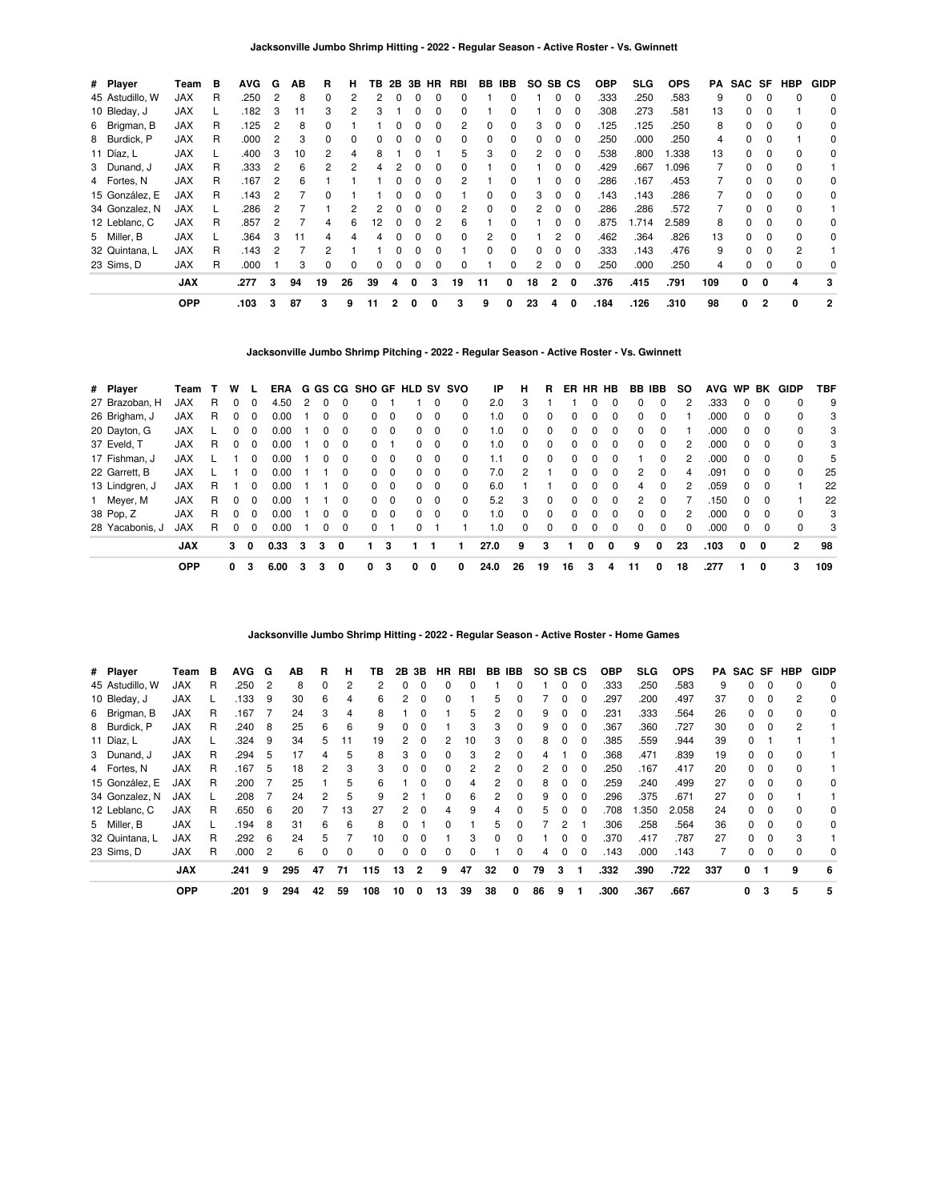**Jacksonville Jumbo Shrimp Hitting - 2022 - Regular Season - Active Roster - Vs. Gwinnett**

| # | Player | Team | B | AVG | G | AB | R | H | TB | 2B | 3B | HR | RBI | BB | IBB | SO | SB | CS | OBP | SLG | OPS | PA | SAC | SF | HBP | GIDP |
|---|---|---|---|---|---|---|---|---|---|---|---|---|---|---|---|---|---|---|---|---|---|---|---|---|---|---|
| 45 | Astudillo, W | JAX | R | .250 | 2 | 8 | 0 | 2 | 2 | 0 | 0 | 0 | 0 | 1 | 0 | 1 | 0 | 0 | .333 | .250 | .583 | 9 | 0 | 0 | 0 | 0 |
| 10 | Bleday, J | JAX | L | .182 | 3 | 11 | 3 | 2 | 3 | 1 | 0 | 0 | 0 | 1 | 0 | 1 | 0 | 0 | .308 | .273 | .581 | 13 | 0 | 0 | 1 | 0 |
| 6 | Brigman, B | JAX | R | .125 | 2 | 8 | 0 | 1 | 1 | 0 | 0 | 0 | 2 | 0 | 0 | 3 | 0 | 0 | .125 | .125 | .250 | 8 | 0 | 0 | 0 | 0 |
| 8 | Burdick, P | JAX | R | .000 | 2 | 3 | 0 | 0 | 0 | 0 | 0 | 0 | 0 | 0 | 0 | 0 | 0 | 0 | .250 | .000 | .250 | 4 | 0 | 0 | 1 | 0 |
| 11 | Díaz, L | JAX | L | .400 | 3 | 10 | 2 | 4 | 8 | 1 | 0 | 1 | 5 | 3 | 0 | 2 | 0 | 0 | .538 | .800 | 1.338 | 13 | 0 | 0 | 0 | 0 |
| 3 | Dunand, J | JAX | R | .333 | 2 | 6 | 2 | 2 | 4 | 2 | 0 | 0 | 0 | 1 | 0 | 1 | 0 | 0 | .429 | .667 | 1.096 | 7 | 0 | 0 | 0 | 1 |
| 4 | Fortes, N | JAX | R | .167 | 2 | 6 | 1 | 1 | 1 | 0 | 0 | 0 | 2 | 1 | 0 | 1 | 0 | 0 | .286 | .167 | .453 | 7 | 0 | 0 | 0 | 0 |
| 15 | González, E | JAX | R | .143 | 2 | 7 | 0 | 1 | 1 | 0 | 0 | 0 | 1 | 0 | 0 | 3 | 0 | 0 | .143 | .143 | .286 | 7 | 0 | 0 | 0 | 0 |
| 34 | Gonzalez, N | JAX | L | .286 | 2 | 7 | 1 | 2 | 2 | 0 | 0 | 0 | 2 | 0 | 0 | 2 | 0 | 0 | .286 | .286 | .572 | 7 | 0 | 0 | 0 | 1 |
| 12 | Leblanc, C | JAX | R | .857 | 2 | 7 | 4 | 6 | 12 | 0 | 0 | 2 | 6 | 1 | 0 | 1 | 0 | 0 | .875 | 1.714 | 2.589 | 8 | 0 | 0 | 0 | 0 |
| 5 | Miller, B | JAX | L | .364 | 3 | 11 | 4 | 4 | 4 | 0 | 0 | 0 | 0 | 2 | 0 | 1 | 2 | 0 | .462 | .364 | .826 | 13 | 0 | 0 | 0 | 0 |
| 32 | Quintana, L | JAX | R | .143 | 2 | 7 | 2 | 1 | 1 | 0 | 0 | 0 | 1 | 0 | 0 | 0 | 0 | 0 | .333 | .143 | .476 | 9 | 0 | 0 | 2 | 1 |
| 23 | Sims, D | JAX | R | .000 | 1 | 3 | 0 | 0 | 0 | 0 | 0 | 0 | 0 | 1 | 0 | 2 | 0 | 0 | .250 | .000 | .250 | 4 | 0 | 0 | 0 | 0 |
| | | **JAX** | | **.277** | **3** | **94** | **19** | **26** | **39** | **4** | **0** | **3** | **19** | **11** | **0** | **18** | **2** | **0** | **.376** | **.415** | **.791** | **109** | **0** | **0** | **4** | **3** |
| | | **OPP** | | **.103** | **3** | **87** | **3** | **9** | **11** | **2** | **0** | **0** | **3** | **9** | **0** | **23** | **4** | **0** | **.184** | **.126** | **.310** | **98** | **0** | **2** | **0** | **2** |

**Jacksonville Jumbo Shrimp Pitching - 2022 - Regular Season - Active Roster - Vs. Gwinnett**

| # | Player | Team | T | W | L | ERA | G | GS | CG | SHO | GF | HLD | SV | SVO | IP | H | R | ER | HR | HB | BB | IBB | SO | AVG | WP | BK | GIDP | TBF |
|---|---|---|---|---|---|---|---|---|---|---|---|---|---|---|---|---|---|---|---|---|---|---|---|---|---|---|---|---|
| 27 | Brazoban, H | JAX | R | 0 | 0 | 4.50 | 2 | 0 | 0 | 0 | 1 | 1 | 0 | 0 | 2.0 | 3 | 1 | 1 | 0 | 0 | 0 | 0 | 2 | .333 | 0 | 0 | 0 | 9 |
| 26 | Brigham, J | JAX | R | 0 | 0 | 0.00 | 1 | 0 | 0 | 0 | 0 | 0 | 0 | 0 | 1.0 | 0 | 0 | 0 | 0 | 0 | 0 | 0 | 1 | .000 | 0 | 0 | 0 | 3 |
| 20 | Dayton, G | JAX | L | 0 | 0 | 0.00 | 1 | 0 | 0 | 0 | 0 | 0 | 0 | 0 | 1.0 | 0 | 0 | 0 | 0 | 0 | 0 | 0 | 1 | .000 | 0 | 0 | 0 | 3 |
| 37 | Eveld, T | JAX | R | 0 | 0 | 0.00 | 1 | 0 | 0 | 0 | 1 | 0 | 0 | 0 | 1.0 | 0 | 0 | 0 | 0 | 0 | 0 | 0 | 2 | .000 | 0 | 0 | 0 | 3 |
| 17 | Fishman, J | JAX | L | 1 | 0 | 0.00 | 1 | 0 | 0 | 0 | 0 | 0 | 0 | 0 | 1.1 | 0 | 0 | 0 | 0 | 0 | 1 | 0 | 2 | .000 | 0 | 0 | 0 | 5 |
| 22 | Garrett, B | JAX | L | 1 | 0 | 0.00 | 1 | 1 | 0 | 0 | 0 | 0 | 0 | 0 | 7.0 | 2 | 1 | 0 | 0 | 0 | 2 | 0 | 4 | .091 | 0 | 0 | 0 | 25 |
| 13 | Lindgren, J | JAX | R | 1 | 0 | 0.00 | 1 | 1 | 0 | 0 | 0 | 0 | 0 | 0 | 6.0 | 1 | 1 | 0 | 0 | 0 | 4 | 0 | 2 | .059 | 0 | 0 | 1 | 22 |
| 1 | Meyer, M | JAX | R | 0 | 0 | 0.00 | 1 | 1 | 0 | 0 | 0 | 0 | 0 | 0 | 5.2 | 3 | 0 | 0 | 0 | 0 | 2 | 0 | 7 | .150 | 0 | 0 | 1 | 22 |
| 38 | Pop, Z | JAX | R | 0 | 0 | 0.00 | 1 | 0 | 0 | 0 | 0 | 0 | 0 | 0 | 1.0 | 0 | 0 | 0 | 0 | 0 | 0 | 0 | 2 | .000 | 0 | 0 | 0 | 3 |
| 28 | Yacabonis, J | JAX | R | 0 | 0 | 0.00 | 1 | 0 | 0 | 0 | 1 | 0 | 1 | 1 | 1.0 | 0 | 0 | 0 | 0 | 0 | 0 | 0 | 0 | .000 | 0 | 0 | 0 | 3 |
| | | **JAX** | | **3** | **0** | **0.33** | **3** | **3** | **0** | **1** | **3** | **1** | **1** | **1** | **27.0** | **9** | **3** | **1** | **0** | **0** | **9** | **0** | **23** | **.103** | **0** | **0** | **2** | **98** |
| | | **OPP** | | **0** | **3** | **6.00** | **3** | **3** | **0** | **0** | **3** | **0** | **0** | **0** | **24.0** | **26** | **19** | **16** | **3** | **4** | **11** | **0** | **18** | **.277** | **1** | **0** | **3** | **109** |

**Jacksonville Jumbo Shrimp Hitting - 2022 - Regular Season - Active Roster - Home Games**

| # | Player | Team | B | AVG | G | AB | R | H | TB | 2B | 3B | HR | RBI | BB | IBB | SO | SB | CS | OBP | SLG | OPS | PA | SAC | SF | HBP | GIDP |
|---|---|---|---|---|---|---|---|---|---|---|---|---|---|---|---|---|---|---|---|---|---|---|---|---|---|---|
| 45 | Astudillo, W | JAX | R | .250 | 2 | 8 | 0 | 2 | 2 | 0 | 0 | 0 | 0 | 1 | 0 | 1 | 0 | 0 | .333 | .250 | .583 | 9 | 0 | 0 | 0 | 0 |
| 10 | Bleday, J | JAX | L | .133 | 9 | 30 | 6 | 4 | 6 | 2 | 0 | 0 | 1 | 5 | 0 | 7 | 0 | 0 | .297 | .200 | .497 | 37 | 0 | 0 | 2 | 0 |
| 6 | Brigman, B | JAX | R | .167 | 7 | 24 | 3 | 4 | 8 | 1 | 0 | 1 | 5 | 2 | 0 | 9 | 0 | 0 | .231 | .333 | .564 | 26 | 0 | 0 | 0 | 0 |
| 8 | Burdick, P | JAX | R | .240 | 8 | 25 | 6 | 6 | 9 | 0 | 0 | 1 | 3 | 3 | 0 | 9 | 0 | 0 | .367 | .360 | .727 | 30 | 0 | 0 | 2 | 1 |
| 11 | Díaz, L | JAX | L | .324 | 9 | 34 | 5 | 11 | 19 | 2 | 0 | 2 | 10 | 3 | 0 | 8 | 0 | 0 | .385 | .559 | .944 | 39 | 0 | 1 | 1 | 1 |
| 3 | Dunand, J | JAX | R | .294 | 5 | 17 | 4 | 5 | 8 | 3 | 0 | 0 | 3 | 2 | 0 | 4 | 1 | 0 | .368 | .471 | .839 | 19 | 0 | 0 | 0 | 1 |
| 4 | Fortes, N | JAX | R | .167 | 5 | 18 | 2 | 3 | 3 | 0 | 0 | 0 | 2 | 2 | 0 | 2 | 0 | 0 | .250 | .167 | .417 | 20 | 0 | 0 | 0 | 1 |
| 15 | González, E | JAX | R | .200 | 7 | 25 | 1 | 5 | 6 | 1 | 0 | 0 | 4 | 2 | 0 | 8 | 0 | 0 | .259 | .240 | .499 | 27 | 0 | 0 | 0 | 0 |
| 34 | Gonzalez, N | JAX | L | .208 | 7 | 24 | 2 | 5 | 9 | 2 | 1 | 0 | 6 | 2 | 0 | 9 | 0 | 0 | .296 | .375 | .671 | 27 | 0 | 0 | 1 | 1 |
| 12 | Leblanc, C | JAX | R | .650 | 6 | 20 | 7 | 13 | 27 | 2 | 0 | 4 | 9 | 4 | 0 | 5 | 0 | 0 | .708 | 1.350 | 2.058 | 24 | 0 | 0 | 0 | 0 |
| 5 | Miller, B | JAX | L | .194 | 8 | 31 | 6 | 6 | 8 | 0 | 1 | 0 | 1 | 5 | 0 | 7 | 2 | 1 | .306 | .258 | .564 | 36 | 0 | 0 | 0 | 0 |
| 32 | Quintana, L | JAX | R | .292 | 6 | 24 | 5 | 7 | 10 | 0 | 0 | 1 | 3 | 0 | 0 | 1 | 0 | 0 | .370 | .417 | .787 | 27 | 0 | 0 | 3 | 1 |
| 23 | Sims, D | JAX | R | .000 | 2 | 6 | 0 | 0 | 0 | 0 | 0 | 0 | 0 | 1 | 0 | 4 | 0 | 0 | .143 | .000 | .143 | 7 | 0 | 0 | 0 | 0 |
| | | **JAX** | | **.241** | **9** | **295** | **47** | **71** | **115** | **13** | **2** | **9** | **47** | **32** | **0** | **79** | **3** | **1** | **.332** | **.390** | **.722** | **337** | **0** | **1** | **9** | **6** |
| | | **OPP** | | **.201** | **9** | **294** | **42** | **59** | **108** | **10** | **0** | **13** | **39** | **38** | **0** | **86** | **9** | **1** | **.300** | **.367** | **.667** | | **0** | **3** | **5** | **5** |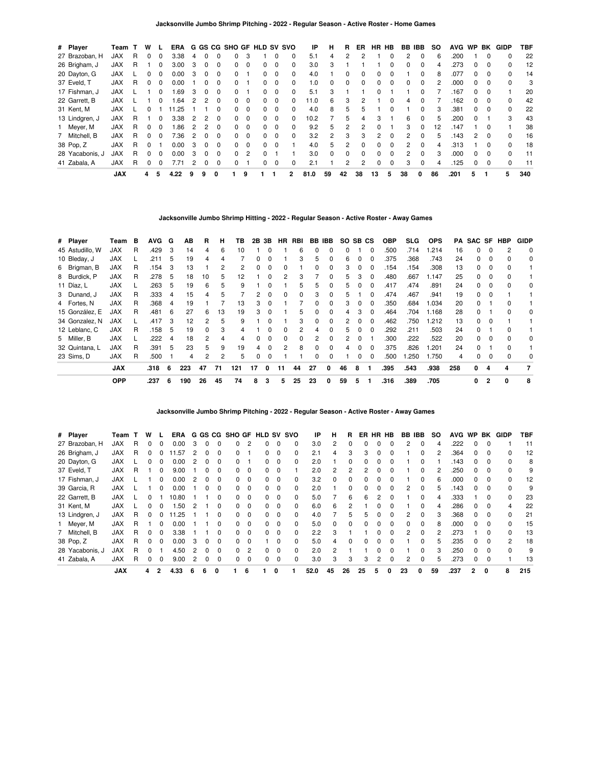### Jacksonville Jumbo Shrimp Pitching - 2022 - Regular Season - Active Roster - Home Games

| # | Player | Team | T | W | L | ERA | G | GS | CG | SHO | GF | HLD | SV | SVO | IP | H | R | ER | HR | HB | BB | IBB | SO | AVG | WP | BK | GIDP | TBF |
|---|---|---|---|---|---|---|---|---|---|---|---|---|---|---|---|---|---|---|---|---|---|---|---|---|---|---|---|---|
| 27 | Brazoban, H | JAX | R | 0 | 0 | 3.38 | 4 | 0 | 0 | 0 | 3 | 1 | 0 | 0 | 5.1 | 4 | 2 | 2 | 1 | 0 | 2 | 0 | 6 | .200 | 1 | 0 | 0 | 22 |
| 26 | Brigham, J | JAX | R | 1 | 0 | 3.00 | 3 | 0 | 0 | 0 | 0 | 0 | 0 | 0 | 3.0 | 3 | 1 | 1 | 1 | 0 | 0 | 0 | 4 | .273 | 0 | 0 | 0 | 12 |
| 20 | Dayton, G | JAX | L | 0 | 0 | 0.00 | 3 | 0 | 0 | 0 | 1 | 0 | 0 | 0 | 4.0 | 1 | 0 | 0 | 0 | 0 | 1 | 0 | 8 | .077 | 0 | 0 | 0 | 14 |
| 37 | Eveld, T | JAX | R | 0 | 0 | 0.00 | 1 | 0 | 0 | 0 | 1 | 0 | 0 | 0 | 1.0 | 0 | 0 | 0 | 0 | 0 | 0 | 0 | 2 | .000 | 0 | 0 | 0 | 3 |
| 17 | Fishman, J | JAX | L | 1 | 0 | 1.69 | 3 | 0 | 0 | 0 | 1 | 0 | 0 | 0 | 5.1 | 3 | 1 | 1 | 0 | 1 | 1 | 0 | 7 | .167 | 0 | 0 | 1 | 20 |
| 22 | Garrett, B | JAX | L | 1 | 0 | 1.64 | 2 | 2 | 0 | 0 | 0 | 0 | 0 | 0 | 11.0 | 6 | 3 | 2 | 1 | 0 | 4 | 0 | 7 | .162 | 0 | 0 | 0 | 42 |
| 31 | Kent, M | JAX | L | 0 | 1 | 11.25 | 1 | 1 | 0 | 0 | 0 | 0 | 0 | 0 | 4.0 | 8 | 5 | 5 | 1 | 0 | 1 | 0 | 3 | .381 | 0 | 0 | 0 | 22 |
| 13 | Lindgren, J | JAX | R | 1 | 0 | 3.38 | 2 | 2 | 0 | 0 | 0 | 0 | 0 | 0 | 10.2 | 7 | 5 | 4 | 3 | 1 | 6 | 0 | 5 | .200 | 0 | 1 | 3 | 43 |
| 1 | Meyer, M | JAX | R | 0 | 0 | 1.86 | 2 | 2 | 0 | 0 | 0 | 0 | 0 | 0 | 9.2 | 5 | 2 | 2 | 0 | 1 | 3 | 0 | 12 | .147 | 1 | 0 | 1 | 38 |
| 7 | Mitchell, B | JAX | R | 0 | 0 | 7.36 | 2 | 0 | 0 | 0 | 0 | 0 | 0 | 0 | 3.2 | 2 | 3 | 3 | 2 | 0 | 2 | 0 | 5 | .143 | 2 | 0 | 0 | 16 |
| 38 | Pop, Z | JAX | R | 0 | 1 | 0.00 | 3 | 0 | 0 | 0 | 0 | 0 | 0 | 1 | 4.0 | 5 | 2 | 0 | 0 | 0 | 2 | 0 | 4 | .313 | 1 | 0 | 0 | 18 |
| 28 | Yacabonis, J | JAX | R | 0 | 0 | 0.00 | 3 | 0 | 0 | 0 | 2 | 0 | 1 | 1 | 3.0 | 0 | 0 | 0 | 0 | 0 | 2 | 0 | 3 | .000 | 0 | 0 | 0 | 11 |
| 41 | Zabala, A | JAX | R | 0 | 0 | 7.71 | 2 | 0 | 0 | 0 | 1 | 0 | 0 | 0 | 2.1 | 1 | 2 | 2 | 0 | 0 | 3 | 0 | 4 | .125 | 0 | 0 | 0 | 11 |
| | **JAX** | | | **4** | **5** | **4.22** | **9** | **9** | **0** | **1** | **9** | **1** | **1** | **2** | **81.0** | **59** | **42** | **38** | **13** | **5** | **38** | **0** | **86** | **.201** | **5** | **1** | **5** | **340** |

### Jacksonville Jumbo Shrimp Hitting - 2022 - Regular Season - Active Roster - Away Games

| # | Player | Team | B | AVG | G | AB | R | H | TB | 2B | 3B | HR | RBI | BB | IBB | SO | SB | CS | OBP | SLG | OPS | PA | SAC | SF | HBP | GIDP |
|---|---|---|---|---|---|---|---|---|---|---|---|---|---|---|---|---|---|---|---|---|---|---|---|---|---|---|
| 45 | Astudillo, W | JAX | R | .429 | 3 | 14 | 4 | 6 | 10 | 1 | 0 | 1 | 6 | 0 | 0 | 0 | 1 | 0 | .500 | .714 | 1.214 | 16 | 0 | 0 | 2 | 0 |
| 10 | Bleday, J | JAX | L | .211 | 5 | 19 | 4 | 4 | 7 | 0 | 0 | 1 | 3 | 5 | 0 | 6 | 0 | 0 | .375 | .368 | .743 | 24 | 0 | 0 | 0 | 0 |
| 6 | Brigman, B | JAX | R | .154 | 3 | 13 | 1 | 2 | 2 | 0 | 0 | 0 | 1 | 0 | 0 | 3 | 0 | 0 | .154 | .154 | .308 | 13 | 0 | 0 | 0 | 1 |
| 8 | Burdick, P | JAX | R | .278 | 5 | 18 | 10 | 5 | 12 | 1 | 0 | 2 | 3 | 7 | 0 | 5 | 3 | 0 | .480 | .667 | 1.147 | 25 | 0 | 0 | 0 | 1 |
| 11 | Díaz, L | JAX | L | .263 | 5 | 19 | 6 | 5 | 9 | 1 | 0 | 1 | 5 | 5 | 0 | 5 | 0 | 0 | .417 | .474 | .891 | 24 | 0 | 0 | 0 | 0 |
| 3 | Dunand, J | JAX | R | .333 | 4 | 15 | 4 | 5 | 7 | 2 | 0 | 0 | 0 | 3 | 0 | 5 | 1 | 0 | .474 | .467 | .941 | 19 | 0 | 0 | 1 | 1 |
| 4 | Fortes, N | JAX | R | .368 | 4 | 19 | 1 | 7 | 13 | 3 | 0 | 1 | 7 | 0 | 0 | 3 | 0 | 0 | .350 | .684 | 1.034 | 20 | 0 | 1 | 0 | 1 |
| 15 | González, E | JAX | R | .481 | 6 | 27 | 6 | 13 | 19 | 3 | 0 | 1 | 5 | 0 | 0 | 4 | 3 | 0 | .464 | .704 | 1.168 | 28 | 0 | 1 | 0 | 0 |
| 34 | Gonzalez, N | JAX | L | .417 | 3 | 12 | 2 | 5 | 9 | 1 | 0 | 1 | 3 | 0 | 0 | 2 | 0 | 0 | .462 | .750 | 1.212 | 13 | 0 | 0 | 1 | 1 |
| 12 | Leblanc, C | JAX | R | .158 | 5 | 19 | 0 | 3 | 4 | 1 | 0 | 0 | 2 | 4 | 0 | 5 | 0 | 0 | .292 | .211 | .503 | 24 | 0 | 1 | 0 | 1 |
| 5 | Miller, B | JAX | L | .222 | 4 | 18 | 2 | 4 | 4 | 0 | 0 | 0 | 0 | 2 | 0 | 2 | 0 | 1 | .300 | .222 | .522 | 20 | 0 | 0 | 0 | 0 |
| 32 | Quintana, L | JAX | R | .391 | 5 | 23 | 5 | 9 | 19 | 4 | 0 | 2 | 8 | 0 | 0 | 4 | 0 | 0 | .375 | .826 | 1.201 | 24 | 0 | 1 | 0 | 1 |
| 23 | Sims, D | JAX | R | .500 | 1 | 4 | 2 | 2 | 5 | 0 | 0 | 1 | 1 | 0 | 0 | 1 | 0 | 0 | .500 | 1.250 | 1.750 | 4 | 0 | 0 | 0 | 0 |
| | **JAX** | | | **.318** | **6** | **223** | **47** | **71** | **121** | **17** | **0** | **11** | **44** | **27** | **0** | **46** | **8** | **1** | **.395** | **.543** | **.938** | **258** | **0** | **4** | **4** | **7** |
| | **OPP** | | | **.237** | **6** | **190** | **26** | **45** | **74** | **8** | **3** | **5** | **25** | **23** | **0** | **59** | **5** | **1** | **.316** | **.389** | **.705** | | **0** | **2** | **0** | **8** |

### Jacksonville Jumbo Shrimp Pitching - 2022 - Regular Season - Active Roster - Away Games

| # | Player | Team | T | W | L | ERA | G | GS | CG | SHO | GF | HLD | SV | SVO | IP | H | R | ER | HR | HB | BB | IBB | SO | AVG | WP | BK | GIDP | TBF |
|---|---|---|---|---|---|---|---|---|---|---|---|---|---|---|---|---|---|---|---|---|---|---|---|---|---|---|---|---|
| 27 | Brazoban, H | JAX | R | 0 | 0 | 0.00 | 3 | 0 | 0 | 0 | 2 | 0 | 0 | 0 | 3.0 | 2 | 0 | 0 | 0 | 0 | 2 | 0 | 4 | .222 | 0 | 0 | 1 | 11 |
| 26 | Brigham, J | JAX | R | 0 | 0 | 11.57 | 2 | 0 | 0 | 0 | 1 | 0 | 0 | 0 | 2.1 | 4 | 3 | 3 | 0 | 0 | 1 | 0 | 2 | .364 | 0 | 0 | 0 | 12 |
| 20 | Dayton, G | JAX | L | 0 | 0 | 0.00 | 2 | 0 | 0 | 0 | 1 | 0 | 0 | 0 | 2.0 | 1 | 0 | 0 | 0 | 0 | 1 | 0 | 1 | .143 | 0 | 0 | 0 | 8 |
| 37 | Eveld, T | JAX | R | 1 | 0 | 9.00 | 1 | 0 | 0 | 0 | 0 | 0 | 0 | 1 | 2.0 | 2 | 2 | 2 | 0 | 0 | 1 | 0 | 2 | .250 | 0 | 0 | 0 | 9 |
| 17 | Fishman, J | JAX | L | 1 | 0 | 0.00 | 2 | 0 | 0 | 0 | 0 | 0 | 0 | 0 | 3.2 | 0 | 0 | 0 | 0 | 0 | 1 | 0 | 6 | .000 | 0 | 0 | 0 | 12 |
| 39 | Garcia, R | JAX | L | 1 | 0 | 0.00 | 1 | 0 | 0 | 0 | 0 | 0 | 0 | 0 | 2.0 | 1 | 0 | 0 | 0 | 0 | 2 | 0 | 5 | .143 | 0 | 0 | 0 | 9 |
| 22 | Garrett, B | JAX | L | 0 | 1 | 10.80 | 1 | 1 | 0 | 0 | 0 | 0 | 0 | 0 | 5.0 | 7 | 6 | 6 | 2 | 0 | 1 | 0 | 4 | .333 | 1 | 0 | 0 | 23 |
| 31 | Kent, M | JAX | L | 0 | 0 | 1.50 | 2 | 1 | 0 | 0 | 0 | 0 | 0 | 0 | 6.0 | 6 | 2 | 1 | 0 | 0 | 1 | 0 | 4 | .286 | 0 | 0 | 4 | 22 |
| 13 | Lindgren, J | JAX | R | 0 | 0 | 11.25 | 1 | 1 | 0 | 0 | 0 | 0 | 0 | 0 | 4.0 | 7 | 5 | 5 | 0 | 0 | 2 | 0 | 3 | .368 | 0 | 0 | 0 | 21 |
| 1 | Meyer, M | JAX | R | 1 | 0 | 0.00 | 1 | 1 | 0 | 0 | 0 | 0 | 0 | 0 | 5.0 | 0 | 0 | 0 | 0 | 0 | 0 | 0 | 8 | .000 | 0 | 0 | 0 | 15 |
| 7 | Mitchell, B | JAX | R | 0 | 0 | 3.38 | 1 | 1 | 0 | 0 | 0 | 0 | 0 | 0 | 2.2 | 3 | 1 | 1 | 0 | 0 | 2 | 0 | 2 | .273 | 1 | 0 | 0 | 13 |
| 38 | Pop, Z | JAX | R | 0 | 0 | 0.00 | 3 | 0 | 0 | 0 | 0 | 1 | 0 | 0 | 5.0 | 4 | 0 | 0 | 0 | 0 | 1 | 0 | 5 | .235 | 0 | 0 | 2 | 18 |
| 28 | Yacabonis, J | JAX | R | 0 | 1 | 4.50 | 2 | 0 | 0 | 0 | 2 | 0 | 0 | 0 | 2.0 | 2 | 1 | 1 | 0 | 0 | 1 | 0 | 3 | .250 | 0 | 0 | 0 | 9 |
| 41 | Zabala, A | JAX | R | 0 | 0 | 9.00 | 2 | 0 | 0 | 0 | 0 | 0 | 0 | 0 | 3.0 | 3 | 3 | 3 | 2 | 0 | 2 | 0 | 5 | .273 | 0 | 0 | 1 | 13 |
| | **JAX** | | | **4** | **2** | **4.33** | **6** | **6** | **0** | **1** | **6** | **1** | **0** | **1** | **52.0** | **45** | **26** | **25** | **5** | **0** | **23** | **0** | **59** | **.237** | **2** | **0** | **8** | **215** |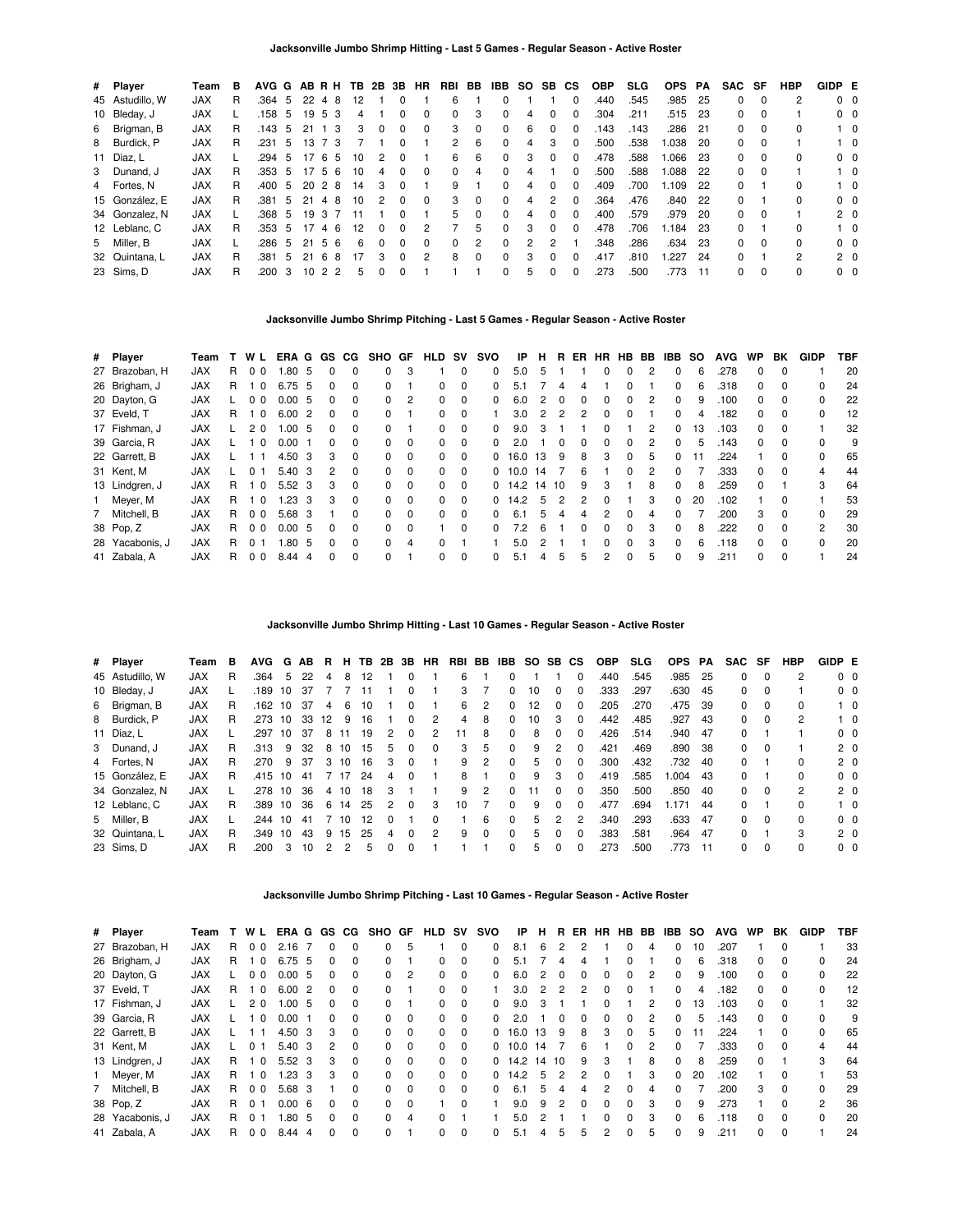## Jacksonville Jumbo Shrimp Hitting - Last 5 Games - Regular Season - Active Roster

| # | Player | Team | B | AVG | G | AB | R | H | TB | 2B | 3B | HR | RBI | BB | IBB | SO | SB | CS | OBP | SLG | OPS | PA | SAC | SF | HBP | GIDP | E |
|---|---|---|---|---|---|---|---|---|---|---|---|---|---|---|---|---|---|---|---|---|---|---|---|---|---|---|---|
| 45 | Astudillo, W | JAX | R | .364 | 5 | 22 | 4 | 8 | 12 | 1 | 0 | 1 | 6 | 1 | 0 | 1 | 1 | 0 | .440 | .545 | .985 | 25 | 0 | 0 | 2 | 0 | 0 |
| 10 | Bleday, J | JAX | L | .158 | 5 | 19 | 5 | 3 | 4 | 1 | 0 | 0 | 0 | 3 | 0 | 4 | 0 | 0 | .304 | .211 | .515 | 23 | 0 | 0 | 1 | 0 | 0 |
| 6 | Brigman, B | JAX | R | .143 | 5 | 21 | 1 | 3 | 3 | 0 | 0 | 0 | 3 | 0 | 0 | 6 | 0 | 0 | .143 | .143 | .286 | 21 | 0 | 0 | 0 | 1 | 0 |
| 8 | Burdick, P | JAX | R | .231 | 5 | 13 | 7 | 3 | 7 | 1 | 0 | 1 | 2 | 6 | 0 | 4 | 3 | 0 | .500 | .538 | 1.038 | 20 | 0 | 0 | 1 | 1 | 0 |
| 11 | Díaz, L | JAX | L | .294 | 5 | 17 | 6 | 5 | 10 | 2 | 0 | 1 | 6 | 6 | 0 | 3 | 0 | 0 | .478 | .588 | 1.066 | 23 | 0 | 0 | 0 | 0 | 0 |
| 3 | Dunand, J | JAX | R | .353 | 5 | 17 | 5 | 6 | 10 | 4 | 0 | 0 | 0 | 4 | 0 | 4 | 1 | 0 | .500 | .588 | 1.088 | 22 | 0 | 0 | 1 | 1 | 0 |
| 4 | Fortes, N | JAX | R | .400 | 5 | 20 | 2 | 8 | 14 | 3 | 0 | 1 | 9 | 1 | 0 | 4 | 0 | 0 | .409 | .700 | 1.109 | 22 | 0 | 1 | 0 | 1 | 0 |
| 15 | González, E | JAX | R | .381 | 5 | 21 | 4 | 8 | 10 | 2 | 0 | 0 | 3 | 0 | 0 | 4 | 2 | 0 | .364 | .476 | .840 | 22 | 0 | 1 | 0 | 0 | 0 |
| 34 | Gonzalez, N | JAX | L | .368 | 5 | 19 | 3 | 7 | 11 | 1 | 0 | 1 | 5 | 0 | 0 | 4 | 0 | 0 | .400 | .579 | .979 | 20 | 0 | 0 | 1 | 2 | 0 |
| 12 | Leblanc, C | JAX | R | .353 | 5 | 17 | 4 | 6 | 12 | 0 | 0 | 2 | 7 | 5 | 0 | 3 | 0 | 0 | .478 | .706 | 1.184 | 23 | 0 | 1 | 0 | 1 | 0 |
| 5 | Miller, B | JAX | L | .286 | 5 | 21 | 5 | 6 | 6 | 0 | 0 | 0 | 0 | 2 | 0 | 2 | 2 | 1 | .348 | .286 | .634 | 23 | 0 | 0 | 0 | 0 | 0 |
| 32 | Quintana, L | JAX | R | .381 | 5 | 21 | 6 | 8 | 17 | 3 | 0 | 2 | 8 | 0 | 0 | 3 | 0 | 0 | .417 | .810 | 1.227 | 24 | 0 | 1 | 2 | 2 | 0 |
| 23 | Sims, D | JAX | R | .200 | 3 | 10 | 2 | 2 | 5 | 0 | 0 | 1 | 1 | 1 | 0 | 5 | 0 | 0 | .273 | .500 | .773 | 11 | 0 | 0 | 0 | 0 | 0 |

## Jacksonville Jumbo Shrimp Pitching - Last 5 Games - Regular Season - Active Roster

| # | Player | Team | T | W | L | ERA | G | GS | CG | SHO | GF | HLD | SV | SVO | IP | H | R | ER | HR | HB | BB | IBB | SO | AVG | WP | BK | GIDP | TBF |
|---|---|---|---|---|---|---|---|---|---|---|---|---|---|---|---|---|---|---|---|---|---|---|---|---|---|---|---|---|
| 27 | Brazoban, H | JAX | R | 0 | 0 | 1.80 | 5 | 0 | 0 | 0 | 3 | 1 | 0 | 0 | 5.0 | 5 | 1 | 1 | 0 | 0 | 2 | 0 | 6 | .278 | 0 | 0 | 1 | 20 |
| 26 | Brigham, J | JAX | R | 1 | 0 | 6.75 | 5 | 0 | 0 | 0 | 1 | 0 | 0 | 0 | 5.1 | 7 | 4 | 4 | 1 | 0 | 1 | 0 | 6 | .318 | 0 | 0 | 0 | 24 |
| 20 | Dayton, G | JAX | L | 0 | 0 | 0.00 | 5 | 0 | 0 | 0 | 2 | 0 | 0 | 0 | 6.0 | 2 | 0 | 0 | 0 | 0 | 2 | 0 | 9 | .100 | 0 | 0 | 0 | 22 |
| 37 | Eveld, T | JAX | R | 1 | 0 | 6.00 | 2 | 0 | 0 | 0 | 1 | 0 | 0 | 1 | 3.0 | 2 | 2 | 2 | 0 | 0 | 1 | 0 | 4 | .182 | 0 | 0 | 0 | 12 |
| 17 | Fishman, J | JAX | L | 2 | 0 | 1.00 | 5 | 0 | 0 | 0 | 1 | 0 | 0 | 0 | 9.0 | 3 | 1 | 1 | 0 | 1 | 2 | 0 | 13 | .103 | 0 | 0 | 1 | 32 |
| 39 | Garcia, R | JAX | L | 1 | 0 | 0.00 | 1 | 0 | 0 | 0 | 0 | 0 | 0 | 0 | 2.0 | 1 | 0 | 0 | 0 | 0 | 2 | 0 | 5 | .143 | 0 | 0 | 0 | 9 |
| 22 | Garrett, B | JAX | L | 1 | 1 | 4.50 | 3 | 3 | 0 | 0 | 0 | 0 | 0 | 0 | 16.0 | 13 | 9 | 8 | 3 | 0 | 5 | 0 | 11 | .224 | 1 | 0 | 0 | 65 |
| 31 | Kent, M | JAX | L | 0 | 1 | 5.40 | 3 | 2 | 0 | 0 | 0 | 0 | 0 | 0 | 10.0 | 14 | 7 | 6 | 1 | 0 | 2 | 0 | 7 | .333 | 0 | 0 | 4 | 44 |
| 13 | Lindgren, J | JAX | R | 1 | 0 | 5.52 | 3 | 3 | 0 | 0 | 0 | 0 | 0 | 0 | 14.2 | 14 | 10 | 9 | 3 | 1 | 8 | 0 | 8 | .259 | 0 | 1 | 3 | 64 |
| 1 | Meyer, M | JAX | R | 1 | 0 | 1.23 | 3 | 3 | 0 | 0 | 0 | 0 | 0 | 0 | 14.2 | 5 | 2 | 2 | 0 | 1 | 3 | 0 | 20 | .102 | 1 | 0 | 1 | 53 |
| 7 | Mitchell, B | JAX | R | 0 | 0 | 5.68 | 3 | 1 | 0 | 0 | 0 | 0 | 0 | 0 | 6.1 | 5 | 4 | 4 | 2 | 0 | 4 | 0 | 7 | .200 | 3 | 0 | 0 | 29 |
| 38 | Pop, Z | JAX | R | 0 | 0 | 0.00 | 5 | 0 | 0 | 0 | 0 | 1 | 0 | 0 | 7.2 | 6 | 1 | 0 | 0 | 0 | 3 | 0 | 8 | .222 | 0 | 0 | 2 | 30 |
| 28 | Yacabonis, J | JAX | R | 0 | 1 | 1.80 | 5 | 0 | 0 | 0 | 4 | 0 | 1 | 1 | 5.0 | 2 | 1 | 1 | 0 | 0 | 3 | 0 | 6 | .118 | 0 | 0 | 0 | 20 |
| 41 | Zabala, A | JAX | R | 0 | 0 | 8.44 | 4 | 0 | 0 | 0 | 1 | 0 | 0 | 0 | 5.1 | 4 | 5 | 5 | 2 | 0 | 5 | 0 | 9 | .211 | 0 | 0 | 1 | 24 |

## Jacksonville Jumbo Shrimp Hitting - Last 10 Games - Regular Season - Active Roster

| # | Player | Team | B | AVG | G | AB | R | H | TB | 2B | 3B | HR | RBI | BB | IBB | SO | SB | CS | OBP | SLG | OPS | PA | SAC | SF | HBP | GIDP | E |
|---|---|---|---|---|---|---|---|---|---|---|---|---|---|---|---|---|---|---|---|---|---|---|---|---|---|---|---|
| 45 | Astudillo, W | JAX | R | .364 | 5 | 22 | 4 | 8 | 12 | 1 | 0 | 1 | 6 | 1 | 0 | 1 | 1 | 0 | .440 | .545 | .985 | 25 | 0 | 0 | 2 | 0 | 0 |
| 10 | Bleday, J | JAX | L | .189 | 10 | 37 | 7 | 7 | 11 | 1 | 0 | 1 | 3 | 7 | 0 | 10 | 0 | 0 | .333 | .297 | .630 | 45 | 0 | 0 | 1 | 0 | 0 |
| 6 | Brigman, B | JAX | R | .162 | 10 | 37 | 4 | 6 | 10 | 1 | 0 | 1 | 6 | 2 | 0 | 12 | 0 | 0 | .205 | .270 | .475 | 39 | 0 | 0 | 0 | 1 | 0 |
| 8 | Burdick, P | JAX | R | .273 | 10 | 33 | 12 | 9 | 16 | 1 | 0 | 2 | 4 | 8 | 0 | 10 | 3 | 0 | .442 | .485 | .927 | 43 | 0 | 0 | 2 | 1 | 0 |
| 11 | Díaz, L | JAX | L | .297 | 10 | 37 | 8 | 11 | 19 | 2 | 0 | 2 | 11 | 8 | 0 | 8 | 0 | 0 | .426 | .514 | .940 | 47 | 0 | 1 | 1 | 0 | 0 |
| 3 | Dunand, J | JAX | R | .313 | 9 | 32 | 8 | 10 | 15 | 5 | 0 | 0 | 3 | 5 | 0 | 9 | 2 | 0 | .421 | .469 | .890 | 38 | 0 | 0 | 1 | 2 | 0 |
| 4 | Fortes, N | JAX | R | .270 | 9 | 37 | 3 | 10 | 16 | 3 | 0 | 1 | 9 | 2 | 0 | 5 | 0 | 0 | .300 | .432 | .732 | 40 | 0 | 1 | 0 | 2 | 0 |
| 15 | González, E | JAX | R | .415 | 10 | 41 | 7 | 17 | 24 | 4 | 0 | 1 | 8 | 1 | 0 | 9 | 3 | 0 | .419 | .585 | 1.004 | 43 | 0 | 1 | 0 | 0 | 0 |
| 34 | Gonzalez, N | JAX | L | .278 | 10 | 36 | 4 | 10 | 18 | 3 | 1 | 1 | 9 | 2 | 0 | 11 | 0 | 0 | .350 | .500 | .850 | 40 | 0 | 0 | 2 | 2 | 0 |
| 12 | Leblanc, C | JAX | R | .389 | 10 | 36 | 6 | 14 | 25 | 2 | 0 | 3 | 10 | 7 | 0 | 9 | 0 | 0 | .477 | .694 | 1.171 | 44 | 0 | 1 | 0 | 1 | 0 |
| 5 | Miller, B | JAX | L | .244 | 10 | 41 | 7 | 10 | 12 | 0 | 1 | 0 | 1 | 6 | 0 | 5 | 2 | 2 | .340 | .293 | .633 | 47 | 0 | 0 | 0 | 0 | 0 |
| 32 | Quintana, L | JAX | R | .349 | 10 | 43 | 9 | 15 | 25 | 4 | 0 | 2 | 9 | 0 | 0 | 5 | 0 | 0 | .383 | .581 | .964 | 47 | 0 | 1 | 3 | 2 | 0 |
| 23 | Sims, D | JAX | R | .200 | 3 | 10 | 2 | 2 | 5 | 0 | 0 | 1 | 1 | 1 | 0 | 5 | 0 | 0 | .273 | .500 | .773 | 11 | 0 | 0 | 0 | 0 | 0 |

## Jacksonville Jumbo Shrimp Pitching - Last 10 Games - Regular Season - Active Roster

| # | Player | Team | T | W | L | ERA | G | GS | CG | SHO | GF | HLD | SV | SVO | IP | H | R | ER | HR | HB | BB | IBB | SO | AVG | WP | BK | GIDP | TBF |
|---|---|---|---|---|---|---|---|---|---|---|---|---|---|---|---|---|---|---|---|---|---|---|---|---|---|---|---|---|
| 27 | Brazoban, H | JAX | R | 0 | 0 | 2.16 | 7 | 0 | 0 | 0 | 5 | 1 | 0 | 0 | 8.1 | 6 | 2 | 2 | 1 | 0 | 4 | 0 | 10 | .207 | 1 | 0 | 1 | 33 |
| 26 | Brigham, J | JAX | R | 1 | 0 | 6.75 | 5 | 0 | 0 | 0 | 1 | 0 | 0 | 0 | 5.1 | 7 | 4 | 4 | 1 | 0 | 1 | 0 | 6 | .318 | 0 | 0 | 0 | 24 |
| 20 | Dayton, G | JAX | L | 0 | 0 | 0.00 | 5 | 0 | 0 | 0 | 2 | 0 | 0 | 0 | 6.0 | 2 | 0 | 0 | 0 | 0 | 2 | 0 | 9 | .100 | 0 | 0 | 0 | 22 |
| 37 | Eveld, T | JAX | R | 1 | 0 | 6.00 | 2 | 0 | 0 | 0 | 1 | 0 | 0 | 1 | 3.0 | 2 | 2 | 2 | 0 | 0 | 1 | 0 | 4 | .182 | 0 | 0 | 0 | 12 |
| 17 | Fishman, J | JAX | L | 2 | 0 | 1.00 | 5 | 0 | 0 | 0 | 1 | 0 | 0 | 0 | 9.0 | 3 | 1 | 1 | 0 | 1 | 2 | 0 | 13 | .103 | 0 | 0 | 1 | 32 |
| 39 | Garcia, R | JAX | L | 1 | 0 | 0.00 | 1 | 0 | 0 | 0 | 0 | 0 | 0 | 0 | 2.0 | 1 | 0 | 0 | 0 | 0 | 2 | 0 | 5 | .143 | 0 | 0 | 0 | 9 |
| 22 | Garrett, B | JAX | L | 1 | 1 | 4.50 | 3 | 3 | 0 | 0 | 0 | 0 | 0 | 0 | 16.0 | 13 | 9 | 8 | 3 | 0 | 5 | 0 | 11 | .224 | 1 | 0 | 0 | 65 |
| 31 | Kent, M | JAX | L | 0 | 1 | 5.40 | 3 | 2 | 0 | 0 | 0 | 0 | 0 | 0 | 10.0 | 14 | 7 | 6 | 1 | 0 | 2 | 0 | 7 | .333 | 0 | 0 | 4 | 44 |
| 13 | Lindgren, J | JAX | R | 1 | 0 | 5.52 | 3 | 3 | 0 | 0 | 0 | 0 | 0 | 0 | 14.2 | 14 | 10 | 9 | 3 | 1 | 8 | 0 | 8 | .259 | 0 | 1 | 3 | 64 |
| 1 | Meyer, M | JAX | R | 1 | 0 | 1.23 | 3 | 3 | 0 | 0 | 0 | 0 | 0 | 0 | 14.2 | 5 | 2 | 2 | 0 | 1 | 3 | 0 | 20 | .102 | 1 | 0 | 1 | 53 |
| 7 | Mitchell, B | JAX | R | 0 | 0 | 5.68 | 3 | 1 | 0 | 0 | 0 | 0 | 0 | 0 | 6.1 | 5 | 4 | 4 | 2 | 0 | 4 | 0 | 7 | .200 | 3 | 0 | 0 | 29 |
| 38 | Pop, Z | JAX | R | 0 | 1 | 0.00 | 6 | 0 | 0 | 0 | 0 | 1 | 0 | 1 | 9.0 | 9 | 2 | 0 | 0 | 0 | 3 | 0 | 9 | .273 | 1 | 0 | 2 | 36 |
| 28 | Yacabonis, J | JAX | R | 0 | 1 | 1.80 | 5 | 0 | 0 | 0 | 4 | 0 | 1 | 1 | 5.0 | 2 | 1 | 1 | 0 | 0 | 3 | 0 | 6 | .118 | 0 | 0 | 0 | 20 |
| 41 | Zabala, A | JAX | R | 0 | 0 | 8.44 | 4 | 0 | 0 | 0 | 1 | 0 | 0 | 0 | 5.1 | 4 | 5 | 5 | 2 | 0 | 5 | 0 | 9 | .211 | 0 | 0 | 1 | 24 |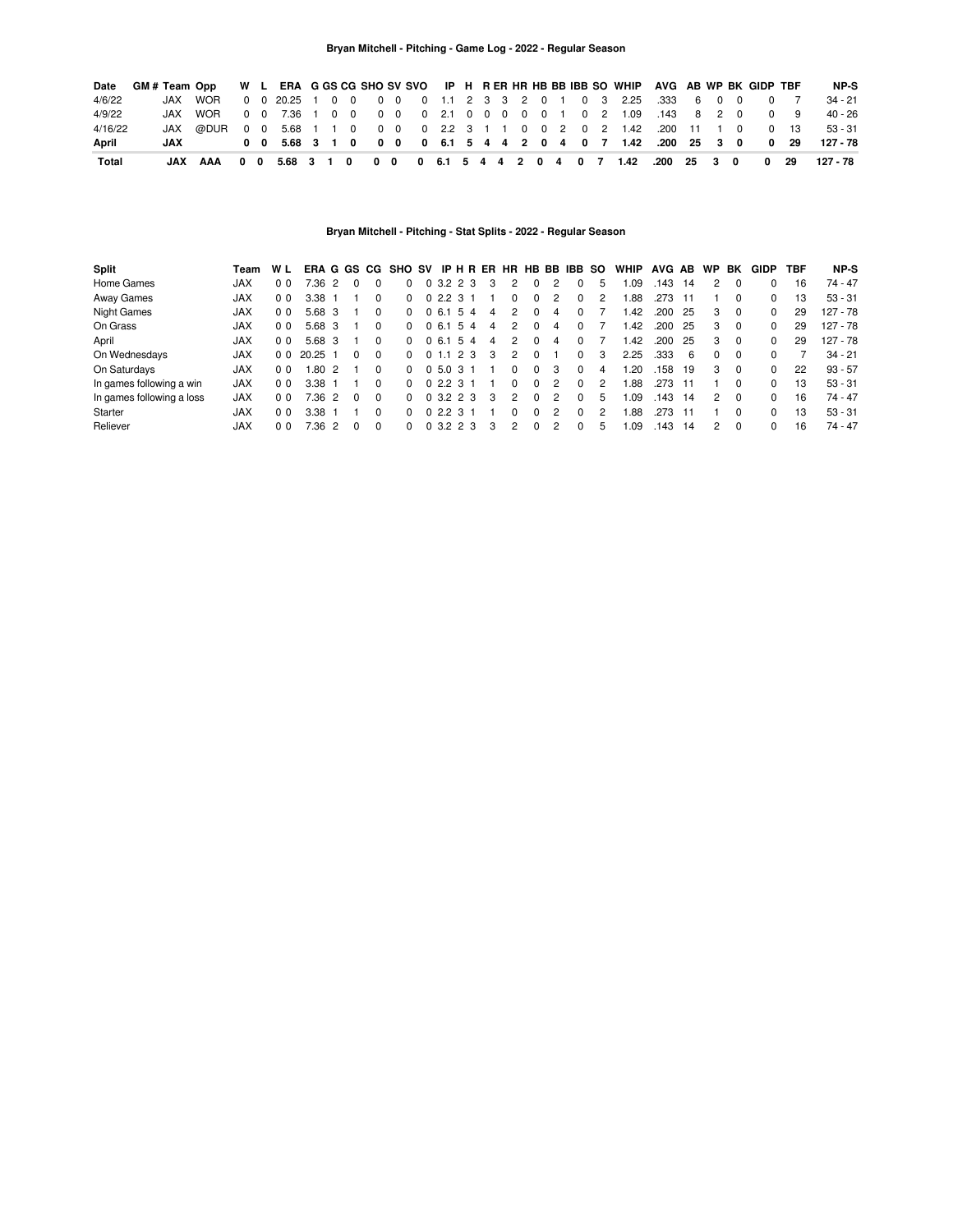## Bryan Mitchell - Pitching - Game Log - 2022 - Regular Season

| Date | GM # | Team | Opp | W | L | ERA | G | GS | CG | SHO | SV | SVO | IP | H | R | ER | HR | HB | BB | IBB | SO | WHIP | AVG | AB | WP | BK | GIDP | TBF | NP-S |
|---|---|---|---|---|---|---|---|---|---|---|---|---|---|---|---|---|---|---|---|---|---|---|---|---|---|---|---|---|---|
| 4/6/22 | | JAX | WOR | 0 | 0 | 20.25 | 1 | 0 | 0 | 0 | 0 | 0 | 1.1 | 2 | 3 | 3 | 2 | 0 | 1 | 0 | 3 | 2.25 | .333 | 6 | 0 | 0 | 0 | 7 | 34 - 21 |
| 4/9/22 | | JAX | WOR | 0 | 0 | 7.36 | 1 | 0 | 0 | 0 | 0 | 0 | 2.1 | 0 | 0 | 0 | 0 | 0 | 1 | 0 | 2 | 1.09 | .143 | 8 | 2 | 0 | 0 | 9 | 40 - 26 |
| 4/16/22 | | JAX | @DUR | 0 | 0 | 5.68 | 1 | 1 | 0 | 0 | 0 | 0 | 2.2 | 3 | 1 | 1 | 0 | 0 | 2 | 0 | 2 | 1.42 | .200 | 11 | 1 | 0 | 0 | 13 | 53 - 31 |
| **April** | | **JAX** | | **0** | **0** | **5.68** | **3** | **1** | **0** | **0** | **0** | **0** | **6.1** | **5** | **4** | **4** | **2** | **0** | **4** | **0** | **7** | **1.42** | **.200** | **25** | **3** | **0** | **0** | **29** | **127 - 78** |
| **Total** | | **JAX** | **AAA** | **0** | **0** | **5.68** | **3** | **1** | **0** | **0** | **0** | **0** | **6.1** | **5** | **4** | **4** | **2** | **0** | **4** | **0** | **7** | **1.42** | **.200** | **25** | **3** | **0** | **0** | **29** | **127 - 78** |

## Bryan Mitchell - Pitching - Stat Splits - 2022 - Regular Season

| Split | Team | W | L | ERA | G | GS | CG | SHO | SV | IP | H | R | ER | HR | HB | BB | IBB | SO | WHIP | AVG | AB | WP | BK | GIDP | TBF | NP-S |
|---|---|---|---|---|---|---|---|---|---|---|---|---|---|---|---|---|---|---|---|---|---|---|---|---|---|---|
| Home Games | JAX | 0 | 0 | 7.36 | 2 | 0 | 0 | 0 | 0 | 3.2 | 2 | 3 | 3 | 2 | 0 | 2 | 0 | 5 | 1.09 | .143 | 14 | 2 | 0 | 0 | 16 | 74 - 47 |
| Away Games | JAX | 0 | 0 | 3.38 | 1 | 1 | 0 | 0 | 0 | 2.2 | 3 | 1 | 1 | 0 | 0 | 2 | 0 | 2 | 1.88 | .273 | 11 | 1 | 0 | 0 | 13 | 53 - 31 |
| Night Games | JAX | 0 | 0 | 5.68 | 3 | 1 | 0 | 0 | 0 | 6.1 | 5 | 4 | 4 | 2 | 0 | 4 | 0 | 7 | 1.42 | .200 | 25 | 3 | 0 | 0 | 29 | 127 - 78 |
| On Grass | JAX | 0 | 0 | 5.68 | 3 | 1 | 0 | 0 | 0 | 6.1 | 5 | 4 | 4 | 2 | 0 | 4 | 0 | 7 | 1.42 | .200 | 25 | 3 | 0 | 0 | 29 | 127 - 78 |
| April | JAX | 0 | 0 | 5.68 | 3 | 1 | 0 | 0 | 0 | 6.1 | 5 | 4 | 4 | 2 | 0 | 4 | 0 | 7 | 1.42 | .200 | 25 | 3 | 0 | 0 | 29 | 127 - 78 |
| On Wednesdays | JAX | 0 | 0 | 20.25 | 1 | 0 | 0 | 0 | 0 | 1.1 | 2 | 3 | 3 | 2 | 0 | 1 | 0 | 3 | 2.25 | .333 | 6 | 0 | 0 | 0 | 7 | 34 - 21 |
| On Saturdays | JAX | 0 | 0 | 1.80 | 2 | 1 | 0 | 0 | 0 | 5.0 | 3 | 1 | 1 | 0 | 0 | 3 | 0 | 4 | 1.20 | .158 | 19 | 3 | 0 | 0 | 22 | 93 - 57 |
| In games following a win | JAX | 0 | 0 | 3.38 | 1 | 1 | 0 | 0 | 0 | 2.2 | 3 | 1 | 1 | 0 | 0 | 2 | 0 | 2 | 1.88 | .273 | 11 | 1 | 0 | 0 | 13 | 53 - 31 |
| In games following a loss | JAX | 0 | 0 | 7.36 | 2 | 0 | 0 | 0 | 0 | 3.2 | 2 | 3 | 3 | 2 | 0 | 2 | 0 | 5 | 1.09 | .143 | 14 | 2 | 0 | 0 | 16 | 74 - 47 |
| Starter | JAX | 0 | 0 | 3.38 | 1 | 1 | 0 | 0 | 0 | 2.2 | 3 | 1 | 1 | 0 | 0 | 2 | 0 | 2 | 1.88 | .273 | 11 | 1 | 0 | 0 | 13 | 53 - 31 |
| Reliever | JAX | 0 | 0 | 7.36 | 2 | 0 | 0 | 0 | 0 | 3.2 | 2 | 3 | 3 | 2 | 0 | 2 | 0 | 5 | 1.09 | .143 | 14 | 2 | 0 | 0 | 16 | 74 - 47 |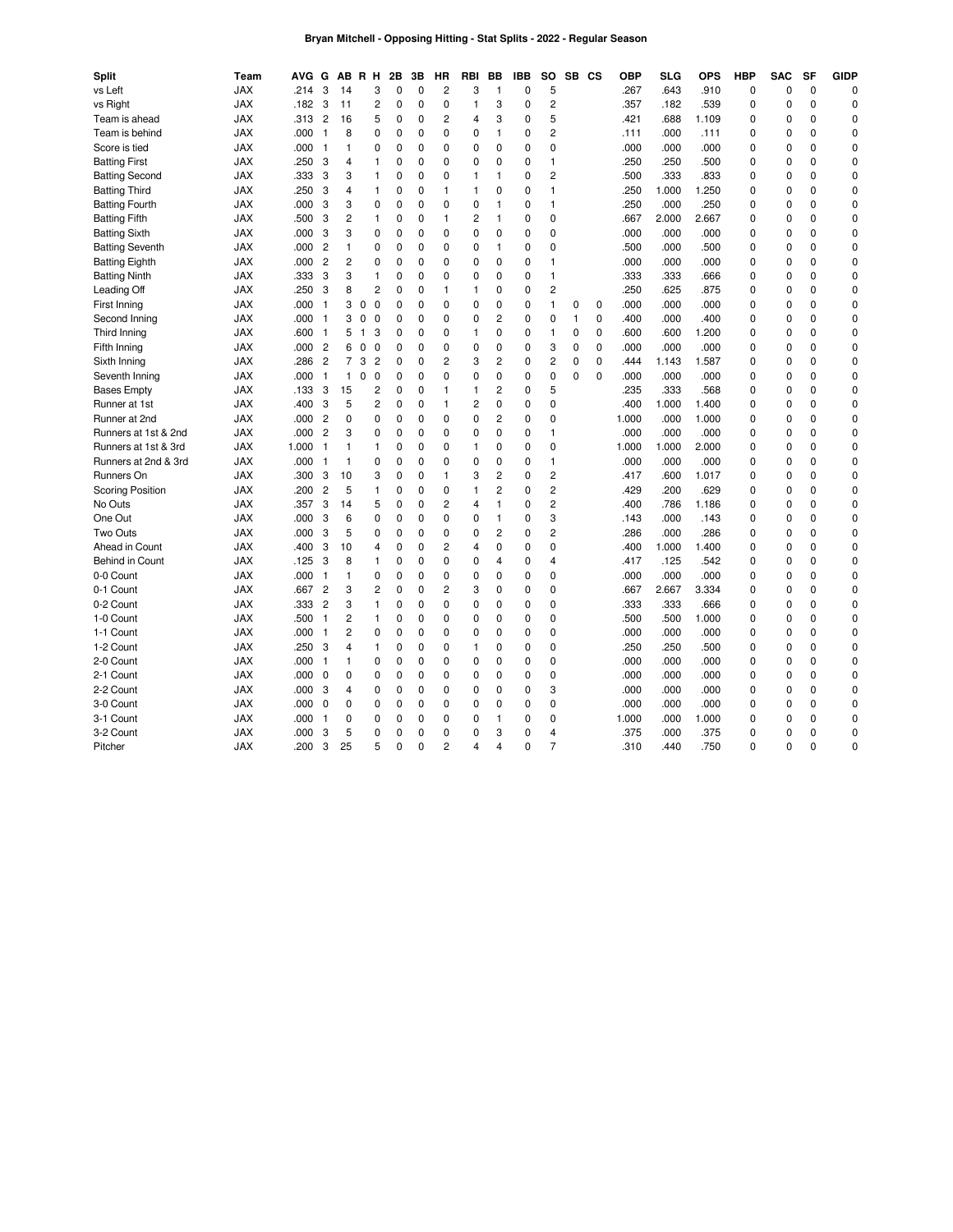**Bryan Mitchell - Opposing Hitting - Stat Splits - 2022 - Regular Season**

| Split | Team | AVG | G | AB | R | H | 2B | 3B | HR | RBI | BB | IBB | SO | SB | CS | OBP | SLG | OPS | HBP | SAC | SF | GIDP |
|---|---|---|---|---|---|---|---|---|---|---|---|---|---|---|---|---|---|---|---|---|---|---|
| vs Left | JAX | .214 | 3 | 14 | | 3 | 0 | 0 | 2 | 3 | 1 | 0 | 5 | | | .267 | .643 | .910 | 0 | 0 | 0 | 0 |
| vs Right | JAX | .182 | 3 | 11 | | 2 | 0 | 0 | 0 | 1 | 3 | 0 | 2 | | | .357 | .182 | .539 | 0 | 0 | 0 | 0 |
| Team is ahead | JAX | .313 | 2 | 16 | | 5 | 0 | 0 | 2 | 4 | 3 | 0 | 5 | | | .421 | .688 | 1.109 | 0 | 0 | 0 | 0 |
| Team is behind | JAX | .000 | 1 | 8 | | 0 | 0 | 0 | 0 | 0 | 1 | 0 | 2 | | | .111 | .000 | .111 | 0 | 0 | 0 | 0 |
| Score is tied | JAX | .000 | 1 | 1 | | 0 | 0 | 0 | 0 | 0 | 0 | 0 | 0 | | | .000 | .000 | .000 | 0 | 0 | 0 | 0 |
| Batting First | JAX | .250 | 3 | 4 | | 1 | 0 | 0 | 0 | 0 | 0 | 0 | 1 | | | .250 | .250 | .500 | 0 | 0 | 0 | 0 |
| Batting Second | JAX | .333 | 3 | 3 | | 1 | 0 | 0 | 0 | 1 | 1 | 0 | 2 | | | .500 | .333 | .833 | 0 | 0 | 0 | 0 |
| Batting Third | JAX | .250 | 3 | 4 | | 1 | 0 | 0 | 1 | 1 | 0 | 0 | 1 | | | .250 | 1.000 | 1.250 | 0 | 0 | 0 | 0 |
| Batting Fourth | JAX | .000 | 3 | 3 | | 0 | 0 | 0 | 0 | 0 | 1 | 0 | 1 | | | .250 | .000 | .250 | 0 | 0 | 0 | 0 |
| Batting Fifth | JAX | .500 | 3 | 2 | | 1 | 0 | 0 | 1 | 2 | 1 | 0 | 0 | | | .667 | 2.000 | 2.667 | 0 | 0 | 0 | 0 |
| Batting Sixth | JAX | .000 | 3 | 3 | | 0 | 0 | 0 | 0 | 0 | 0 | 0 | 0 | | | .000 | .000 | .000 | 0 | 0 | 0 | 0 |
| Batting Seventh | JAX | .000 | 2 | 1 | | 0 | 0 | 0 | 0 | 0 | 1 | 0 | 0 | | | .500 | .000 | .500 | 0 | 0 | 0 | 0 |
| Batting Eighth | JAX | .000 | 2 | 2 | | 0 | 0 | 0 | 0 | 0 | 0 | 0 | 1 | | | .000 | .000 | .000 | 0 | 0 | 0 | 0 |
| Batting Ninth | JAX | .333 | 3 | 3 | | 1 | 0 | 0 | 0 | 0 | 0 | 0 | 1 | | | .333 | .333 | .666 | 0 | 0 | 0 | 0 |
| Leading Off | JAX | .250 | 3 | 8 | | 2 | 0 | 0 | 1 | 1 | 0 | 0 | 2 | | | .250 | .625 | .875 | 0 | 0 | 0 | 0 |
| First Inning | JAX | .000 | 1 | 3 | 0 | 0 | 0 | 0 | 0 | 0 | 0 | 0 | 1 | 0 | 0 | .000 | .000 | .000 | 0 | 0 | 0 | 0 |
| Second Inning | JAX | .000 | 1 | 3 | 0 | 0 | 0 | 0 | 0 | 0 | 2 | 0 | 0 | 1 | 0 | .400 | .000 | .400 | 0 | 0 | 0 | 0 |
| Third Inning | JAX | .600 | 1 | 5 | 1 | 3 | 0 | 0 | 0 | 1 | 0 | 0 | 1 | 0 | 0 | .600 | .600 | 1.200 | 0 | 0 | 0 | 0 |
| Fifth Inning | JAX | .000 | 2 | 6 | 0 | 0 | 0 | 0 | 0 | 0 | 0 | 0 | 3 | 0 | 0 | .000 | .000 | .000 | 0 | 0 | 0 | 0 |
| Sixth Inning | JAX | .286 | 2 | 7 | 3 | 2 | 0 | 0 | 2 | 3 | 2 | 0 | 2 | 0 | 0 | .444 | 1.143 | 1.587 | 0 | 0 | 0 | 0 |
| Seventh Inning | JAX | .000 | 1 | 1 | 0 | 0 | 0 | 0 | 0 | 0 | 0 | 0 | 0 | 0 | 0 | .000 | .000 | .000 | 0 | 0 | 0 | 0 |
| Bases Empty | JAX | .133 | 3 | 15 | | 2 | 0 | 0 | 1 | 1 | 2 | 0 | 5 | | | .235 | .333 | .568 | 0 | 0 | 0 | 0 |
| Runner at 1st | JAX | .400 | 3 | 5 | | 2 | 0 | 0 | 1 | 2 | 0 | 0 | 0 | | | .400 | 1.000 | 1.400 | 0 | 0 | 0 | 0 |
| Runner at 2nd | JAX | .000 | 2 | 0 | | 0 | 0 | 0 | 0 | 0 | 2 | 0 | 0 | | | 1.000 | .000 | 1.000 | 0 | 0 | 0 | 0 |
| Runners at 1st & 2nd | JAX | .000 | 2 | 3 | | 0 | 0 | 0 | 0 | 0 | 0 | 0 | 1 | | | .000 | .000 | .000 | 0 | 0 | 0 | 0 |
| Runners at 1st & 3rd | JAX | 1.000 | 1 | 1 | | 1 | 0 | 0 | 0 | 1 | 0 | 0 | 0 | | | 1.000 | 1.000 | 2.000 | 0 | 0 | 0 | 0 |
| Runners at 2nd & 3rd | JAX | .000 | 1 | 1 | | 0 | 0 | 0 | 0 | 0 | 0 | 0 | 1 | | | .000 | .000 | .000 | 0 | 0 | 0 | 0 |
| Runners On | JAX | .300 | 3 | 10 | | 3 | 0 | 0 | 1 | 3 | 2 | 0 | 2 | | | .417 | .600 | 1.017 | 0 | 0 | 0 | 0 |
| Scoring Position | JAX | .200 | 2 | 5 | | 1 | 0 | 0 | 0 | 1 | 2 | 0 | 2 | | | .429 | .200 | .629 | 0 | 0 | 0 | 0 |
| No Outs | JAX | .357 | 3 | 14 | | 5 | 0 | 0 | 2 | 4 | 1 | 0 | 2 | | | .400 | .786 | 1.186 | 0 | 0 | 0 | 0 |
| One Out | JAX | .000 | 3 | 6 | | 0 | 0 | 0 | 0 | 0 | 1 | 0 | 3 | | | .143 | .000 | .143 | 0 | 0 | 0 | 0 |
| Two Outs | JAX | .000 | 3 | 5 | | 0 | 0 | 0 | 0 | 0 | 2 | 0 | 2 | | | .286 | .000 | .286 | 0 | 0 | 0 | 0 |
| Ahead in Count | JAX | .400 | 3 | 10 | | 4 | 0 | 0 | 2 | 4 | 0 | 0 | 0 | | | .400 | 1.000 | 1.400 | 0 | 0 | 0 | 0 |
| Behind in Count | JAX | .125 | 3 | 8 | | 1 | 0 | 0 | 0 | 0 | 4 | 0 | 4 | | | .417 | .125 | .542 | 0 | 0 | 0 | 0 |
| 0-0 Count | JAX | .000 | 1 | 1 | | 0 | 0 | 0 | 0 | 0 | 0 | 0 | 0 | | | .000 | .000 | .000 | 0 | 0 | 0 | 0 |
| 0-1 Count | JAX | .667 | 2 | 3 | | 2 | 0 | 0 | 2 | 3 | 0 | 0 | 0 | | | .667 | 2.667 | 3.334 | 0 | 0 | 0 | 0 |
| 0-2 Count | JAX | .333 | 2 | 3 | | 1 | 0 | 0 | 0 | 0 | 0 | 0 | 0 | | | .333 | .333 | .666 | 0 | 0 | 0 | 0 |
| 1-0 Count | JAX | .500 | 1 | 2 | | 1 | 0 | 0 | 0 | 0 | 0 | 0 | 0 | | | .500 | .500 | 1.000 | 0 | 0 | 0 | 0 |
| 1-1 Count | JAX | .000 | 1 | 2 | | 0 | 0 | 0 | 0 | 0 | 0 | 0 | 0 | | | .000 | .000 | .000 | 0 | 0 | 0 | 0 |
| 1-2 Count | JAX | .250 | 3 | 4 | | 1 | 0 | 0 | 0 | 1 | 0 | 0 | 0 | | | .250 | .250 | .500 | 0 | 0 | 0 | 0 |
| 2-0 Count | JAX | .000 | 1 | 1 | | 0 | 0 | 0 | 0 | 0 | 0 | 0 | 0 | | | .000 | .000 | .000 | 0 | 0 | 0 | 0 |
| 2-1 Count | JAX | .000 | 0 | 0 | | 0 | 0 | 0 | 0 | 0 | 0 | 0 | 0 | | | .000 | .000 | .000 | 0 | 0 | 0 | 0 |
| 2-2 Count | JAX | .000 | 3 | 4 | | 0 | 0 | 0 | 0 | 0 | 0 | 0 | 3 | | | .000 | .000 | .000 | 0 | 0 | 0 | 0 |
| 3-0 Count | JAX | .000 | 0 | 0 | | 0 | 0 | 0 | 0 | 0 | 0 | 0 | 0 | | | .000 | .000 | .000 | 0 | 0 | 0 | 0 |
| 3-1 Count | JAX | .000 | 1 | 0 | | 0 | 0 | 0 | 0 | 0 | 1 | 0 | 0 | | | 1.000 | .000 | 1.000 | 0 | 0 | 0 | 0 |
| 3-2 Count | JAX | .000 | 3 | 5 | | 0 | 0 | 0 | 0 | 0 | 3 | 0 | 4 | | | .375 | .000 | .375 | 0 | 0 | 0 | 0 |
| Pitcher | JAX | .200 | 3 | 25 | | 5 | 0 | 0 | 2 | 4 | 4 | 0 | 7 | | | .310 | .440 | .750 | 0 | 0 | 0 | 0 |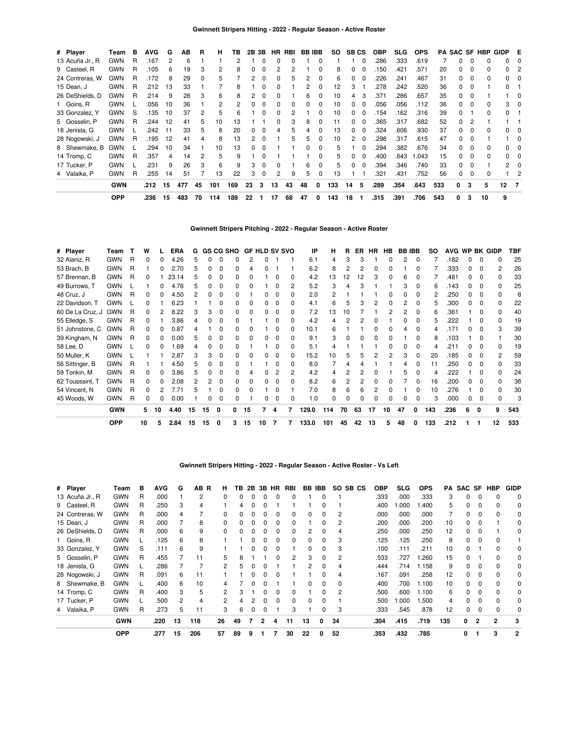## Gwinnett Stripers Hitting - 2022 - Regular Season - Active Roster

| # | Player | Team | B | AVG | G | AB | R | H | TB | 2B | 3B | HR | RBI | BB | IBB | SO | SB | CS | OBP | SLG | OPS | PA | SAC | SF | HBP | GIDP | E |
|---|---|---|---|---|---|---|---|---|---|---|---|---|---|---|---|---|---|---|---|---|---|---|---|---|---|---|---|
| 13 | Acuña Jr., R | GWN | R | .167 | 2 | 6 | 1 | 1 | 2 | 1 | 0 | 0 | 0 | 1 | 0 | 1 | 1 | 0 | .286 | .333 | .619 | 7 | 0 | 0 | 0 | 0 | 0 |
| 9 | Casteel, R | GWN | R | .105 | 6 | 19 | 3 | 2 | 8 | 0 | 0 | 2 | 2 | 1 | 0 | 8 | 0 | 0 | .150 | .421 | .571 | 20 | 0 | 0 | 0 | 0 | 2 |
| 24 | Contreras, W | GWN | R | .172 | 8 | 29 | 0 | 5 | 7 | 2 | 0 | 0 | 5 | 2 | 0 | 6 | 0 | 0 | .226 | .241 | .467 | 31 | 0 | 0 | 0 | 0 | 0 |
| 15 | Dean, J | GWN | R | .212 | 13 | 33 | 1 | 7 | 8 | 1 | 0 | 0 | 1 | 2 | 0 | 12 | 3 | 1 | .278 | .242 | .520 | 36 | 0 | 0 | 1 | 0 | 1 |
| 26 | DeShields, D | GWN | R | .214 | 9 | 28 | 3 | 6 | 8 | 2 | 0 | 0 | 1 | 6 | 0 | 10 | 4 | 3 | .371 | .286 | .657 | 35 | 0 | 0 | 1 | 1 | 0 |
| 1 | Goins, R | GWN | L | .056 | 10 | 36 | 1 | 2 | 2 | 0 | 0 | 0 | 0 | 0 | 0 | 10 | 0 | 0 | .056 | .056 | .112 | 36 | 0 | 0 | 0 | 3 | 0 |
| 33 | Gonzalez, Y | GWN | S | .135 | 10 | 37 | 2 | 5 | 6 | 1 | 0 | 0 | 2 | 1 | 0 | 10 | 0 | 0 | .154 | .162 | .316 | 39 | 0 | 1 | 0 | 0 | 1 |
| 5 | Gosselin, P | GWN | R | .244 | 12 | 41 | 5 | 10 | 13 | 1 | 1 | 0 | 3 | 8 | 0 | 11 | 0 | 0 | .365 | .317 | .682 | 52 | 0 | 2 | 1 | 1 | 1 |
| 18 | Jenista, G | GWN | L | .242 | 11 | 33 | 5 | 8 | 20 | 0 | 0 | 4 | 5 | 4 | 0 | 13 | 0 | 0 | .324 | .606 | .930 | 37 | 0 | 0 | 0 | 0 | 0 |
| 28 | Nogowski, J | GWN | R | .195 | 12 | 41 | 4 | 8 | 13 | 2 | 0 | 1 | 5 | 5 | 0 | 10 | 2 | 0 | .298 | .317 | .615 | 47 | 0 | 0 | 1 | 1 | 0 |
| 8 | Shewmake, B | GWN | L | .294 | 10 | 34 | 1 | 10 | 13 | 0 | 0 | 1 | 1 | 0 | 0 | 5 | 1 | 0 | .294 | .382 | .676 | 34 | 0 | 0 | 0 | 0 | 0 |
| 14 | Tromp, C | GWN | R | .357 | 4 | 14 | 2 | 5 | 9 | 1 | 0 | 1 | 1 | 1 | 0 | 5 | 0 | 0 | .400 | .643 | 1.043 | 15 | 0 | 0 | 0 | 0 | 0 |
| 17 | Tucker, P | GWN | L | .231 | 9 | 26 | 3 | 6 | 9 | 3 | 0 | 0 | 1 | 6 | 0 | 5 | 0 | 0 | .394 | .346 | .740 | 33 | 0 | 0 | 1 | 2 | 0 |
| 4 | Valaika, P | GWN | R | .255 | 14 | 51 | 7 | 13 | 22 | 3 | 0 | 2 | 9 | 5 | 0 | 13 | 1 | 1 | .321 | .431 | .752 | 56 | 0 | 0 | 0 | 1 | 2 |
| | | **GWN** | | **.212** | **15** | **477** | **45** | **101** | **169** | **23** | **3** | **13** | **43** | **48** | **0** | **133** | **14** | **5** | **.289** | **.354** | **.643** | **533** | **0** | **3** | **5** | **12** | **7** |
| | | **OPP** | | **.236** | **15** | **483** | **70** | **114** | **189** | **22** | **1** | **17** | **68** | **47** | **0** | **143** | **18** | **1** | **.315** | **.391** | **.706** | **543** | **0** | **3** | **10** | **9** | |

## Gwinnett Stripers Pitching - 2022 - Regular Season - Active Roster

| # | Player | Team | T | W | L | ERA | G | GS | CG | SHO | GF | HLD | SV | SVO | IP | H | R | ER | HR | HB | BB | IBB | SO | AVG | WP | BK | GIDP | TBF |
|---|---|---|---|---|---|---|---|---|---|---|---|---|---|---|---|---|---|---|---|---|---|---|---|---|---|---|---|---|
| 32 | Alaniz, R | GWN | R | 0 | 0 | 4.26 | 5 | 0 | 0 | 0 | 2 | 0 | 1 | 1 | 6.1 | 4 | 3 | 3 | 1 | 0 | 2 | 0 | 7 | .182 | 0 | 0 | 0 | 25 |
| 53 | Brach, B | GWN | R | 1 | 0 | 2.70 | 5 | 0 | 0 | 0 | 4 | 0 | 1 | 1 | 6.2 | 8 | 2 | 2 | 0 | 0 | 1 | 0 | 7 | .333 | 0 | 0 | 2 | 26 |
| 57 | Brennan, B | GWN | R | 0 | 1 | 23.14 | 5 | 0 | 0 | 0 | 0 | 1 | 0 | 0 | 4.2 | 13 | 12 | 12 | 3 | 0 | 6 | 0 | 7 | .481 | 0 | 0 | 0 | 33 |
| 49 | Burrows, T | GWN | L | 1 | 0 | 4.76 | 5 | 0 | 0 | 0 | 0 | 1 | 0 | 2 | 5.2 | 3 | 4 | 3 | 1 | 1 | 3 | 0 | 6 | .143 | 0 | 0 | 0 | 25 |
| 48 | Cruz, J | GWN | R | 0 | 0 | 4.50 | 2 | 0 | 0 | 0 | 1 | 0 | 0 | 0 | 2.0 | 2 | 1 | 1 | 1 | 0 | 0 | 0 | 2 | .250 | 0 | 0 | 0 | 8 |
| 22 | Davidson, T | GWN | L | 0 | 1 | 6.23 | 1 | 1 | 0 | 0 | 0 | 0 | 0 | 0 | 4.1 | 6 | 5 | 3 | 2 | 0 | 2 | 0 | 5 | .300 | 0 | 0 | 0 | 22 |
| 60 | De La Cruz, J | GWN | R | 0 | 2 | 8.22 | 3 | 3 | 0 | 0 | 0 | 0 | 0 | 0 | 7.2 | 13 | 10 | 7 | 1 | 2 | 2 | 0 | 6 | .361 | 1 | 0 | 0 | 40 |
| 55 | Elledge, S | GWN | R | 0 | 1 | 3.86 | 4 | 0 | 0 | 0 | 1 | 1 | 0 | 0 | 4.2 | 4 | 2 | 2 | 0 | 1 | 0 | 0 | 5 | .222 | 1 | 0 | 0 | 19 |
| 51 | Johnstone, C | GWN | R | 0 | 0 | 0.87 | 4 | 1 | 0 | 0 | 0 | 1 | 0 | 0 | 10.1 | 6 | 1 | 1 | 0 | 0 | 4 | 0 | 4 | .171 | 0 | 0 | 3 | 39 |
| 39 | Kingham, N | GWN | R | 0 | 0 | 0.00 | 5 | 0 | 0 | 0 | 0 | 0 | 0 | 0 | 9.1 | 3 | 0 | 0 | 0 | 0 | 1 | 0 | 8 | .103 | 1 | 0 | 1 | 30 |
| 58 | Lee, D | GWN | L | 0 | 0 | 1.69 | 4 | 0 | 0 | 0 | 1 | 1 | 0 | 0 | 5.1 | 4 | 1 | 1 | 1 | 0 | 0 | 0 | 4 | .211 | 0 | 0 | 0 | 19 |
| 50 | Muller, K | GWN | L | 1 | 1 | 2.87 | 3 | 3 | 0 | 0 | 0 | 0 | 0 | 0 | 15.2 | 10 | 5 | 5 | 2 | 2 | 3 | 0 | 20 | .185 | 0 | 0 | 2 | 59 |
| 56 | Sittinger, B | GWN | R | 1 | 1 | 4.50 | 5 | 0 | 0 | 0 | 1 | 1 | 0 | 0 | 8.0 | 7 | 4 | 4 | 1 | 1 | 4 | 0 | 11 | .250 | 0 | 0 | 0 | 33 |
| 59 | Tonkin, M | GWN | R | 0 | 0 | 3.86 | 5 | 0 | 0 | 0 | 4 | 0 | 2 | 2 | 4.2 | 4 | 2 | 2 | 0 | 1 | 5 | 0 | 4 | .222 | 1 | 0 | 0 | 24 |
| 62 | Toussaint, T | GWN | R | 0 | 0 | 2.08 | 2 | 2 | 0 | 0 | 0 | 0 | 0 | 0 | 8.2 | 6 | 2 | 2 | 0 | 0 | 7 | 0 | 16 | .200 | 0 | 0 | 0 | 38 |
| 54 | Vincent, N | GWN | R | 0 | 2 | 7.71 | 5 | 1 | 0 | 0 | 0 | 1 | 0 | 1 | 7.0 | 8 | 6 | 6 | 2 | 0 | 1 | 0 | 10 | .276 | 1 | 0 | 0 | 30 |
| 45 | Woods, W | GWN | R | 0 | 0 | 0.00 | 1 | 0 | 0 | 0 | 1 | 0 | 0 | 0 | 1.0 | 0 | 0 | 0 | 0 | 0 | 0 | 0 | 3 | .000 | 0 | 0 | 0 | 3 |
| | | **GWN** | | **5** | **10** | **4.40** | **15** | **15** | **0** | **0** | **15** | **7** | **4** | **7** | **129.0** | **114** | **70** | **63** | **17** | **10** | **47** | **0** | **143** | **.236** | **6** | **0** | **9** | **543** |
| | | **OPP** | | **10** | **5** | **2.84** | **15** | **15** | **0** | **3** | **15** | **10** | **7** | **7** | **133.0** | **101** | **45** | **42** | **13** | **5** | **48** | **0** | **133** | **.212** | **1** | **1** | **12** | **533** |

## Gwinnett Stripers Hitting - 2022 - Regular Season - Active Roster - Vs Left

| # | Player | Team | B | AVG | G | AB | R | H | TB | 2B | 3B | HR | RBI | BB | IBB | SO | SB | CS | OBP | SLG | OPS | PA | SAC | SF | HBP | GIDP |
|---|---|---|---|---|---|---|---|---|---|---|---|---|---|---|---|---|---|---|---|---|---|---|---|---|---|---|
| 13 | Acuña Jr., R | GWN | R | .000 | 1 | 2 | | 0 | 0 | 0 | 0 | 0 | 0 | 1 | 0 | 1 | | | .333 | .000 | .333 | 3 | 0 | 0 | 0 | 0 |
| 9 | Casteel, R | GWN | R | .250 | 3 | 4 | | 1 | 4 | 0 | 0 | 1 | 1 | 1 | 0 | 1 | | | .400 | 1.000 | 1.400 | 5 | 0 | 0 | 0 | 0 |
| 24 | Contreras, W | GWN | R | .000 | 4 | 7 | | 0 | 0 | 0 | 0 | 0 | 0 | 0 | 0 | 2 | | | .000 | .000 | .000 | 7 | 0 | 0 | 0 | 0 |
| 15 | Dean, J | GWN | R | .000 | 7 | 8 | | 0 | 0 | 0 | 0 | 0 | 0 | 1 | 0 | 2 | | | .200 | .000 | .200 | 10 | 0 | 0 | 1 | 0 |
| 26 | DeShields, D | GWN | R | .000 | 6 | 9 | | 0 | 0 | 0 | 0 | 0 | 0 | 2 | 0 | 4 | | | .250 | .000 | .250 | 12 | 0 | 0 | 1 | 0 |
| 1 | Goins, R | GWN | L | .125 | 6 | 8 | | 1 | 1 | 0 | 0 | 0 | 0 | 0 | 0 | 3 | | | .125 | .125 | .250 | 8 | 0 | 0 | 0 | 1 |
| 33 | Gonzalez, Y | GWN | S | .111 | 6 | 9 | | 1 | 1 | 0 | 0 | 0 | 1 | 0 | 0 | 3 | | | .100 | .111 | .211 | 10 | 0 | 1 | 0 | 0 |
| 5 | Gosselin, P | GWN | R | .455 | 7 | 11 | | 5 | 8 | 1 | 1 | 0 | 2 | 3 | 0 | 2 | | | .533 | .727 | 1.260 | 15 | 0 | 1 | 0 | 0 |
| 18 | Jenista, G | GWN | L | .286 | 7 | 7 | | 2 | 5 | 0 | 0 | 1 | 1 | 2 | 0 | 4 | | | .444 | .714 | 1.158 | 9 | 0 | 0 | 0 | 0 |
| 28 | Nogowski, J | GWN | R | .091 | 6 | 11 | | 1 | 1 | 0 | 0 | 0 | 1 | 1 | 0 | 4 | | | .167 | .091 | .258 | 12 | 0 | 0 | 0 | 0 |
| 8 | Shewmake, B | GWN | L | .400 | 6 | 10 | | 4 | 7 | 0 | 0 | 1 | 1 | 0 | 0 | 0 | | | .400 | .700 | 1.100 | 10 | 0 | 0 | 0 | 0 |
| 14 | Tromp, C | GWN | R | .400 | 3 | 5 | | 2 | 3 | 1 | 0 | 0 | 0 | 1 | 0 | 2 | | | .500 | .600 | 1.100 | 6 | 0 | 0 | 0 | 0 |
| 17 | Tucker, P | GWN | L | .500 | 2 | 4 | | 2 | 4 | 2 | 0 | 0 | 0 | 0 | 0 | 1 | | | .500 | 1.000 | 1.500 | 4 | 0 | 0 | 0 | 0 |
| 4 | Valaika, P | GWN | R | .273 | 5 | 11 | | 3 | 6 | 0 | 0 | 1 | 3 | 1 | 0 | 3 | | | .333 | .545 | .878 | 12 | 0 | 0 | 0 | 0 |
| | | **GWN** | | **.220** | **13** | **118** | | **26** | **49** | **7** | **2** | **4** | **11** | **13** | **0** | **34** | | | **.304** | **.415** | **.719** | **135** | **0** | **2** | **2** | **3** |
| | | **OPP** | | **.277** | **15** | **206** | | **57** | **89** | **9** | **1** | **7** | **30** | **22** | **0** | **52** | | | **.353** | **.432** | **.785** | | **0** | **1** | **3** | **2** |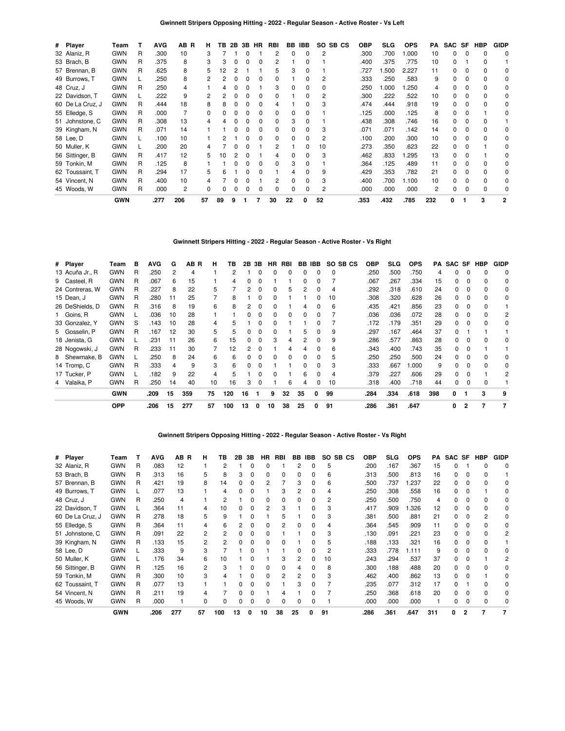## Gwinnett Stripers Opposing Hitting - 2022 - Regular Season - Active Roster - Vs Left

| # | Player | Team | T | AVG | AB | R | H | TB | 2B | 3B | HR | RBI | BB | IBB | SO | SB | CS | OBP | SLG | OPS | PA | SAC | SF | HBP | GIDP |
|---|---|---|---|---|---|---|---|---|---|---|---|---|---|---|---|---|---|---|---|---|---|---|---|---|---|
| 32 | Alaniz, R | GWN | R | .300 | 10 | | 3 | 7 | 1 | 0 | 1 | 2 | 0 | 0 | 2 | | | .300 | .700 | 1.000 | 10 | 0 | 0 | 0 | 0 |
| 53 | Brach, B | GWN | R | .375 | 8 | | 3 | 3 | 0 | 0 | 0 | 2 | 1 | 0 | 1 | | | .400 | .375 | .775 | 10 | 0 | 1 | 0 | 1 |
| 57 | Brennan, B | GWN | R | .625 | 8 | | 5 | 12 | 2 | 1 | 1 | 5 | 3 | 0 | 1 | | | .727 | 1.500 | 2.227 | 11 | 0 | 0 | 0 | 0 |
| 49 | Burrows, T | GWN | L | .250 | 8 | | 2 | 2 | 0 | 0 | 0 | 0 | 1 | 0 | 2 | | | .333 | .250 | .583 | 9 | 0 | 0 | 0 | 0 |
| 48 | Cruz, J | GWN | R | .250 | 4 | | 1 | 4 | 0 | 0 | 1 | 3 | 0 | 0 | 0 | | | .250 | 1.000 | 1.250 | 4 | 0 | 0 | 0 | 0 |
| 22 | Davidson, T | GWN | L | .222 | 9 | | 2 | 2 | 0 | 0 | 0 | 0 | 1 | 0 | 2 | | | .300 | .222 | .522 | 10 | 0 | 0 | 0 | 0 |
| 60 | De La Cruz, J | GWN | R | .444 | 18 | | 8 | 8 | 0 | 0 | 0 | 4 | 1 | 0 | 3 | | | .474 | .444 | .918 | 19 | 0 | 0 | 0 | 0 |
| 55 | Elledge, S | GWN | R | .000 | 7 | | 0 | 0 | 0 | 0 | 0 | 0 | 0 | 0 | 1 | | | .125 | .000 | .125 | 8 | 0 | 0 | 1 | 0 |
| 51 | Johnstone, C | GWN | R | .308 | 13 | | 4 | 4 | 0 | 0 | 0 | 0 | 3 | 0 | 1 | | | .438 | .308 | .746 | 16 | 0 | 0 | 0 | 1 |
| 39 | Kingham, N | GWN | R | .071 | 14 | | 1 | 1 | 0 | 0 | 0 | 0 | 0 | 0 | 3 | | | .071 | .071 | .142 | 14 | 0 | 0 | 0 | 0 |
| 58 | Lee, D | GWN | L | .100 | 10 | | 1 | 2 | 1 | 0 | 0 | 0 | 0 | 0 | 2 | | | .100 | .200 | .300 | 10 | 0 | 0 | 0 | 0 |
| 50 | Muller, K | GWN | L | .200 | 20 | | 4 | 7 | 0 | 0 | 1 | 2 | 1 | 0 | 10 | | | .273 | .350 | .623 | 22 | 0 | 0 | 1 | 0 |
| 56 | Sittinger, B | GWN | R | .417 | 12 | | 5 | 10 | 2 | 0 | 1 | 4 | 0 | 0 | 3 | | | .462 | .833 | 1.295 | 13 | 0 | 0 | 1 | 0 |
| 59 | Tonkin, M | GWN | R | .125 | 8 | | 1 | 1 | 0 | 0 | 0 | 0 | 3 | 0 | 1 | | | .364 | .125 | .489 | 11 | 0 | 0 | 0 | 0 |
| 62 | Toussaint, T | GWN | R | .294 | 17 | | 5 | 6 | 1 | 0 | 0 | 1 | 4 | 0 | 9 | | | .429 | .353 | .782 | 21 | 0 | 0 | 0 | 0 |
| 54 | Vincent, N | GWN | R | .400 | 10 | | 4 | 7 | 0 | 0 | 1 | 2 | 0 | 0 | 3 | | | .400 | .700 | 1.100 | 10 | 0 | 0 | 0 | 0 |
| 45 | Woods, W | GWN | R | .000 | 2 | | 0 | 0 | 0 | 0 | 0 | 0 | 0 | 0 | 2 | | | .000 | .000 | .000 | 2 | 0 | 0 | 0 | 0 |
| | | **GWN** | | **.277** | **206** | | **57** | **89** | **9** | **1** | **7** | **30** | **22** | **0** | **52** | | | **.353** | **.432** | **.785** | **232** | **0** | **1** | **3** | **2** |

## Gwinnett Stripers Hitting - 2022 - Regular Season - Active Roster - Vs Right

| # | Player | Team | B | AVG | G | AB | R | H | TB | 2B | 3B | HR | RBI | BB | IBB | SO | SB | CS | OBP | SLG | OPS | PA | SAC | SF | HBP | GIDP |
|---|---|---|---|---|---|---|---|---|---|---|---|---|---|---|---|---|---|---|---|---|---|---|---|---|---|---|
| 13 | Acuña Jr., R | GWN | R | .250 | 2 | 4 | | 1 | 2 | 1 | 0 | 0 | 0 | 0 | 0 | 0 | | | .250 | .500 | .750 | 4 | 0 | 0 | 0 | 0 |
| 9 | Casteel, R | GWN | R | .067 | 6 | 15 | | 1 | 4 | 0 | 0 | 1 | 1 | 0 | 0 | 7 | | | .067 | .267 | .334 | 15 | 0 | 0 | 0 | 0 |
| 24 | Contreras, W | GWN | R | .227 | 8 | 22 | | 5 | 7 | 2 | 0 | 0 | 5 | 2 | 0 | 4 | | | .292 | .318 | .610 | 24 | 0 | 0 | 0 | 0 |
| 15 | Dean, J | GWN | R | .280 | 11 | 25 | | 7 | 8 | 1 | 0 | 0 | 1 | 1 | 0 | 10 | | | .308 | .320 | .628 | 26 | 0 | 0 | 0 | 0 |
| 26 | DeShields, D | GWN | R | .316 | 8 | 19 | | 6 | 8 | 2 | 0 | 0 | 1 | 4 | 0 | 6 | | | .435 | .421 | .856 | 23 | 0 | 0 | 0 | 1 |
| 1 | Goins, R | GWN | L | .036 | 10 | 28 | | 1 | 1 | 0 | 0 | 0 | 0 | 0 | 0 | 7 | | | .036 | .036 | .072 | 28 | 0 | 0 | 0 | 2 |
| 33 | Gonzalez, Y | GWN | S | .143 | 10 | 28 | | 4 | 5 | 1 | 0 | 0 | 1 | 1 | 0 | 7 | | | .172 | .179 | .351 | 29 | 0 | 0 | 0 | 0 |
| 5 | Gosselin, P | GWN | R | .167 | 12 | 30 | | 5 | 5 | 0 | 0 | 0 | 1 | 5 | 0 | 9 | | | .297 | .167 | .464 | 37 | 0 | 1 | 1 | 1 |
| 18 | Jenista, G | GWN | L | .231 | 11 | 26 | | 6 | 15 | 0 | 0 | 3 | 4 | 2 | 0 | 9 | | | .286 | .577 | .863 | 28 | 0 | 0 | 0 | 0 |
| 28 | Nogowski, J | GWN | R | .233 | 11 | 30 | | 7 | 12 | 2 | 0 | 1 | 4 | 4 | 0 | 6 | | | .343 | .400 | .743 | 35 | 0 | 0 | 1 | 1 |
| 8 | Shewmake, B | GWN | L | .250 | 8 | 24 | | 6 | 6 | 0 | 0 | 0 | 0 | 0 | 0 | 5 | | | .250 | .250 | .500 | 24 | 0 | 0 | 0 | 0 |
| 14 | Tromp, C | GWN | R | .333 | 4 | 9 | | 3 | 6 | 0 | 0 | 1 | 1 | 0 | 0 | 3 | | | .333 | .667 | 1.000 | 9 | 0 | 0 | 0 | 0 |
| 17 | Tucker, P | GWN | L | .182 | 9 | 22 | | 4 | 5 | 1 | 0 | 0 | 1 | 6 | 0 | 4 | | | .379 | .227 | .606 | 29 | 0 | 0 | 1 | 2 |
| 4 | Valaika, P | GWN | R | .250 | 14 | 40 | | 10 | 16 | 3 | 0 | 1 | 6 | 4 | 0 | 10 | | | .318 | .400 | .718 | 44 | 0 | 0 | 0 | 1 |
| | | **GWN** | | **.209** | **15** | **359** | | **75** | **120** | **16** | **1** | **9** | **32** | **35** | **0** | **99** | | | **.284** | **.334** | **.618** | **398** | **0** | **1** | **3** | **9** |
| | | **OPP** | | **.206** | **15** | **277** | | **57** | **100** | **13** | **0** | **10** | **38** | **25** | **0** | **91** | | | **.286** | **.361** | **.647** | | **0** | **2** | **7** | **7** |

## Gwinnett Stripers Opposing Hitting - 2022 - Regular Season - Active Roster - Vs Right

| # | Player | Team | T | AVG | AB | R | H | TB | 2B | 3B | HR | RBI | BB | IBB | SO | SB | CS | OBP | SLG | OPS | PA | SAC | SF | HBP | GIDP |
|---|---|---|---|---|---|---|---|---|---|---|---|---|---|---|---|---|---|---|---|---|---|---|---|---|---|
| 32 | Alaniz, R | GWN | R | .083 | 12 | | 1 | 2 | 1 | 0 | 0 | 1 | 2 | 0 | 5 | | | .200 | .167 | .367 | 15 | 0 | 1 | 0 | 0 |
| 53 | Brach, B | GWN | R | .313 | 16 | | 5 | 8 | 3 | 0 | 0 | 0 | 0 | 0 | 6 | | | .313 | .500 | .813 | 16 | 0 | 0 | 0 | 1 |
| 57 | Brennan, B | GWN | R | .421 | 19 | | 8 | 14 | 0 | 0 | 2 | 7 | 3 | 0 | 6 | | | .500 | .737 | 1.237 | 22 | 0 | 0 | 0 | 0 |
| 49 | Burrows, T | GWN | L | .077 | 13 | | 1 | 4 | 0 | 0 | 1 | 3 | 2 | 0 | 4 | | | .250 | .308 | .558 | 16 | 0 | 0 | 1 | 0 |
| 48 | Cruz, J | GWN | R | .250 | 4 | | 1 | 2 | 1 | 0 | 0 | 0 | 0 | 0 | 2 | | | .250 | .500 | .750 | 4 | 0 | 0 | 0 | 0 |
| 22 | Davidson, T | GWN | L | .364 | 11 | | 4 | 10 | 0 | 0 | 2 | 3 | 1 | 0 | 3 | | | .417 | .909 | 1.326 | 12 | 0 | 0 | 0 | 0 |
| 60 | De La Cruz, J | GWN | R | .278 | 18 | | 5 | 9 | 1 | 0 | 1 | 5 | 1 | 0 | 3 | | | .381 | .500 | .881 | 21 | 0 | 0 | 2 | 0 |
| 55 | Elledge, S | GWN | R | .364 | 11 | | 4 | 6 | 2 | 0 | 0 | 2 | 0 | 0 | 4 | | | .364 | .545 | .909 | 11 | 0 | 0 | 0 | 0 |
| 51 | Johnstone, C | GWN | R | .091 | 22 | | 2 | 2 | 0 | 0 | 0 | 1 | 1 | 0 | 3 | | | .130 | .091 | .221 | 23 | 0 | 0 | 0 | 2 |
| 39 | Kingham, N | GWN | R | .133 | 15 | | 2 | 2 | 0 | 0 | 0 | 0 | 1 | 0 | 5 | | | .188 | .133 | .321 | 16 | 0 | 0 | 0 | 1 |
| 58 | Lee, D | GWN | L | .333 | 9 | | 3 | 7 | 1 | 0 | 1 | 1 | 0 | 0 | 2 | | | .333 | .778 | 1.111 | 9 | 0 | 0 | 0 | 0 |
| 50 | Muller, K | GWN | L | .176 | 34 | | 6 | 10 | 1 | 0 | 1 | 3 | 2 | 0 | 10 | | | .243 | .294 | .537 | 37 | 0 | 0 | 1 | 2 |
| 56 | Sittinger, B | GWN | R | .125 | 16 | | 2 | 3 | 1 | 0 | 0 | 0 | 4 | 0 | 8 | | | .300 | .188 | .488 | 20 | 0 | 0 | 0 | 0 |
| 59 | Tonkin, M | GWN | R | .300 | 10 | | 3 | 4 | 1 | 0 | 0 | 2 | 2 | 0 | 3 | | | .462 | .400 | .862 | 13 | 0 | 0 | 1 | 0 |
| 62 | Toussaint, T | GWN | R | .077 | 13 | | 1 | 1 | 0 | 0 | 0 | 1 | 3 | 0 | 7 | | | .235 | .077 | .312 | 17 | 0 | 1 | 0 | 0 |
| 54 | Vincent, N | GWN | R | .211 | 19 | | 4 | 7 | 0 | 0 | 1 | 4 | 1 | 0 | 7 | | | .250 | .368 | .618 | 20 | 0 | 0 | 0 | 0 |
| 45 | Woods, W | GWN | R | .000 | 1 | | 0 | 0 | 0 | 0 | 0 | 0 | 0 | 0 | 1 | | | .000 | .000 | .000 | 1 | 0 | 0 | 0 | 0 |
| | | **GWN** | | **.206** | **277** | | **57** | **100** | **13** | **0** | **10** | **38** | **25** | **0** | **91** | | | **.286** | **.361** | **.647** | **311** | **0** | **2** | **7** | **7** |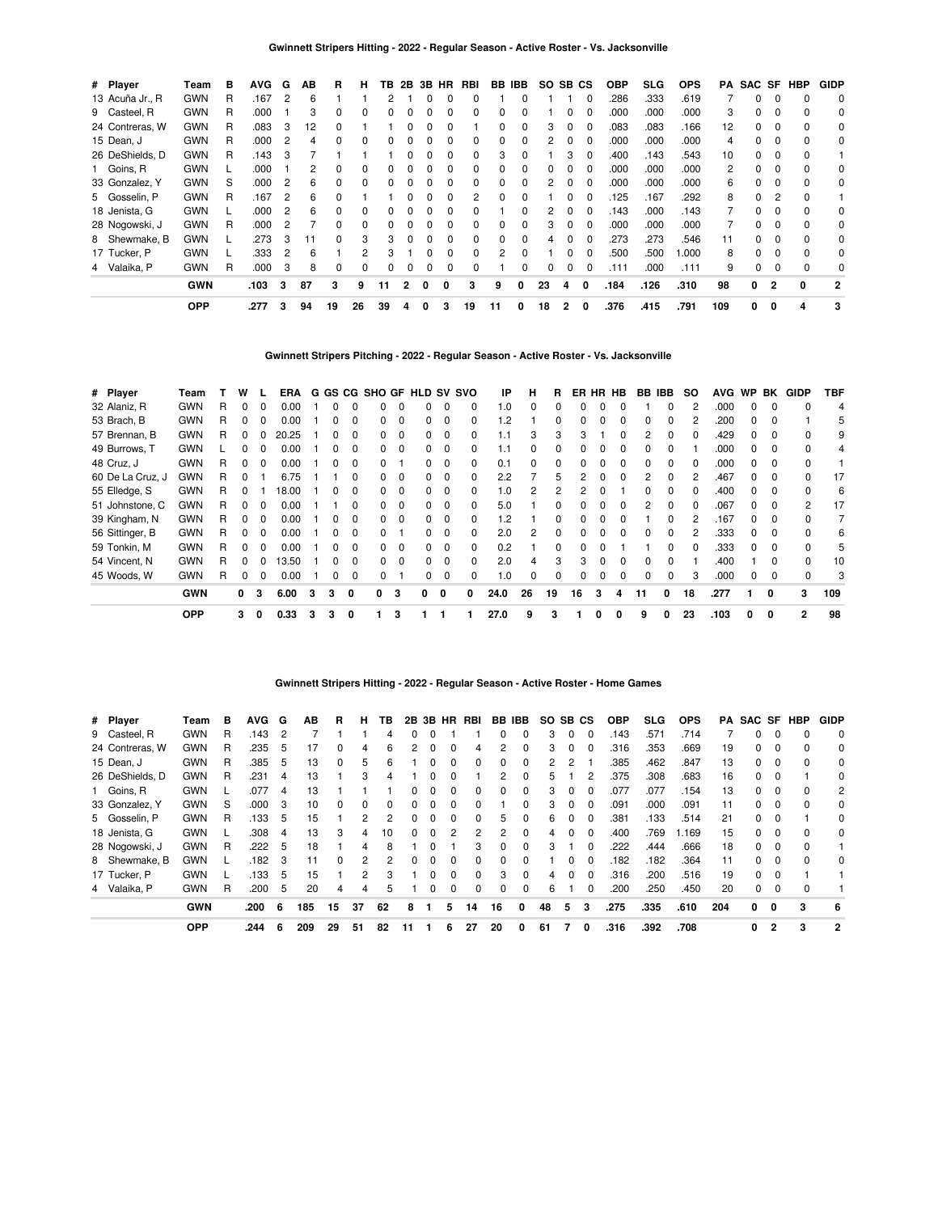## Gwinnett Stripers Hitting - 2022 - Regular Season - Active Roster - Vs. Jacksonville

| # | Player | Team | B | AVG | G | AB | R | H | TB | 2B | 3B | HR | RBI | BB | IBB | SO | SB | CS | OBP | SLG | OPS | PA | SAC | SF | HBP | GIDP |
|---|---|---|---|---|---|---|---|---|---|---|---|---|---|---|---|---|---|---|---|---|---|---|---|---|---|---|
| 13 | Acuña Jr., R | GWN | R | .167 | 2 | 6 | 1 | 1 | 2 | 1 | 0 | 0 | 0 | 1 | 0 | 1 | 1 | 0 | .286 | .333 | .619 | 7 | 0 | 0 | 0 | 0 |
| 9 | Casteel, R | GWN | R | .000 | 1 | 3 | 0 | 0 | 0 | 0 | 0 | 0 | 0 | 0 | 0 | 1 | 0 | 0 | .000 | .000 | .000 | 3 | 0 | 0 | 0 | 0 |
| 24 | Contreras, W | GWN | R | .083 | 3 | 12 | 0 | 1 | 1 | 0 | 0 | 0 | 1 | 0 | 0 | 3 | 0 | 0 | .083 | .083 | .166 | 12 | 0 | 0 | 0 | 0 |
| 15 | Dean, J | GWN | R | .000 | 2 | 4 | 0 | 0 | 0 | 0 | 0 | 0 | 0 | 0 | 0 | 2 | 0 | 0 | .000 | .000 | .000 | 4 | 0 | 0 | 0 | 0 |
| 26 | DeShields, D | GWN | R | .143 | 3 | 7 | 1 | 1 | 1 | 0 | 0 | 0 | 0 | 3 | 0 | 1 | 3 | 0 | .400 | .143 | .543 | 10 | 0 | 0 | 0 | 1 |
| 1 | Goins, R | GWN | L | .000 | 1 | 2 | 0 | 0 | 0 | 0 | 0 | 0 | 0 | 0 | 0 | 0 | 0 | 0 | .000 | .000 | .000 | 2 | 0 | 0 | 0 | 0 |
| 33 | Gonzalez, Y | GWN | S | .000 | 2 | 6 | 0 | 0 | 0 | 0 | 0 | 0 | 0 | 0 | 0 | 2 | 0 | 0 | .000 | .000 | .000 | 6 | 0 | 0 | 0 | 0 |
| 5 | Gosselin, P | GWN | R | .167 | 2 | 6 | 0 | 1 | 1 | 0 | 0 | 0 | 2 | 0 | 0 | 1 | 0 | 0 | .125 | .167 | .292 | 8 | 0 | 2 | 0 | 1 |
| 18 | Jenista, G | GWN | L | .000 | 2 | 6 | 0 | 0 | 0 | 0 | 0 | 0 | 0 | 1 | 0 | 2 | 0 | 0 | .143 | .000 | .143 | 7 | 0 | 0 | 0 | 0 |
| 28 | Nogowski, J | GWN | R | .000 | 2 | 7 | 0 | 0 | 0 | 0 | 0 | 0 | 0 | 0 | 0 | 3 | 0 | 0 | .000 | .000 | .000 | 7 | 0 | 0 | 0 | 0 |
| 8 | Shewmake, B | GWN | L | .273 | 3 | 11 | 0 | 3 | 3 | 0 | 0 | 0 | 0 | 0 | 0 | 4 | 0 | 0 | .273 | .273 | .546 | 11 | 0 | 0 | 0 | 0 |
| 17 | Tucker, P | GWN | L | .333 | 2 | 6 | 1 | 2 | 3 | 1 | 0 | 0 | 0 | 2 | 0 | 1 | 0 | 0 | .500 | .500 | 1.000 | 8 | 0 | 0 | 0 | 0 |
| 4 | Valaika, P | GWN | R | .000 | 3 | 8 | 0 | 0 | 0 | 0 | 0 | 0 | 0 | 1 | 0 | 0 | 0 | 0 | .111 | .000 | .111 | 9 | 0 | 0 | 0 | 0 |
| | | **GWN** | | **.103** | **3** | **87** | **3** | **9** | **11** | **2** | **0** | **0** | **3** | **9** | **0** | **23** | **4** | **0** | **.184** | **.126** | **.310** | **98** | **0** | **2** | **0** | **2** |
| | | **OPP** | | **.277** | **3** | **94** | **19** | **26** | **39** | **4** | **0** | **3** | **19** | **11** | **0** | **18** | **2** | **0** | **.376** | **.415** | **.791** | **109** | **0** | **0** | **4** | **3** |

## Gwinnett Stripers Pitching - 2022 - Regular Season - Active Roster - Vs. Jacksonville

| # | Player | Team | T | W | L | ERA | G | GS | CG | SHO | GF | HLD | SV | SVO | IP | H | R | ER | HR | HB | BB | IBB | SO | AVG | WP | BK | GIDP | TBF |
|---|---|---|---|---|---|---|---|---|---|---|---|---|---|---|---|---|---|---|---|---|---|---|---|---|---|---|---|---|
| 32 | Alaniz, R | GWN | R | 0 | 0 | 0.00 | 1 | 0 | 0 | 0 | 0 | 0 | 0 | 0 | 1.0 | 0 | 0 | 0 | 0 | 0 | 1 | 0 | 2 | .000 | 0 | 0 | 0 | 4 |
| 53 | Brach, B | GWN | R | 0 | 0 | 0.00 | 1 | 0 | 0 | 0 | 0 | 0 | 0 | 0 | 1.2 | 1 | 0 | 0 | 0 | 0 | 0 | 0 | 2 | .200 | 0 | 0 | 1 | 5 |
| 57 | Brennan, B | GWN | R | 0 | 0 | 20.25 | 1 | 0 | 0 | 0 | 0 | 0 | 0 | 0 | 1.1 | 3 | 3 | 3 | 1 | 0 | 2 | 0 | 0 | .429 | 0 | 0 | 0 | 9 |
| 49 | Burrows, T | GWN | L | 0 | 0 | 0.00 | 1 | 0 | 0 | 0 | 0 | 0 | 0 | 0 | 1.1 | 0 | 0 | 0 | 0 | 0 | 0 | 0 | 1 | .000 | 0 | 0 | 0 | 4 |
| 48 | Cruz, J | GWN | R | 0 | 0 | 0.00 | 1 | 0 | 0 | 0 | 1 | 0 | 0 | 0 | 0.1 | 0 | 0 | 0 | 0 | 0 | 0 | 0 | 0 | .000 | 0 | 0 | 0 | 1 |
| 60 | De La Cruz, J | GWN | R | 0 | 1 | 6.75 | 1 | 1 | 0 | 0 | 0 | 0 | 0 | 0 | 2.2 | 7 | 5 | 2 | 0 | 0 | 2 | 0 | 2 | .467 | 0 | 0 | 0 | 17 |
| 55 | Elledge, S | GWN | R | 0 | 1 | 18.00 | 1 | 0 | 0 | 0 | 0 | 0 | 0 | 0 | 1.0 | 2 | 2 | 2 | 0 | 1 | 0 | 0 | 0 | .400 | 0 | 0 | 0 | 6 |
| 51 | Johnstone, C | GWN | R | 0 | 0 | 0.00 | 1 | 1 | 0 | 0 | 0 | 0 | 0 | 0 | 5.0 | 1 | 0 | 0 | 0 | 0 | 2 | 0 | 0 | .067 | 0 | 0 | 2 | 17 |
| 39 | Kingham, N | GWN | R | 0 | 0 | 0.00 | 1 | 0 | 0 | 0 | 0 | 0 | 0 | 0 | 1.2 | 1 | 0 | 0 | 0 | 0 | 1 | 0 | 2 | .167 | 0 | 0 | 0 | 7 |
| 56 | Sittinger, B | GWN | R | 0 | 0 | 0.00 | 1 | 0 | 0 | 0 | 1 | 0 | 0 | 0 | 2.0 | 2 | 0 | 0 | 0 | 0 | 0 | 0 | 2 | .333 | 0 | 0 | 0 | 6 |
| 59 | Tonkin, M | GWN | R | 0 | 0 | 0.00 | 1 | 0 | 0 | 0 | 0 | 0 | 0 | 0 | 0.2 | 1 | 0 | 0 | 0 | 1 | 1 | 0 | 0 | .333 | 0 | 0 | 0 | 5 |
| 54 | Vincent, N | GWN | R | 0 | 0 | 13.50 | 1 | 0 | 0 | 0 | 0 | 0 | 0 | 0 | 2.0 | 4 | 3 | 3 | 0 | 0 | 0 | 0 | 1 | .400 | 1 | 0 | 0 | 10 |
| 45 | Woods, W | GWN | R | 0 | 0 | 0.00 | 1 | 0 | 0 | 0 | 1 | 0 | 0 | 0 | 1.0 | 0 | 0 | 0 | 0 | 0 | 0 | 0 | 3 | .000 | 0 | 0 | 0 | 3 |
| | | **GWN** | | **0** | **3** | **6.00** | **3** | **3** | **0** | **0** | **3** | **0** | **0** | **0** | **24.0** | **26** | **19** | **16** | **3** | **4** | **11** | **0** | **18** | **.277** | **1** | **0** | **3** | **109** |
| | | **OPP** | | **3** | **0** | **0.33** | **3** | **3** | **0** | **1** | **3** | **1** | **1** | **1** | **27.0** | **9** | **3** | **1** | **0** | **0** | **9** | **0** | **23** | **.103** | **0** | **0** | **2** | **98** |

## Gwinnett Stripers Hitting - 2022 - Regular Season - Active Roster - Home Games

| # | Player | Team | B | AVG | G | AB | R | H | TB | 2B | 3B | HR | RBI | BB | IBB | SO | SB | CS | OBP | SLG | OPS | PA | SAC | SF | HBP | GIDP |
|---|---|---|---|---|---|---|---|---|---|---|---|---|---|---|---|---|---|---|---|---|---|---|---|---|---|---|
| 9 | Casteel, R | GWN | R | .143 | 2 | 7 | 1 | 1 | 4 | 0 | 0 | 1 | 1 | 0 | 0 | 3 | 0 | 0 | .143 | .571 | .714 | 7 | 0 | 0 | 0 | 0 |
| 24 | Contreras, W | GWN | R | .235 | 5 | 17 | 0 | 4 | 6 | 2 | 0 | 0 | 4 | 2 | 0 | 3 | 0 | 0 | .316 | .353 | .669 | 19 | 0 | 0 | 0 | 0 |
| 15 | Dean, J | GWN | R | .385 | 5 | 13 | 0 | 5 | 6 | 1 | 0 | 0 | 0 | 0 | 0 | 2 | 2 | 1 | .385 | .462 | .847 | 13 | 0 | 0 | 0 | 0 |
| 26 | DeShields, D | GWN | R | .231 | 4 | 13 | 1 | 3 | 4 | 1 | 0 | 0 | 1 | 2 | 0 | 5 | 1 | 2 | .375 | .308 | .683 | 16 | 0 | 0 | 1 | 0 |
| 1 | Goins, R | GWN | L | .077 | 4 | 13 | 1 | 1 | 1 | 0 | 0 | 0 | 0 | 0 | 0 | 3 | 0 | 0 | .077 | .077 | .154 | 13 | 0 | 0 | 0 | 2 |
| 33 | Gonzalez, Y | GWN | S | .000 | 3 | 10 | 0 | 0 | 0 | 0 | 0 | 0 | 0 | 1 | 0 | 3 | 0 | 0 | .091 | .000 | .091 | 11 | 0 | 0 | 0 | 0 |
| 5 | Gosselin, P | GWN | R | .133 | 5 | 15 | 1 | 2 | 2 | 0 | 0 | 0 | 0 | 5 | 0 | 6 | 0 | 0 | .381 | .133 | .514 | 21 | 0 | 0 | 1 | 0 |
| 18 | Jenista, G | GWN | L | .308 | 4 | 13 | 3 | 4 | 10 | 0 | 0 | 2 | 2 | 2 | 0 | 4 | 0 | 0 | .400 | .769 | 1.169 | 15 | 0 | 0 | 0 | 0 |
| 28 | Nogowski, J | GWN | R | .222 | 5 | 18 | 1 | 4 | 8 | 1 | 0 | 1 | 3 | 0 | 0 | 3 | 1 | 0 | .222 | .444 | .666 | 18 | 0 | 0 | 0 | 1 |
| 8 | Shewmake, B | GWN | L | .182 | 3 | 11 | 0 | 2 | 2 | 0 | 0 | 0 | 0 | 0 | 0 | 1 | 0 | 0 | .182 | .182 | .364 | 11 | 0 | 0 | 0 | 0 |
| 17 | Tucker, P | GWN | L | .133 | 5 | 15 | 1 | 2 | 3 | 1 | 0 | 0 | 0 | 3 | 0 | 4 | 0 | 0 | .316 | .200 | .516 | 19 | 0 | 0 | 1 | 1 |
| 4 | Valaika, P | GWN | R | .200 | 5 | 20 | 4 | 4 | 5 | 1 | 0 | 0 | 0 | 0 | 0 | 6 | 1 | 0 | .200 | .250 | .450 | 20 | 0 | 0 | 0 | 1 |
| | | **GWN** | | **.200** | **6** | **185** | **15** | **37** | **62** | **8** | **1** | **5** | **14** | **16** | **0** | **48** | **5** | **3** | **.275** | **.335** | **.610** | **204** | **0** | **0** | **3** | **6** |
| | | **OPP** | | **.244** | **6** | **209** | **29** | **51** | **82** | **11** | **1** | **6** | **27** | **20** | **0** | **61** | **7** | **0** | **.316** | **.392** | **.708** | | **0** | **2** | **3** | **2** |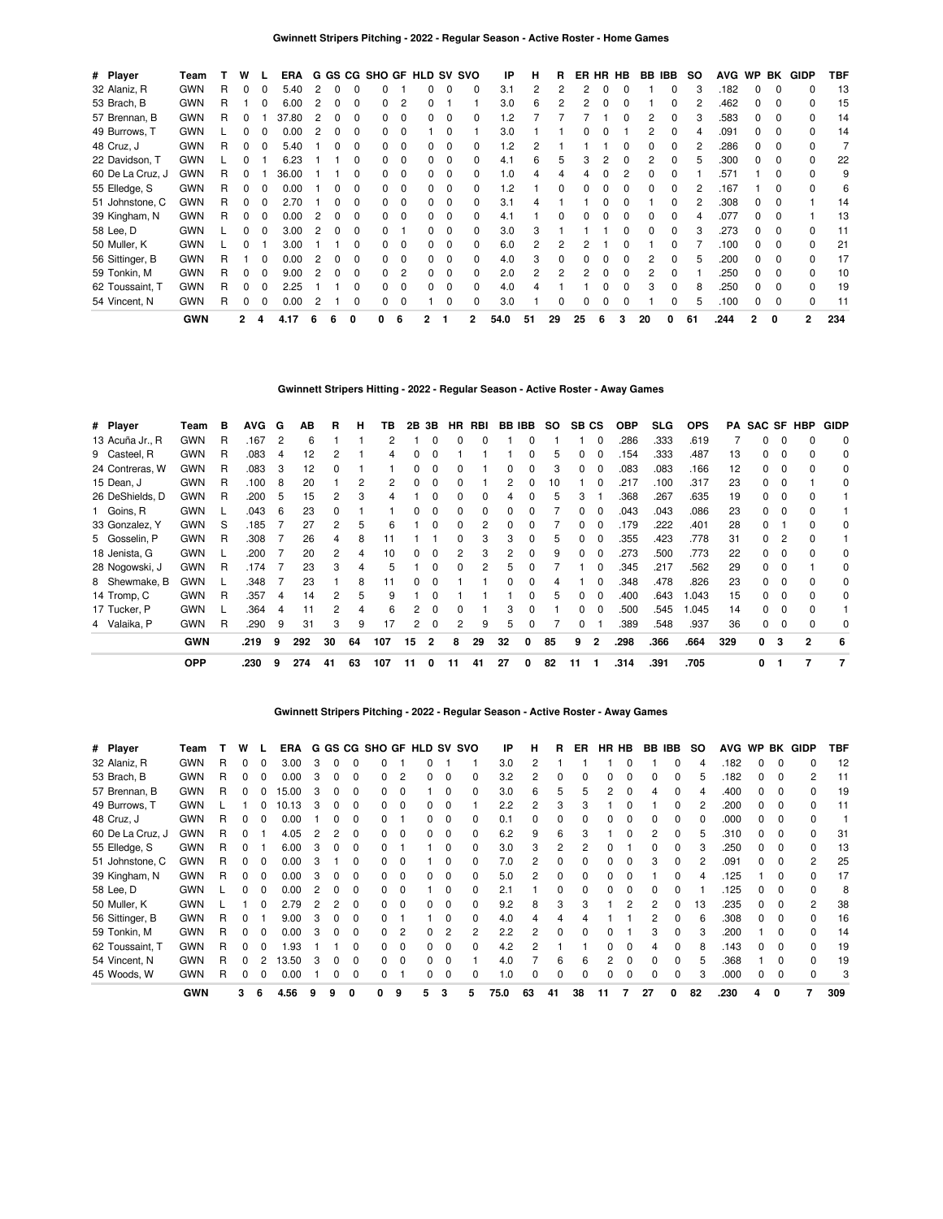## Gwinnett Stripers Pitching - 2022 - Regular Season - Active Roster - Home Games

| # | Player | Team | T | W | L | ERA | G | GS | CG | SHO | GF | HLD | SV | SVO | IP | H | R | ER | HR | HB | BB | IBB | SO | AVG | WP | BK | GIDP | TBF |
|---|---|---|---|---|---|---|---|---|---|---|---|---|---|---|---|---|---|---|---|---|---|---|---|---|---|---|---|---|
| 32 | Alaniz, R | GWN | R | 0 | 0 | 5.40 | 2 | 0 | 0 | 0 | 1 | 0 | 0 | 0 | 3.1 | 2 | 2 | 2 | 0 | 0 | 1 | 0 | 3 | .182 | 0 | 0 | 0 | 13 |
| 53 | Brach, B | GWN | R | 1 | 0 | 6.00 | 2 | 0 | 0 | 0 | 2 | 0 | 1 | 1 | 3.0 | 6 | 2 | 2 | 0 | 0 | 1 | 0 | 2 | .462 | 0 | 0 | 0 | 15 |
| 57 | Brennan, B | GWN | R | 0 | 1 | 37.80 | 2 | 0 | 0 | 0 | 0 | 0 | 0 | 0 | 1.2 | 7 | 7 | 7 | 1 | 0 | 2 | 0 | 3 | .583 | 0 | 0 | 0 | 14 |
| 49 | Burrows, T | GWN | L | 0 | 0 | 0.00 | 2 | 0 | 0 | 0 | 0 | 1 | 0 | 1 | 3.0 | 1 | 1 | 0 | 0 | 1 | 2 | 0 | 4 | .091 | 0 | 0 | 0 | 14 |
| 48 | Cruz, J | GWN | R | 0 | 0 | 5.40 | 1 | 0 | 0 | 0 | 0 | 0 | 0 | 0 | 1.2 | 2 | 1 | 1 | 1 | 0 | 0 | 0 | 2 | .286 | 0 | 0 | 0 | 7 |
| 22 | Davidson, T | GWN | L | 0 | 1 | 6.23 | 1 | 1 | 0 | 0 | 0 | 0 | 0 | 0 | 4.1 | 6 | 5 | 3 | 2 | 0 | 2 | 0 | 5 | .300 | 0 | 0 | 0 | 22 |
| 60 | De La Cruz, J | GWN | R | 0 | 1 | 36.00 | 1 | 1 | 0 | 0 | 0 | 0 | 0 | 0 | 1.0 | 4 | 4 | 4 | 0 | 2 | 0 | 0 | 1 | .571 | 1 | 0 | 0 | 9 |
| 55 | Elledge, S | GWN | R | 0 | 0 | 0.00 | 1 | 0 | 0 | 0 | 0 | 0 | 0 | 0 | 1.2 | 1 | 0 | 0 | 0 | 0 | 0 | 0 | 2 | .167 | 1 | 0 | 0 | 6 |
| 51 | Johnstone, C | GWN | R | 0 | 0 | 2.70 | 1 | 0 | 0 | 0 | 0 | 0 | 0 | 0 | 3.1 | 4 | 1 | 1 | 0 | 0 | 1 | 0 | 2 | .308 | 0 | 0 | 1 | 14 |
| 39 | Kingham, N | GWN | R | 0 | 0 | 0.00 | 2 | 0 | 0 | 0 | 0 | 0 | 0 | 0 | 4.1 | 1 | 0 | 0 | 0 | 0 | 0 | 0 | 4 | .077 | 0 | 0 | 1 | 13 |
| 58 | Lee, D | GWN | L | 0 | 0 | 3.00 | 2 | 0 | 0 | 0 | 1 | 0 | 0 | 0 | 3.0 | 3 | 1 | 1 | 1 | 0 | 0 | 0 | 3 | .273 | 0 | 0 | 0 | 11 |
| 50 | Muller, K | GWN | L | 0 | 1 | 3.00 | 1 | 1 | 0 | 0 | 0 | 0 | 0 | 0 | 6.0 | 2 | 2 | 2 | 1 | 0 | 1 | 0 | 7 | .100 | 0 | 0 | 0 | 21 |
| 56 | Sittinger, B | GWN | R | 1 | 0 | 0.00 | 2 | 0 | 0 | 0 | 0 | 0 | 0 | 0 | 4.0 | 3 | 0 | 0 | 0 | 0 | 2 | 0 | 5 | .200 | 0 | 0 | 0 | 17 |
| 59 | Tonkin, M | GWN | R | 0 | 0 | 9.00 | 2 | 0 | 0 | 0 | 2 | 0 | 0 | 0 | 2.0 | 2 | 2 | 2 | 0 | 0 | 2 | 0 | 1 | .250 | 0 | 0 | 0 | 10 |
| 62 | Toussaint, T | GWN | R | 0 | 0 | 2.25 | 1 | 1 | 0 | 0 | 0 | 0 | 0 | 0 | 4.0 | 4 | 1 | 1 | 0 | 0 | 3 | 0 | 8 | .250 | 0 | 0 | 0 | 19 |
| 54 | Vincent, N | GWN | R | 0 | 0 | 0.00 | 2 | 1 | 0 | 0 | 0 | 1 | 0 | 0 | 3.0 | 1 | 0 | 0 | 0 | 0 | 1 | 0 | 5 | .100 | 0 | 0 | 0 | 11 |
| | | **GWN** | | **2** | **4** | **4.17** | **6** | **6** | **0** | **0** | **6** | **2** | **1** | **2** | **54.0** | **51** | **29** | **25** | **6** | **3** | **20** | **0** | **61** | **.244** | **2** | **0** | **2** | **234** |

## Gwinnett Stripers Hitting - 2022 - Regular Season - Active Roster - Away Games

| # | Player | Team | B | AVG | G | AB | R | H | TB | 2B | 3B | HR | RBI | BB | IBB | SO | SB | CS | OBP | SLG | OPS | PA | SAC | SF | HBP | GIDP |
|---|---|---|---|---|---|---|---|---|---|---|---|---|---|---|---|---|---|---|---|---|---|---|---|---|---|---|
| 13 | Acuña Jr., R | GWN | R | .167 | 2 | 6 | 1 | 1 | 2 | 1 | 0 | 0 | 0 | 1 | 0 | 1 | 1 | 0 | .286 | .333 | .619 | 7 | 0 | 0 | 0 | 0 |
| 9 | Casteel, R | GWN | R | .083 | 4 | 12 | 2 | 1 | 4 | 0 | 0 | 1 | 1 | 1 | 0 | 5 | 0 | 0 | .154 | .333 | .487 | 13 | 0 | 0 | 0 | 0 |
| 24 | Contreras, W | GWN | R | .083 | 3 | 12 | 0 | 1 | 1 | 0 | 0 | 0 | 1 | 0 | 0 | 3 | 0 | 0 | .083 | .083 | .166 | 12 | 0 | 0 | 0 | 0 |
| 15 | Dean, J | GWN | R | .100 | 8 | 20 | 1 | 2 | 2 | 0 | 0 | 0 | 1 | 2 | 0 | 10 | 1 | 0 | .217 | .100 | .317 | 23 | 0 | 0 | 1 | 0 |
| 26 | DeShields, D | GWN | R | .200 | 5 | 15 | 2 | 3 | 4 | 1 | 0 | 0 | 0 | 4 | 0 | 5 | 3 | 1 | .368 | .267 | .635 | 19 | 0 | 0 | 0 | 1 |
| 1 | Goins, R | GWN | L | .043 | 6 | 23 | 0 | 1 | 1 | 0 | 0 | 0 | 0 | 0 | 0 | 7 | 0 | 0 | .043 | .043 | .086 | 23 | 0 | 0 | 0 | 1 |
| 33 | Gonzalez, Y | GWN | S | .185 | 7 | 27 | 2 | 5 | 6 | 1 | 0 | 0 | 2 | 0 | 0 | 7 | 0 | 0 | .179 | .222 | .401 | 28 | 0 | 1 | 0 | 0 |
| 5 | Gosselin, P | GWN | R | .308 | 7 | 26 | 4 | 8 | 11 | 1 | 1 | 0 | 3 | 3 | 0 | 5 | 0 | 0 | .355 | .423 | .778 | 31 | 0 | 2 | 0 | 1 |
| 18 | Jenista, G | GWN | L | .200 | 7 | 20 | 2 | 4 | 10 | 0 | 0 | 2 | 3 | 2 | 0 | 9 | 0 | 0 | .273 | .500 | .773 | 22 | 0 | 0 | 0 | 0 |
| 28 | Nogowski, J | GWN | R | .174 | 7 | 23 | 3 | 4 | 5 | 1 | 0 | 0 | 2 | 5 | 0 | 7 | 1 | 0 | .345 | .217 | .562 | 29 | 0 | 0 | 1 | 0 |
| 8 | Shewmake, B | GWN | L | .348 | 7 | 23 | 1 | 8 | 11 | 0 | 0 | 1 | 1 | 0 | 0 | 4 | 1 | 0 | .348 | .478 | .826 | 23 | 0 | 0 | 0 | 0 |
| 14 | Tromp, C | GWN | R | .357 | 4 | 14 | 2 | 5 | 9 | 1 | 0 | 1 | 1 | 1 | 0 | 5 | 0 | 0 | .400 | .643 | 1.043 | 15 | 0 | 0 | 0 | 0 |
| 17 | Tucker, P | GWN | L | .364 | 4 | 11 | 2 | 4 | 6 | 2 | 0 | 0 | 1 | 3 | 0 | 1 | 0 | 0 | .500 | .545 | 1.045 | 14 | 0 | 0 | 0 | 1 |
| 4 | Valaika, P | GWN | R | .290 | 9 | 31 | 3 | 9 | 17 | 2 | 0 | 2 | 9 | 5 | 0 | 7 | 0 | 1 | .389 | .548 | .937 | 36 | 0 | 0 | 0 | 0 |
| | | **GWN** | | **.219** | **9** | **292** | **30** | **64** | **107** | **15** | **2** | **8** | **29** | **32** | **0** | **85** | **9** | **2** | **.298** | **.366** | **.664** | **329** | **0** | **3** | **2** | **6** |
| | | **OPP** | | **.230** | **9** | **274** | **41** | **63** | **107** | **11** | **0** | **11** | **41** | **27** | **0** | **82** | **11** | **1** | **.314** | **.391** | **.705** | | **0** | **1** | **7** | **7** |

## Gwinnett Stripers Pitching - 2022 - Regular Season - Active Roster - Away Games

| # | Player | Team | T | W | L | ERA | G | GS | CG | SHO | GF | HLD | SV | SVO | IP | H | R | ER | HR | HB | BB | IBB | SO | AVG | WP | BK | GIDP | TBF |
|---|---|---|---|---|---|---|---|---|---|---|---|---|---|---|---|---|---|---|---|---|---|---|---|---|---|---|---|---|
| 32 | Alaniz, R | GWN | R | 0 | 0 | 3.00 | 3 | 0 | 0 | 0 | 1 | 0 | 1 | 1 | 3.0 | 2 | 1 | 1 | 1 | 0 | 1 | 0 | 4 | .182 | 0 | 0 | 0 | 12 |
| 53 | Brach, B | GWN | R | 0 | 0 | 0.00 | 3 | 0 | 0 | 0 | 2 | 0 | 0 | 0 | 3.2 | 2 | 0 | 0 | 0 | 0 | 0 | 0 | 5 | .182 | 0 | 0 | 2 | 11 |
| 57 | Brennan, B | GWN | R | 0 | 0 | 15.00 | 3 | 0 | 0 | 0 | 0 | 1 | 0 | 0 | 3.0 | 6 | 5 | 5 | 2 | 0 | 4 | 0 | 4 | .400 | 0 | 0 | 0 | 19 |
| 49 | Burrows, T | GWN | L | 1 | 0 | 10.13 | 3 | 0 | 0 | 0 | 0 | 0 | 0 | 1 | 2.2 | 2 | 3 | 3 | 1 | 0 | 1 | 0 | 2 | .200 | 0 | 0 | 0 | 11 |
| 48 | Cruz, J | GWN | R | 0 | 0 | 0.00 | 1 | 0 | 0 | 0 | 1 | 0 | 0 | 0 | 0.1 | 0 | 0 | 0 | 0 | 0 | 0 | 0 | 0 | .000 | 0 | 0 | 0 | 1 |
| 60 | De La Cruz, J | GWN | R | 0 | 1 | 4.05 | 2 | 2 | 0 | 0 | 0 | 0 | 0 | 0 | 6.2 | 9 | 6 | 3 | 1 | 0 | 2 | 0 | 5 | .310 | 0 | 0 | 0 | 31 |
| 55 | Elledge, S | GWN | R | 0 | 1 | 6.00 | 3 | 0 | 0 | 0 | 1 | 1 | 0 | 0 | 3.0 | 3 | 2 | 2 | 0 | 1 | 0 | 0 | 3 | .250 | 0 | 0 | 0 | 13 |
| 51 | Johnstone, C | GWN | R | 0 | 0 | 0.00 | 3 | 1 | 0 | 0 | 0 | 1 | 0 | 0 | 7.0 | 2 | 0 | 0 | 0 | 0 | 3 | 0 | 2 | .091 | 0 | 0 | 2 | 25 |
| 39 | Kingham, N | GWN | R | 0 | 0 | 0.00 | 3 | 0 | 0 | 0 | 0 | 0 | 0 | 0 | 5.0 | 2 | 0 | 0 | 0 | 0 | 1 | 0 | 4 | .125 | 1 | 0 | 0 | 17 |
| 58 | Lee, D | GWN | L | 0 | 0 | 0.00 | 2 | 0 | 0 | 0 | 0 | 1 | 0 | 0 | 2.1 | 1 | 0 | 0 | 0 | 0 | 0 | 0 | 1 | .125 | 0 | 0 | 0 | 8 |
| 50 | Muller, K | GWN | L | 1 | 0 | 2.79 | 2 | 2 | 0 | 0 | 0 | 0 | 0 | 0 | 9.2 | 8 | 3 | 3 | 1 | 2 | 2 | 0 | 13 | .235 | 0 | 0 | 2 | 38 |
| 56 | Sittinger, B | GWN | R | 0 | 1 | 9.00 | 3 | 0 | 0 | 0 | 1 | 1 | 0 | 0 | 4.0 | 4 | 4 | 4 | 1 | 1 | 2 | 0 | 6 | .308 | 0 | 0 | 0 | 16 |
| 59 | Tonkin, M | GWN | R | 0 | 0 | 0.00 | 3 | 0 | 0 | 0 | 2 | 0 | 2 | 2 | 2.2 | 2 | 0 | 0 | 0 | 1 | 3 | 0 | 3 | .200 | 1 | 0 | 0 | 14 |
| 62 | Toussaint, T | GWN | R | 0 | 0 | 1.93 | 1 | 1 | 0 | 0 | 0 | 0 | 0 | 0 | 4.2 | 2 | 1 | 1 | 0 | 0 | 4 | 0 | 8 | .143 | 0 | 0 | 0 | 19 |
| 54 | Vincent, N | GWN | R | 0 | 2 | 13.50 | 3 | 0 | 0 | 0 | 0 | 0 | 0 | 1 | 4.0 | 7 | 6 | 6 | 2 | 0 | 0 | 0 | 5 | .368 | 1 | 0 | 0 | 19 |
| 45 | Woods, W | GWN | R | 0 | 0 | 0.00 | 1 | 0 | 0 | 0 | 1 | 0 | 0 | 0 | 1.0 | 0 | 0 | 0 | 0 | 0 | 0 | 0 | 3 | .000 | 0 | 0 | 0 | 3 |
| | | **GWN** | | **3** | **6** | **4.56** | **9** | **9** | **0** | **0** | **9** | **5** | **3** | **5** | **75.0** | **63** | **41** | **38** | **11** | **7** | **27** | **0** | **82** | **.230** | **4** | **0** | **7** | **309** |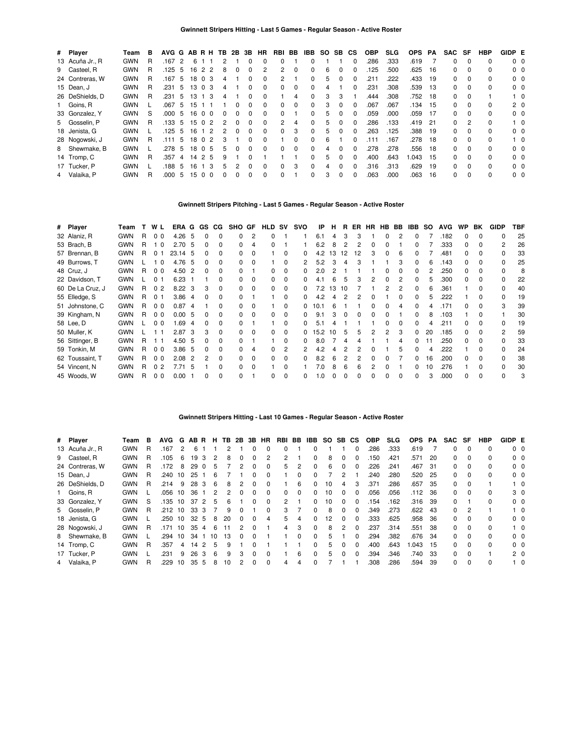### Gwinnett Stripers Hitting - Last 5 Games - Regular Season - Active Roster

| # | Player | Team | B | AVG | G | AB | R | H | TB | 2B | 3B | HR | RBI | BB | IBB | SO | SB | CS | OBP | SLG | OPS | PA | SAC | SF | HBP | GIDP | E |
|---|---|---|---|---|---|---|---|---|---|---|---|---|---|---|---|---|---|---|---|---|---|---|---|---|---|---|---|
| 13 | Acuña Jr., R | GWN | R | .167 | 2 | 6 | 1 | 1 | 2 | 1 | 0 | 0 | 0 | 1 | 0 | 1 | 1 | 0 | .286 | .333 | .619 | 7 | 0 | 0 | 0 | 0 | 0 |
| 9 | Casteel, R | GWN | R | .125 | 5 | 16 | 2 | 2 | 8 | 0 | 0 | 2 | 2 | 0 | 0 | 6 | 0 | 0 | .125 | .500 | .625 | 16 | 0 | 0 | 0 | 0 | 0 |
| 24 | Contreras, W | GWN | R | .167 | 5 | 18 | 0 | 3 | 4 | 1 | 0 | 0 | 2 | 1 | 0 | 5 | 0 | 0 | .211 | .222 | .433 | 19 | 0 | 0 | 0 | 0 | 0 |
| 15 | Dean, J | GWN | R | .231 | 5 | 13 | 0 | 3 | 4 | 1 | 0 | 0 | 0 | 0 | 0 | 4 | 1 | 0 | .231 | .308 | .539 | 13 | 0 | 0 | 0 | 0 | 0 |
| 26 | DeShields, D | GWN | R | .231 | 5 | 13 | 1 | 3 | 4 | 1 | 0 | 0 | 1 | 4 | 0 | 3 | 3 | 1 | .444 | .308 | .752 | 18 | 0 | 0 | 1 | 1 | 0 |
| 1 | Goins, R | GWN | L | .067 | 5 | 15 | 1 | 1 | 1 | 0 | 0 | 0 | 0 | 0 | 0 | 3 | 0 | 0 | .067 | .067 | .134 | 15 | 0 | 0 | 0 | 2 | 0 |
| 33 | Gonzalez, Y | GWN | S | .000 | 5 | 16 | 0 | 0 | 0 | 0 | 0 | 0 | 0 | 1 | 0 | 5 | 0 | 0 | .059 | .000 | .059 | 17 | 0 | 0 | 0 | 0 | 0 |
| 5 | Gosselin, P | GWN | R | .133 | 5 | 15 | 0 | 2 | 2 | 0 | 0 | 0 | 2 | 4 | 0 | 5 | 0 | 0 | .286 | .133 | .419 | 21 | 0 | 2 | 0 | 1 | 0 |
| 18 | Jenista, G | GWN | L | .125 | 5 | 16 | 1 | 2 | 2 | 0 | 0 | 0 | 0 | 3 | 0 | 5 | 0 | 0 | .263 | .125 | .388 | 19 | 0 | 0 | 0 | 0 | 0 |
| 28 | Nogowski, J | GWN | R | .111 | 5 | 18 | 0 | 2 | 3 | 1 | 0 | 0 | 1 | 0 | 0 | 6 | 1 | 0 | .111 | .167 | .278 | 18 | 0 | 0 | 0 | 1 | 0 |
| 8 | Shewmake, B | GWN | L | .278 | 5 | 18 | 0 | 5 | 5 | 0 | 0 | 0 | 0 | 0 | 0 | 4 | 0 | 0 | .278 | .278 | .556 | 18 | 0 | 0 | 0 | 0 | 0 |
| 14 | Tromp, C | GWN | R | .357 | 4 | 14 | 2 | 5 | 9 | 1 | 0 | 1 | 1 | 1 | 0 | 5 | 0 | 0 | .400 | .643 | 1.043 | 15 | 0 | 0 | 0 | 0 | 0 |
| 17 | Tucker, P | GWN | L | .188 | 5 | 16 | 1 | 3 | 5 | 2 | 0 | 0 | 0 | 3 | 0 | 4 | 0 | 0 | .316 | .313 | .629 | 19 | 0 | 0 | 0 | 0 | 0 |
| 4 | Valaika, P | GWN | R | .000 | 5 | 15 | 0 | 0 | 0 | 0 | 0 | 0 | 0 | 1 | 0 | 3 | 0 | 0 | .063 | .000 | .063 | 16 | 0 | 0 | 0 | 0 | 0 |

### Gwinnett Stripers Pitching - Last 5 Games - Regular Season - Active Roster

| # | Player | Team | T | W | L | ERA | G | GS | CG | SHO | GF | HLD | SV | SVO | IP | H | R | ER | HR | HB | BB | IBB | SO | AVG | WP | BK | GIDP | TBF |
|---|---|---|---|---|---|---|---|---|---|---|---|---|---|---|---|---|---|---|---|---|---|---|---|---|---|---|---|---|
| 32 | Alaniz, R | GWN | R | 0 | 0 | 4.26 | 5 | 0 | 0 | 0 | 2 | 0 | 1 | 1 | 6.1 | 4 | 3 | 3 | 1 | 0 | 2 | 0 | 7 | .182 | 0 | 0 | 0 | 25 |
| 53 | Brach, B | GWN | R | 1 | 0 | 2.70 | 5 | 0 | 0 | 0 | 4 | 0 | 1 | 1 | 6.2 | 8 | 2 | 2 | 0 | 0 | 1 | 0 | 7 | .333 | 0 | 0 | 2 | 26 |
| 57 | Brennan, B | GWN | R | 0 | 1 | 23.14 | 5 | 0 | 0 | 0 | 0 | 1 | 0 | 0 | 4.2 | 13 | 12 | 12 | 3 | 0 | 6 | 0 | 7 | .481 | 0 | 0 | 0 | 33 |
| 49 | Burrows, T | GWN | L | 1 | 0 | 4.76 | 5 | 0 | 0 | 0 | 0 | 1 | 0 | 2 | 5.2 | 3 | 4 | 3 | 1 | 1 | 3 | 0 | 6 | .143 | 0 | 0 | 0 | 25 |
| 48 | Cruz, J | GWN | R | 0 | 0 | 4.50 | 2 | 0 | 0 | 0 | 1 | 0 | 0 | 0 | 2.0 | 2 | 1 | 1 | 1 | 0 | 0 | 0 | 2 | .250 | 0 | 0 | 0 | 8 |
| 22 | Davidson, T | GWN | L | 0 | 1 | 6.23 | 1 | 1 | 0 | 0 | 0 | 0 | 0 | 0 | 4.1 | 6 | 5 | 3 | 2 | 0 | 2 | 0 | 5 | .300 | 0 | 0 | 0 | 22 |
| 60 | De La Cruz, J | GWN | R | 0 | 2 | 8.22 | 3 | 3 | 0 | 0 | 0 | 0 | 0 | 0 | 7.2 | 13 | 10 | 7 | 1 | 2 | 2 | 0 | 6 | .361 | 1 | 0 | 0 | 40 |
| 55 | Elledge, S | GWN | R | 0 | 1 | 3.86 | 4 | 0 | 0 | 0 | 1 | 1 | 0 | 0 | 4.2 | 4 | 2 | 2 | 0 | 1 | 0 | 0 | 5 | .222 | 1 | 0 | 0 | 19 |
| 51 | Johnstone, C | GWN | R | 0 | 0 | 0.87 | 4 | 1 | 0 | 0 | 0 | 1 | 0 | 0 | 10.1 | 6 | 1 | 1 | 0 | 0 | 4 | 0 | 4 | .171 | 0 | 0 | 3 | 39 |
| 39 | Kingham, N | GWN | R | 0 | 0 | 0.00 | 5 | 0 | 0 | 0 | 0 | 0 | 0 | 0 | 9.1 | 3 | 0 | 0 | 0 | 0 | 1 | 0 | 8 | .103 | 1 | 0 | 1 | 30 |
| 58 | Lee, D | GWN | L | 0 | 0 | 1.69 | 4 | 0 | 0 | 0 | 1 | 1 | 0 | 0 | 5.1 | 4 | 1 | 1 | 1 | 0 | 0 | 0 | 4 | .211 | 0 | 0 | 0 | 19 |
| 50 | Muller, K | GWN | L | 1 | 1 | 2.87 | 3 | 3 | 0 | 0 | 0 | 0 | 0 | 0 | 15.2 | 10 | 5 | 5 | 2 | 2 | 3 | 0 | 20 | .185 | 0 | 0 | 2 | 59 |
| 56 | Sittinger, B | GWN | R | 1 | 1 | 4.50 | 5 | 0 | 0 | 0 | 1 | 1 | 0 | 0 | 8.0 | 7 | 4 | 4 | 1 | 1 | 4 | 0 | 11 | .250 | 0 | 0 | 0 | 33 |
| 59 | Tonkin, M | GWN | R | 0 | 0 | 3.86 | 5 | 0 | 0 | 0 | 4 | 0 | 2 | 2 | 4.2 | 4 | 2 | 2 | 0 | 1 | 5 | 0 | 4 | .222 | 1 | 0 | 0 | 24 |
| 62 | Toussaint, T | GWN | R | 0 | 0 | 2.08 | 2 | 2 | 0 | 0 | 0 | 0 | 0 | 0 | 8.2 | 6 | 2 | 2 | 0 | 0 | 7 | 0 | 16 | .200 | 0 | 0 | 0 | 38 |
| 54 | Vincent, N | GWN | R | 0 | 2 | 7.71 | 5 | 1 | 0 | 0 | 0 | 1 | 0 | 1 | 7.0 | 8 | 6 | 6 | 2 | 0 | 1 | 0 | 10 | .276 | 1 | 0 | 0 | 30 |
| 45 | Woods, W | GWN | R | 0 | 0 | 0.00 | 1 | 0 | 0 | 0 | 1 | 0 | 0 | 0 | 1.0 | 0 | 0 | 0 | 0 | 0 | 0 | 0 | 3 | .000 | 0 | 0 | 0 | 3 |

### Gwinnett Stripers Hitting - Last 10 Games - Regular Season - Active Roster

| # | Player | Team | B | AVG | G | AB | R | H | TB | 2B | 3B | HR | RBI | BB | IBB | SO | SB | CS | OBP | SLG | OPS | PA | SAC | SF | HBP | GIDP | E |
|---|---|---|---|---|---|---|---|---|---|---|---|---|---|---|---|---|---|---|---|---|---|---|---|---|---|---|---|
| 13 | Acuña Jr., R | GWN | R | .167 | 2 | 6 | 1 | 1 | 2 | 1 | 0 | 0 | 0 | 1 | 0 | 1 | 1 | 0 | .286 | .333 | .619 | 7 | 0 | 0 | 0 | 0 | 0 |
| 9 | Casteel, R | GWN | R | .105 | 6 | 19 | 3 | 2 | 8 | 0 | 0 | 2 | 2 | 1 | 0 | 8 | 0 | 0 | .150 | .421 | .571 | 20 | 0 | 0 | 0 | 0 | 0 |
| 24 | Contreras, W | GWN | R | .172 | 8 | 29 | 0 | 5 | 7 | 2 | 0 | 0 | 5 | 2 | 0 | 6 | 0 | 0 | .226 | .241 | .467 | 31 | 0 | 0 | 0 | 0 | 0 |
| 15 | Dean, J | GWN | R | .240 | 10 | 25 | 1 | 6 | 7 | 1 | 0 | 0 | 1 | 0 | 0 | 7 | 2 | 1 | .240 | .280 | .520 | 25 | 0 | 0 | 0 | 0 | 0 |
| 26 | DeShields, D | GWN | R | .214 | 9 | 28 | 3 | 6 | 8 | 2 | 0 | 0 | 1 | 6 | 0 | 10 | 4 | 3 | .371 | .286 | .657 | 35 | 0 | 0 | 1 | 1 | 0 |
| 1 | Goins, R | GWN | L | .056 | 10 | 36 | 1 | 2 | 2 | 0 | 0 | 0 | 0 | 0 | 0 | 10 | 0 | 0 | .056 | .056 | .112 | 36 | 0 | 0 | 0 | 3 | 0 |
| 33 | Gonzalez, Y | GWN | S | .135 | 10 | 37 | 2 | 5 | 6 | 1 | 0 | 0 | 2 | 1 | 0 | 10 | 0 | 0 | .154 | .162 | .316 | 39 | 0 | 1 | 0 | 0 | 0 |
| 5 | Gosselin, P | GWN | R | .212 | 10 | 33 | 3 | 7 | 9 | 0 | 1 | 0 | 3 | 7 | 0 | 8 | 0 | 0 | .349 | .273 | .622 | 43 | 0 | 2 | 1 | 1 | 0 |
| 18 | Jenista, G | GWN | L | .250 | 10 | 32 | 5 | 8 | 20 | 0 | 0 | 4 | 5 | 4 | 0 | 12 | 0 | 0 | .333 | .625 | .958 | 36 | 0 | 0 | 0 | 0 | 0 |
| 28 | Nogowski, J | GWN | R | .171 | 10 | 35 | 4 | 6 | 11 | 2 | 0 | 1 | 4 | 3 | 0 | 8 | 2 | 0 | .237 | .314 | .551 | 38 | 0 | 0 | 0 | 1 | 0 |
| 8 | Shewmake, B | GWN | L | .294 | 10 | 34 | 1 | 10 | 13 | 0 | 0 | 1 | 1 | 0 | 0 | 5 | 1 | 0 | .294 | .382 | .676 | 34 | 0 | 0 | 0 | 0 | 0 |
| 14 | Tromp, C | GWN | R | .357 | 4 | 14 | 2 | 5 | 9 | 1 | 0 | 1 | 1 | 1 | 0 | 5 | 0 | 0 | .400 | .643 | 1.043 | 15 | 0 | 0 | 0 | 0 | 0 |
| 17 | Tucker, P | GWN | L | .231 | 9 | 26 | 3 | 6 | 9 | 3 | 0 | 0 | 1 | 6 | 0 | 5 | 0 | 0 | .394 | .346 | .740 | 33 | 0 | 0 | 1 | 2 | 0 |
| 4 | Valaika, P | GWN | R | .229 | 10 | 35 | 5 | 8 | 10 | 2 | 0 | 0 | 4 | 4 | 0 | 7 | 1 | 1 | .308 | .286 | .594 | 39 | 0 | 0 | 0 | 1 | 0 |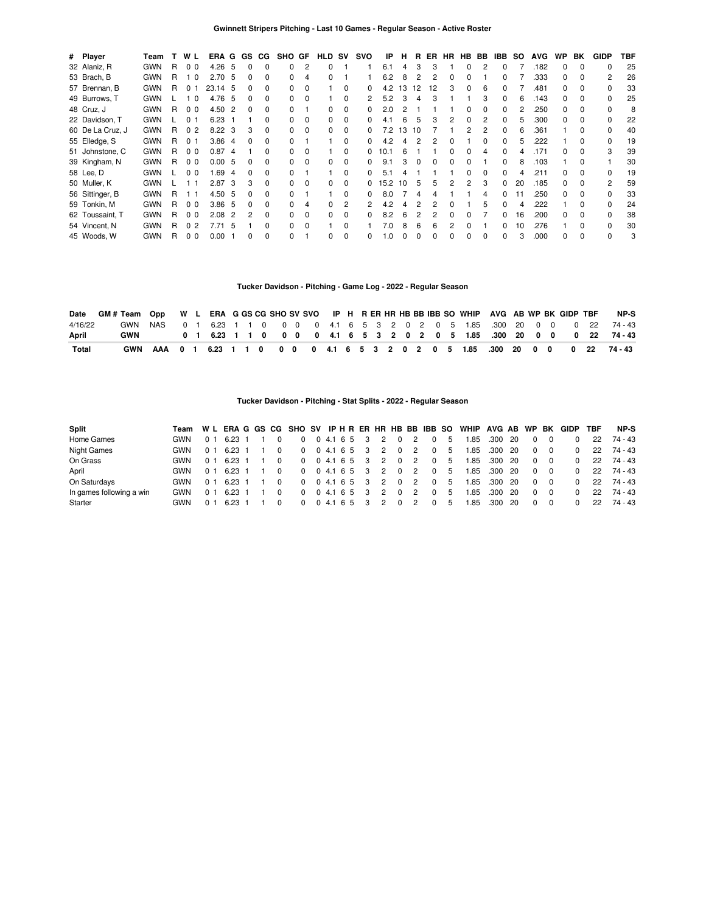### Gwinnett Stripers Pitching - Last 10 Games - Regular Season - Active Roster

| # | Player | Team | T | W | L | ERA | G | GS | CG | SHO | GF | HLD | SV | SVO | IP | H | R | ER | HR | HB | BB | IBB | SO | AVG | WP | BK | GIDP | TBF |
|---|---|---|---|---|---|---|---|---|---|---|---|---|---|---|---|---|---|---|---|---|---|---|---|---|---|---|---|---|
| 32 | Alaniz, R | GWN | R | 0 | 0 | 4.26 | 5 | 0 | 0 | 0 | 2 | 0 | 1 | 1 | 6.1 | 4 | 3 | 3 | 1 | 0 | 2 | 0 | 7 | .182 | 0 | 0 | 0 | 25 |
| 53 | Brach, B | GWN | R | 1 | 0 | 2.70 | 5 | 0 | 0 | 0 | 4 | 0 | 1 | 1 | 6.2 | 8 | 2 | 2 | 0 | 0 | 1 | 0 | 7 | .333 | 0 | 0 | 2 | 26 |
| 57 | Brennan, B | GWN | R | 0 | 1 | 23.14 | 5 | 0 | 0 | 0 | 0 | 1 | 0 | 0 | 4.2 | 13 | 12 | 12 | 3 | 0 | 6 | 0 | 7 | .481 | 0 | 0 | 0 | 33 |
| 49 | Burrows, T | GWN | L | 1 | 0 | 4.76 | 5 | 0 | 0 | 0 | 0 | 1 | 0 | 2 | 5.2 | 3 | 4 | 3 | 1 | 1 | 3 | 0 | 6 | .143 | 0 | 0 | 0 | 25 |
| 48 | Cruz, J | GWN | R | 0 | 0 | 4.50 | 2 | 0 | 0 | 0 | 1 | 0 | 0 | 0 | 2.0 | 2 | 1 | 1 | 1 | 0 | 0 | 0 | 2 | .250 | 0 | 0 | 0 | 8 |
| 22 | Davidson, T | GWN | L | 0 | 1 | 6.23 | 1 | 1 | 0 | 0 | 0 | 0 | 0 | 0 | 4.1 | 6 | 5 | 3 | 2 | 0 | 2 | 0 | 5 | .300 | 0 | 0 | 0 | 22 |
| 60 | De La Cruz, J | GWN | R | 0 | 2 | 8.22 | 3 | 3 | 0 | 0 | 0 | 0 | 0 | 0 | 7.2 | 13 | 10 | 7 | 1 | 2 | 2 | 0 | 6 | .361 | 1 | 0 | 0 | 40 |
| 55 | Elledge, S | GWN | R | 0 | 1 | 3.86 | 4 | 0 | 0 | 0 | 1 | 1 | 0 | 0 | 4.2 | 4 | 2 | 2 | 0 | 1 | 0 | 0 | 5 | .222 | 1 | 0 | 0 | 19 |
| 51 | Johnstone, C | GWN | R | 0 | 0 | 0.87 | 4 | 1 | 0 | 0 | 0 | 1 | 0 | 0 | 10.1 | 6 | 1 | 1 | 0 | 0 | 4 | 0 | 4 | .171 | 0 | 0 | 3 | 39 |
| 39 | Kingham, N | GWN | R | 0 | 0 | 0.00 | 5 | 0 | 0 | 0 | 0 | 0 | 0 | 0 | 9.1 | 3 | 0 | 0 | 0 | 0 | 1 | 0 | 8 | .103 | 1 | 0 | 1 | 30 |
| 58 | Lee, D | GWN | L | 0 | 0 | 1.69 | 4 | 0 | 0 | 0 | 1 | 1 | 0 | 0 | 5.1 | 4 | 1 | 1 | 1 | 0 | 0 | 0 | 4 | .211 | 0 | 0 | 0 | 19 |
| 50 | Muller, K | GWN | L | 1 | 1 | 2.87 | 3 | 3 | 0 | 0 | 0 | 0 | 0 | 0 | 15.2 | 10 | 5 | 5 | 2 | 2 | 3 | 0 | 20 | .185 | 0 | 0 | 2 | 59 |
| 56 | Sittinger, B | GWN | R | 1 | 1 | 4.50 | 5 | 0 | 0 | 0 | 1 | 1 | 0 | 0 | 8.0 | 7 | 4 | 4 | 1 | 1 | 4 | 0 | 11 | .250 | 0 | 0 | 0 | 33 |
| 59 | Tonkin, M | GWN | R | 0 | 0 | 3.86 | 5 | 0 | 0 | 0 | 4 | 0 | 2 | 2 | 4.2 | 4 | 2 | 2 | 0 | 1 | 5 | 0 | 4 | .222 | 1 | 0 | 0 | 24 |
| 62 | Toussaint, T | GWN | R | 0 | 0 | 2.08 | 2 | 2 | 0 | 0 | 0 | 0 | 0 | 0 | 8.2 | 6 | 2 | 2 | 0 | 0 | 7 | 0 | 16 | .200 | 0 | 0 | 0 | 38 |
| 54 | Vincent, N | GWN | R | 0 | 2 | 7.71 | 5 | 1 | 0 | 0 | 0 | 1 | 0 | 1 | 7.0 | 8 | 6 | 6 | 2 | 0 | 1 | 0 | 10 | .276 | 1 | 0 | 0 | 30 |
| 45 | Woods, W | GWN | R | 0 | 0 | 0.00 | 1 | 0 | 0 | 0 | 1 | 0 | 0 | 0 | 1.0 | 0 | 0 | 0 | 0 | 0 | 0 | 0 | 3 | .000 | 0 | 0 | 0 | 3 |

### Tucker Davidson - Pitching - Game Log - 2022 - Regular Season

| Date | GM # | Team | Opp | W | L | ERA | G | GS | CG | SHO | SV | SVO | IP | H | R | ER | HR | HB | BB | IBB | SO | WHIP | AVG | AB | WP | BK | GIDP | TBF | NP-S |
|---|---|---|---|---|---|---|---|---|---|---|---|---|---|---|---|---|---|---|---|---|---|---|---|---|---|---|---|---|---|
| 4/16/22 | | GWN | NAS | 0 | 1 | 6.23 | 1 | 1 | 0 | 0 | 0 | 0 | 4.1 | 6 | 5 | 3 | 2 | 0 | 2 | 0 | 5 | 1.85 | .300 | 20 | 0 | 0 | 0 | 22 | 74 - 43 |
| **April** | | **GWN** | | **0** | **1** | **6.23** | **1** | **1** | **0** | **0** | **0** | **0** | **4.1** | **6** | **5** | **3** | **2** | **0** | **2** | **0** | **5** | **1.85** | **.300** | **20** | **0** | **0** | **0** | **22** | **74 - 43** |
| **Total** | | **GWN** | **AAA** | **0** | **1** | **6.23** | **1** | **1** | **0** | **0** | **0** | **0** | **4.1** | **6** | **5** | **3** | **2** | **0** | **2** | **0** | **5** | **1.85** | **.300** | **20** | **0** | **0** | **0** | **22** | **74 - 43** |

### Tucker Davidson - Pitching - Stat Splits - 2022 - Regular Season

| Split | Team | W | L | ERA | G | GS | CG | SHO | SV | IP | H | R | ER | HR | HB | BB | IBB | SO | WHIP | AVG | AB | WP | BK | GIDP | TBF | NP-S |
|---|---|---|---|---|---|---|---|---|---|---|---|---|---|---|---|---|---|---|---|---|---|---|---|---|---|---|
| Home Games | GWN | 0 | 1 | 6.23 | 1 | 1 | 0 | 0 | 0 | 4.1 | 6 | 5 | 3 | 2 | 0 | 2 | 0 | 5 | 1.85 | .300 | 20 | 0 | 0 | 0 | 22 | 74 - 43 |
| Night Games | GWN | 0 | 1 | 6.23 | 1 | 1 | 0 | 0 | 0 | 4.1 | 6 | 5 | 3 | 2 | 0 | 2 | 0 | 5 | 1.85 | .300 | 20 | 0 | 0 | 0 | 22 | 74 - 43 |
| On Grass | GWN | 0 | 1 | 6.23 | 1 | 1 | 0 | 0 | 0 | 4.1 | 6 | 5 | 3 | 2 | 0 | 2 | 0 | 5 | 1.85 | .300 | 20 | 0 | 0 | 0 | 22 | 74 - 43 |
| April | GWN | 0 | 1 | 6.23 | 1 | 1 | 0 | 0 | 0 | 4.1 | 6 | 5 | 3 | 2 | 0 | 2 | 0 | 5 | 1.85 | .300 | 20 | 0 | 0 | 0 | 22 | 74 - 43 |
| On Saturdays | GWN | 0 | 1 | 6.23 | 1 | 1 | 0 | 0 | 0 | 4.1 | 6 | 5 | 3 | 2 | 0 | 2 | 0 | 5 | 1.85 | .300 | 20 | 0 | 0 | 0 | 22 | 74 - 43 |
| In games following a win | GWN | 0 | 1 | 6.23 | 1 | 1 | 0 | 0 | 0 | 4.1 | 6 | 5 | 3 | 2 | 0 | 2 | 0 | 5 | 1.85 | .300 | 20 | 0 | 0 | 0 | 22 | 74 - 43 |
| Starter | GWN | 0 | 1 | 6.23 | 1 | 1 | 0 | 0 | 0 | 4.1 | 6 | 5 | 3 | 2 | 0 | 2 | 0 | 5 | 1.85 | .300 | 20 | 0 | 0 | 0 | 22 | 74 - 43 |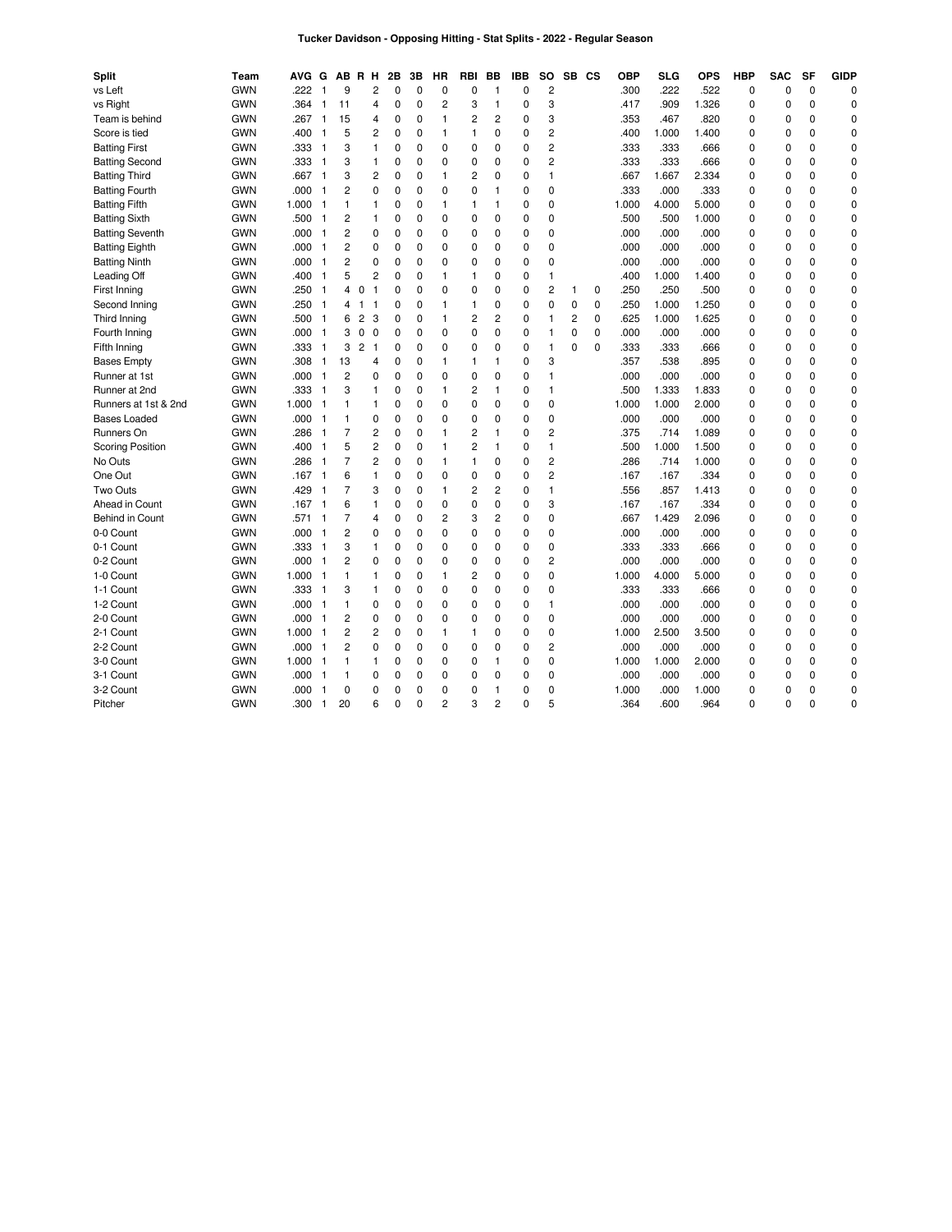# Tucker Davidson - Opposing Hitting - Stat Splits - 2022 - Regular Season

| Split | Team | AVG | G | AB | R | H | 2B | 3B | HR | RBI | BB | IBB | SO | SB | CS | OBP | SLG | OPS | HBP | SAC | SF | GIDP |
|---|---|---|---|---|---|---|---|---|---|---|---|---|---|---|---|---|---|---|---|---|---|---|
| vs Left | GWN | .222 | 1 | 9 | | 2 | 0 | 0 | 0 | 0 | 1 | 0 | 2 | | | .300 | .222 | .522 | 0 | 0 | 0 | 0 |
| vs Right | GWN | .364 | 1 | 11 | | 4 | 0 | 0 | 2 | 3 | 1 | 0 | 3 | | | .417 | .909 | 1.326 | 0 | 0 | 0 | 0 |
| Team is behind | GWN | .267 | 1 | 15 | | 4 | 0 | 0 | 1 | 2 | 2 | 0 | 3 | | | .353 | .467 | .820 | 0 | 0 | 0 | 0 |
| Score is tied | GWN | .400 | 1 | 5 | | 2 | 0 | 0 | 1 | 1 | 0 | 0 | 2 | | | .400 | 1.000 | 1.400 | 0 | 0 | 0 | 0 |
| Batting First | GWN | .333 | 1 | 3 | | 1 | 0 | 0 | 0 | 0 | 0 | 0 | 2 | | | .333 | .333 | .666 | 0 | 0 | 0 | 0 |
| Batting Second | GWN | .333 | 1 | 3 | | 1 | 0 | 0 | 0 | 0 | 0 | 0 | 2 | | | .333 | .333 | .666 | 0 | 0 | 0 | 0 |
| Batting Third | GWN | .667 | 1 | 3 | | 2 | 0 | 0 | 1 | 2 | 0 | 0 | 1 | | | .667 | 1.667 | 2.334 | 0 | 0 | 0 | 0 |
| Batting Fourth | GWN | .000 | 1 | 2 | | 0 | 0 | 0 | 0 | 0 | 1 | 0 | 0 | | | .333 | .000 | .333 | 0 | 0 | 0 | 0 |
| Batting Fifth | GWN | 1.000 | 1 | 1 | | 1 | 0 | 0 | 1 | 1 | 1 | 0 | 0 | | | 1.000 | 4.000 | 5.000 | 0 | 0 | 0 | 0 |
| Batting Sixth | GWN | .500 | 1 | 2 | | 1 | 0 | 0 | 0 | 0 | 0 | 0 | 0 | | | .500 | .500 | 1.000 | 0 | 0 | 0 | 0 |
| Batting Seventh | GWN | .000 | 1 | 2 | | 0 | 0 | 0 | 0 | 0 | 0 | 0 | 0 | | | .000 | .000 | .000 | 0 | 0 | 0 | 0 |
| Batting Eighth | GWN | .000 | 1 | 2 | | 0 | 0 | 0 | 0 | 0 | 0 | 0 | 0 | | | .000 | .000 | .000 | 0 | 0 | 0 | 0 |
| Batting Ninth | GWN | .000 | 1 | 2 | | 0 | 0 | 0 | 0 | 0 | 0 | 0 | 0 | | | .000 | .000 | .000 | 0 | 0 | 0 | 0 |
| Leading Off | GWN | .400 | 1 | 5 | | 2 | 0 | 0 | 1 | 1 | 0 | 0 | 1 | | | .400 | 1.000 | 1.400 | 0 | 0 | 0 | 0 |
| First Inning | GWN | .250 | 1 | 4 | 0 | 1 | 0 | 0 | 0 | 0 | 0 | 0 | 2 | 1 | 0 | .250 | .250 | .500 | 0 | 0 | 0 | 0 |
| Second Inning | GWN | .250 | 1 | 4 | 1 | 1 | 0 | 0 | 1 | 1 | 0 | 0 | 0 | 0 | 0 | .250 | 1.000 | 1.250 | 0 | 0 | 0 | 0 |
| Third Inning | GWN | .500 | 1 | 6 | 2 | 3 | 0 | 0 | 1 | 2 | 2 | 0 | 1 | 2 | 0 | .625 | 1.000 | 1.625 | 0 | 0 | 0 | 0 |
| Fourth Inning | GWN | .000 | 1 | 3 | 0 | 0 | 0 | 0 | 0 | 0 | 0 | 0 | 1 | 0 | 0 | .000 | .000 | .000 | 0 | 0 | 0 | 0 |
| Fifth Inning | GWN | .333 | 1 | 3 | 2 | 1 | 0 | 0 | 0 | 0 | 0 | 0 | 1 | 0 | 0 | .333 | .333 | .666 | 0 | 0 | 0 | 0 |
| Bases Empty | GWN | .308 | 1 | 13 | | 4 | 0 | 0 | 1 | 1 | 1 | 0 | 3 | | | .357 | .538 | .895 | 0 | 0 | 0 | 0 |
| Runner at 1st | GWN | .000 | 1 | 2 | | 0 | 0 | 0 | 0 | 0 | 0 | 0 | 1 | | | .000 | .000 | .000 | 0 | 0 | 0 | 0 |
| Runner at 2nd | GWN | .333 | 1 | 3 | | 1 | 0 | 0 | 1 | 2 | 1 | 0 | 1 | | | .500 | 1.333 | 1.833 | 0 | 0 | 0 | 0 |
| Runners at 1st & 2nd | GWN | 1.000 | 1 | 1 | | 1 | 0 | 0 | 0 | 0 | 0 | 0 | 0 | | | 1.000 | 1.000 | 2.000 | 0 | 0 | 0 | 0 |
| Bases Loaded | GWN | .000 | 1 | 1 | | 0 | 0 | 0 | 0 | 0 | 0 | 0 | 0 | | | .000 | .000 | .000 | 0 | 0 | 0 | 0 |
| Runners On | GWN | .286 | 1 | 7 | | 2 | 0 | 0 | 1 | 2 | 1 | 0 | 2 | | | .375 | .714 | 1.089 | 0 | 0 | 0 | 0 |
| Scoring Position | GWN | .400 | 1 | 5 | | 2 | 0 | 0 | 1 | 2 | 1 | 0 | 1 | | | .500 | 1.000 | 1.500 | 0 | 0 | 0 | 0 |
| No Outs | GWN | .286 | 1 | 7 | | 2 | 0 | 0 | 1 | 1 | 0 | 0 | 2 | | | .286 | .714 | 1.000 | 0 | 0 | 0 | 0 |
| One Out | GWN | .167 | 1 | 6 | | 1 | 0 | 0 | 0 | 0 | 0 | 0 | 2 | | | .167 | .167 | .334 | 0 | 0 | 0 | 0 |
| Two Outs | GWN | .429 | 1 | 7 | | 3 | 0 | 0 | 1 | 2 | 2 | 0 | 1 | | | .556 | .857 | 1.413 | 0 | 0 | 0 | 0 |
| Ahead in Count | GWN | .167 | 1 | 6 | | 1 | 0 | 0 | 0 | 0 | 0 | 0 | 3 | | | .167 | .167 | .334 | 0 | 0 | 0 | 0 |
| Behind in Count | GWN | .571 | 1 | 7 | | 4 | 0 | 0 | 2 | 3 | 2 | 0 | 0 | | | .667 | 1.429 | 2.096 | 0 | 0 | 0 | 0 |
| 0-0 Count | GWN | .000 | 1 | 2 | | 0 | 0 | 0 | 0 | 0 | 0 | 0 | 0 | | | .000 | .000 | .000 | 0 | 0 | 0 | 0 |
| 0-1 Count | GWN | .333 | 1 | 3 | | 1 | 0 | 0 | 0 | 0 | 0 | 0 | 0 | | | .333 | .333 | .666 | 0 | 0 | 0 | 0 |
| 0-2 Count | GWN | .000 | 1 | 2 | | 0 | 0 | 0 | 0 | 0 | 0 | 0 | 2 | | | .000 | .000 | .000 | 0 | 0 | 0 | 0 |
| 1-0 Count | GWN | 1.000 | 1 | 1 | | 1 | 0 | 0 | 1 | 2 | 0 | 0 | 0 | | | 1.000 | 4.000 | 5.000 | 0 | 0 | 0 | 0 |
| 1-1 Count | GWN | .333 | 1 | 3 | | 1 | 0 | 0 | 0 | 0 | 0 | 0 | 0 | | | .333 | .333 | .666 | 0 | 0 | 0 | 0 |
| 1-2 Count | GWN | .000 | 1 | 1 | | 0 | 0 | 0 | 0 | 0 | 0 | 0 | 1 | | | .000 | .000 | .000 | 0 | 0 | 0 | 0 |
| 2-0 Count | GWN | .000 | 1 | 2 | | 0 | 0 | 0 | 0 | 0 | 0 | 0 | 0 | | | .000 | .000 | .000 | 0 | 0 | 0 | 0 |
| 2-1 Count | GWN | 1.000 | 1 | 2 | | 2 | 0 | 0 | 1 | 1 | 0 | 0 | 0 | | | 1.000 | 2.500 | 3.500 | 0 | 0 | 0 | 0 |
| 2-2 Count | GWN | .000 | 1 | 2 | | 0 | 0 | 0 | 0 | 0 | 0 | 0 | 2 | | | .000 | .000 | .000 | 0 | 0 | 0 | 0 |
| 3-0 Count | GWN | 1.000 | 1 | 1 | | 1 | 0 | 0 | 0 | 0 | 1 | 0 | 0 | | | 1.000 | 1.000 | 2.000 | 0 | 0 | 0 | 0 |
| 3-1 Count | GWN | .000 | 1 | 1 | | 0 | 0 | 0 | 0 | 0 | 0 | 0 | 0 | | | .000 | .000 | .000 | 0 | 0 | 0 | 0 |
| 3-2 Count | GWN | .000 | 1 | 0 | | 0 | 0 | 0 | 0 | 0 | 1 | 0 | 0 | | | 1.000 | .000 | 1.000 | 0 | 0 | 0 | 0 |
| Pitcher | GWN | .300 | 1 | 20 | | 6 | 0 | 0 | 2 | 3 | 2 | 0 | 5 | | | .364 | .600 | .964 | 0 | 0 | 0 | 0 |